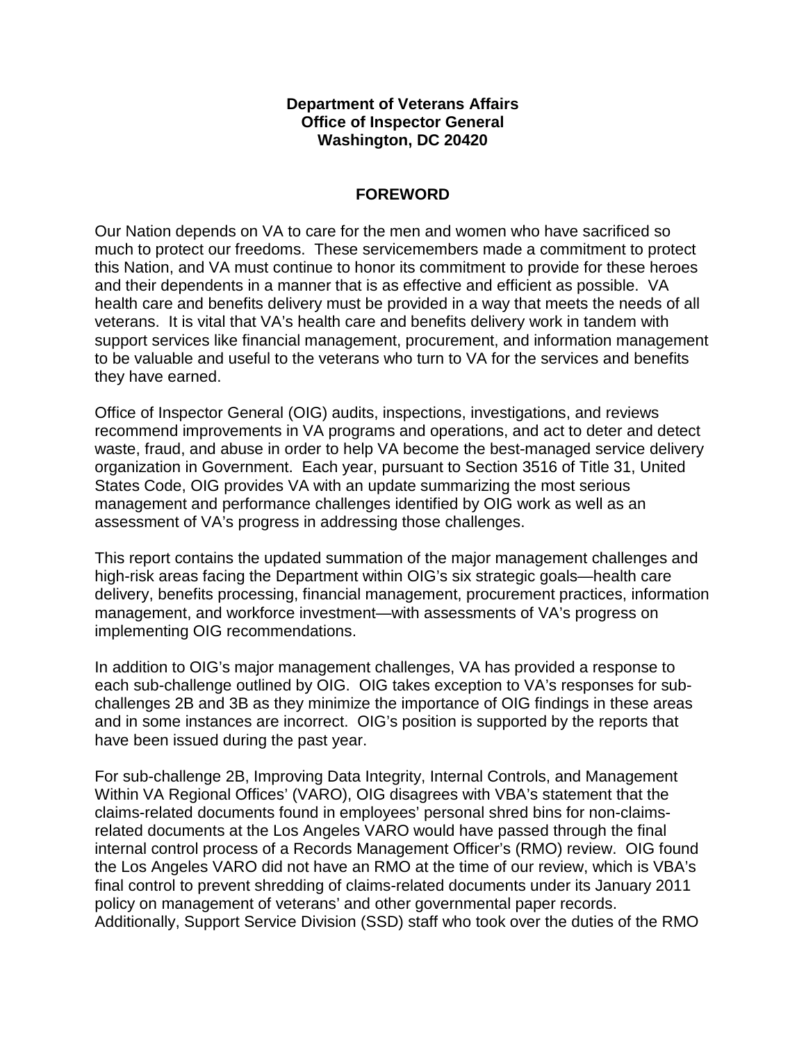**Department of Veterans Affairs**
**Office of Inspector General**
**Washington, DC 20420**

# FOREWORD

Our Nation depends on VA to care for the men and women who have sacrificed so much to protect our freedoms. These servicemembers made a commitment to protect this Nation, and VA must continue to honor its commitment to provide for these heroes and their dependents in a manner that is as effective and efficient as possible. VA health care and benefits delivery must be provided in a way that meets the needs of all veterans. It is vital that VA's health care and benefits delivery work in tandem with support services like financial management, procurement, and information management to be valuable and useful to the veterans who turn to VA for the services and benefits they have earned.

Office of Inspector General (OIG) audits, inspections, investigations, and reviews recommend improvements in VA programs and operations, and act to deter and detect waste, fraud, and abuse in order to help VA become the best-managed service delivery organization in Government. Each year, pursuant to Section 3516 of Title 31, United States Code, OIG provides VA with an update summarizing the most serious management and performance challenges identified by OIG work as well as an assessment of VA's progress in addressing those challenges.

This report contains the updated summation of the major management challenges and high-risk areas facing the Department within OIG's six strategic goals—health care delivery, benefits processing, financial management, procurement practices, information management, and workforce investment—with assessments of VA's progress on implementing OIG recommendations.

In addition to OIG's major management challenges, VA has provided a response to each sub-challenge outlined by OIG. OIG takes exception to VA's responses for sub-challenges 2B and 3B as they minimize the importance of OIG findings in these areas and in some instances are incorrect. OIG's position is supported by the reports that have been issued during the past year.

For sub-challenge 2B, Improving Data Integrity, Internal Controls, and Management Within VA Regional Offices' (VARO), OIG disagrees with VBA's statement that the claims-related documents found in employees' personal shred bins for non-claims-related documents at the Los Angeles VARO would have passed through the final internal control process of a Records Management Officer's (RMO) review. OIG found the Los Angeles VARO did not have an RMO at the time of our review, which is VBA's final control to prevent shredding of claims-related documents under its January 2011 policy on management of veterans' and other governmental paper records. Additionally, Support Service Division (SSD) staff who took over the duties of the RMO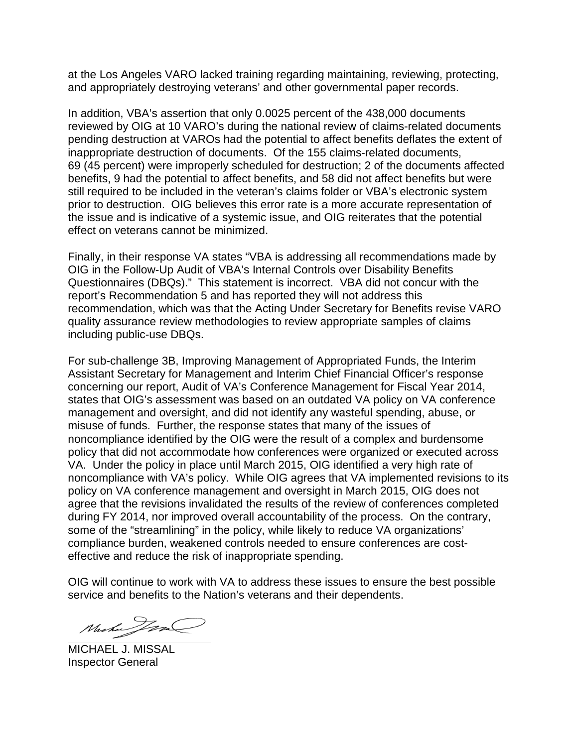at the Los Angeles VARO lacked training regarding maintaining, reviewing, protecting, and appropriately destroying veterans' and other governmental paper records.

In addition, VBA's assertion that only 0.0025 percent of the 438,000 documents reviewed by OIG at 10 VARO's during the national review of claims-related documents pending destruction at VAROs had the potential to affect benefits deflates the extent of inappropriate destruction of documents. Of the 155 claims-related documents, 69 (45 percent) were improperly scheduled for destruction; 2 of the documents affected benefits, 9 had the potential to affect benefits, and 58 did not affect benefits but were still required to be included in the veteran's claims folder or VBA's electronic system prior to destruction. OIG believes this error rate is a more accurate representation of the issue and is indicative of a systemic issue, and OIG reiterates that the potential effect on veterans cannot be minimized.

Finally, in their response VA states "VBA is addressing all recommendations made by OIG in the Follow-Up Audit of VBA's Internal Controls over Disability Benefits Questionnaires (DBQs)." This statement is incorrect. VBA did not concur with the report's Recommendation 5 and has reported they will not address this recommendation, which was that the Acting Under Secretary for Benefits revise VARO quality assurance review methodologies to review appropriate samples of claims including public-use DBQs.

For sub-challenge 3B, Improving Management of Appropriated Funds, the Interim Assistant Secretary for Management and Interim Chief Financial Officer's response concerning our report, Audit of VA's Conference Management for Fiscal Year 2014, states that OIG's assessment was based on an outdated VA policy on VA conference management and oversight, and did not identify any wasteful spending, abuse, or misuse of funds. Further, the response states that many of the issues of noncompliance identified by the OIG were the result of a complex and burdensome policy that did not accommodate how conferences were organized or executed across VA. Under the policy in place until March 2015, OIG identified a very high rate of noncompliance with VA's policy. While OIG agrees that VA implemented revisions to its policy on VA conference management and oversight in March 2015, OIG does not agree that the revisions invalidated the results of the review of conferences completed during FY 2014, nor improved overall accountability of the process. On the contrary, some of the "streamlining" in the policy, while likely to reduce VA organizations' compliance burden, weakened controls needed to ensure conferences are cost-effective and reduce the risk of inappropriate spending.

OIG will continue to work with VA to address these issues to ensure the best possible service and benefits to the Nation's veterans and their dependents.

MICHAEL J. MISSAL
Inspector General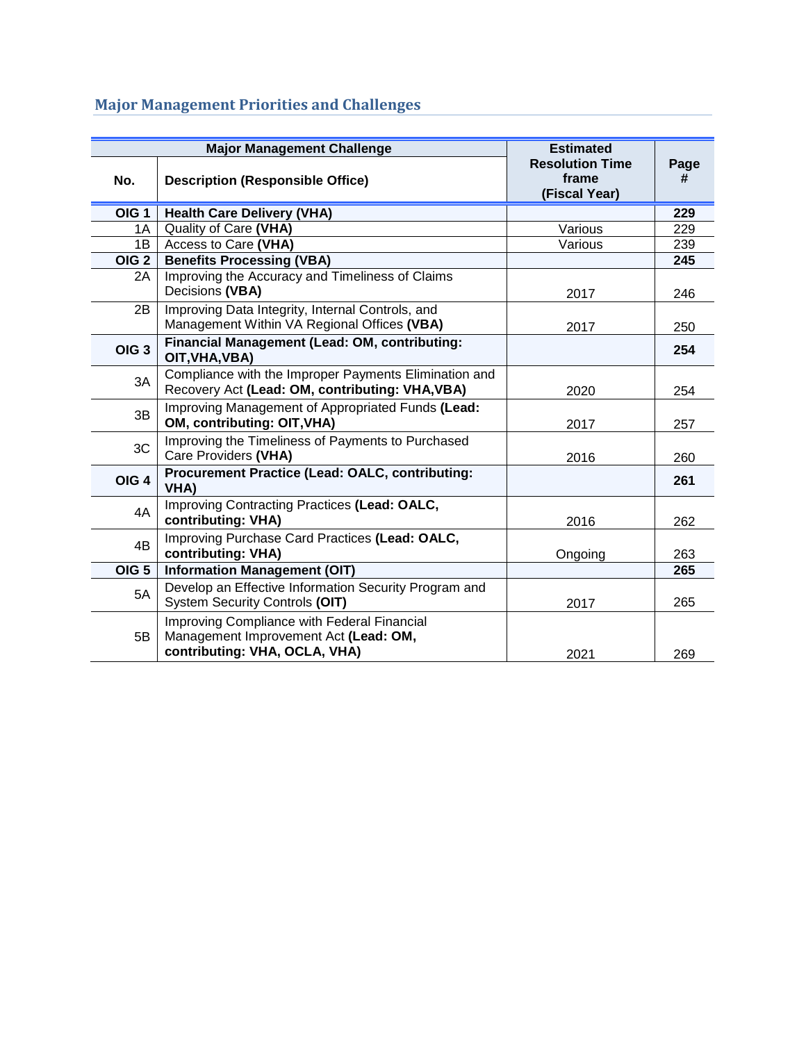## Major Management Priorities and Challenges

| Major Management Challenge | | Estimated Resolution Time frame (Fiscal Year) | Page # |
|---|---|---|---|
| **No.** | **Description (Responsible Office)** | | |
| **OIG 1** | **Health Care Delivery (VHA)** | | **229** |
| 1A | Quality of Care **(VHA)** | Various | 229 |
| 1B | Access to Care **(VHA)** | Various | 239 |
| **OIG 2** | **Benefits Processing (VBA)** | | **245** |
| 2A | Improving the Accuracy and Timeliness of Claims Decisions **(VBA)** | 2017 | 246 |
| 2B | Improving Data Integrity, Internal Controls, and Management Within VA Regional Offices **(VBA)** | 2017 | 250 |
| **OIG 3** | **Financial Management (Lead: OM, contributing: OIT,VHA,VBA)** | | **254** |
| 3A | Compliance with the Improper Payments Elimination and Recovery Act **(Lead: OM, contributing: VHA,VBA)** | 2020 | 254 |
| 3B | Improving Management of Appropriated Funds **(Lead: OM, contributing: OIT,VHA)** | 2017 | 257 |
| 3C | Improving the Timeliness of Payments to Purchased Care Providers **(VHA)** | 2016 | 260 |
| **OIG 4** | **Procurement Practice (Lead: OALC, contributing: VHA)** | | **261** |
| 4A | Improving Contracting Practices **(Lead: OALC, contributing: VHA)** | 2016 | 262 |
| 4B | Improving Purchase Card Practices **(Lead: OALC, contributing: VHA)** | Ongoing | 263 |
| **OIG 5** | **Information Management (OIT)** | | **265** |
| 5A | Develop an Effective Information Security Program and System Security Controls **(OIT)** | 2017 | 265 |
| 5B | Improving Compliance with Federal Financial Management Improvement Act **(Lead: OM, contributing: VHA, OCLA, VHA)** | 2021 | 269 |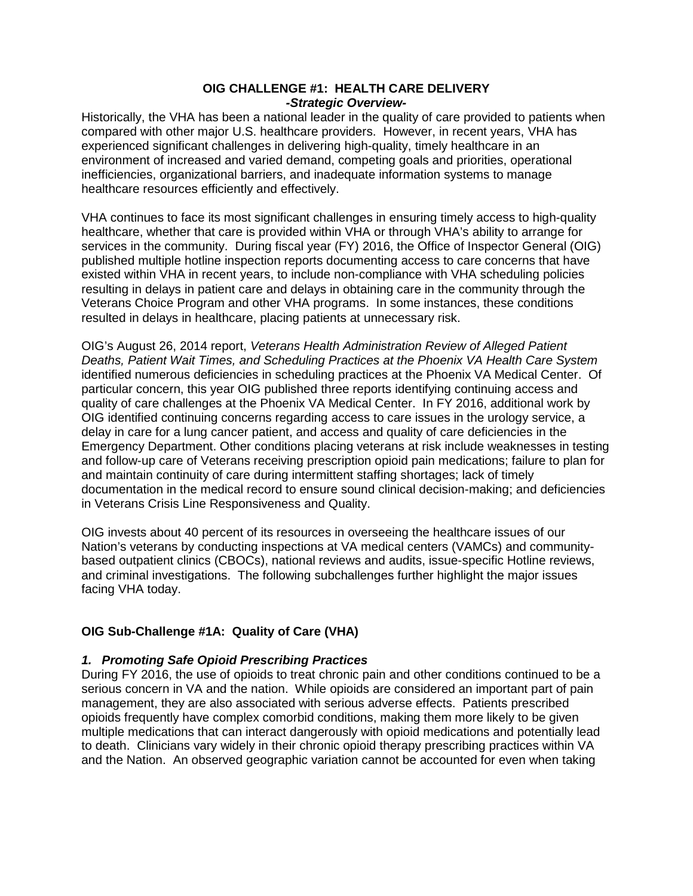## OIG CHALLENGE #1: HEALTH CARE DELIVERY

***-Strategic Overview-***

Historically, the VHA has been a national leader in the quality of care provided to patients when compared with other major U.S. healthcare providers. However, in recent years, VHA has experienced significant challenges in delivering high-quality, timely healthcare in an environment of increased and varied demand, competing goals and priorities, operational inefficiencies, organizational barriers, and inadequate information systems to manage healthcare resources efficiently and effectively.

VHA continues to face its most significant challenges in ensuring timely access to high-quality healthcare, whether that care is provided within VHA or through VHA's ability to arrange for services in the community. During fiscal year (FY) 2016, the Office of Inspector General (OIG) published multiple hotline inspection reports documenting access to care concerns that have existed within VHA in recent years, to include non-compliance with VHA scheduling policies resulting in delays in patient care and delays in obtaining care in the community through the Veterans Choice Program and other VHA programs. In some instances, these conditions resulted in delays in healthcare, placing patients at unnecessary risk.

OIG's August 26, 2014 report, *Veterans Health Administration Review of Alleged Patient Deaths, Patient Wait Times, and Scheduling Practices at the Phoenix VA Health Care System* identified numerous deficiencies in scheduling practices at the Phoenix VA Medical Center. Of particular concern, this year OIG published three reports identifying continuing access and quality of care challenges at the Phoenix VA Medical Center. In FY 2016, additional work by OIG identified continuing concerns regarding access to care issues in the urology service, a delay in care for a lung cancer patient, and access and quality of care deficiencies in the Emergency Department. Other conditions placing veterans at risk include weaknesses in testing and follow-up care of Veterans receiving prescription opioid pain medications; failure to plan for and maintain continuity of care during intermittent staffing shortages; lack of timely documentation in the medical record to ensure sound clinical decision-making; and deficiencies in Veterans Crisis Line Responsiveness and Quality.

OIG invests about 40 percent of its resources in overseeing the healthcare issues of our Nation's veterans by conducting inspections at VA medical centers (VAMCs) and community-based outpatient clinics (CBOCs), national reviews and audits, issue-specific Hotline reviews, and criminal investigations. The following subchallenges further highlight the major issues facing VHA today.

### OIG Sub-Challenge #1A: Quality of Care (VHA)

#### *1. Promoting Safe Opioid Prescribing Practices*

During FY 2016, the use of opioids to treat chronic pain and other conditions continued to be a serious concern in VA and the nation. While opioids are considered an important part of pain management, they are also associated with serious adverse effects. Patients prescribed opioids frequently have complex comorbid conditions, making them more likely to be given multiple medications that can interact dangerously with opioid medications and potentially lead to death. Clinicians vary widely in their chronic opioid therapy prescribing practices within VA and the Nation. An observed geographic variation cannot be accounted for even when taking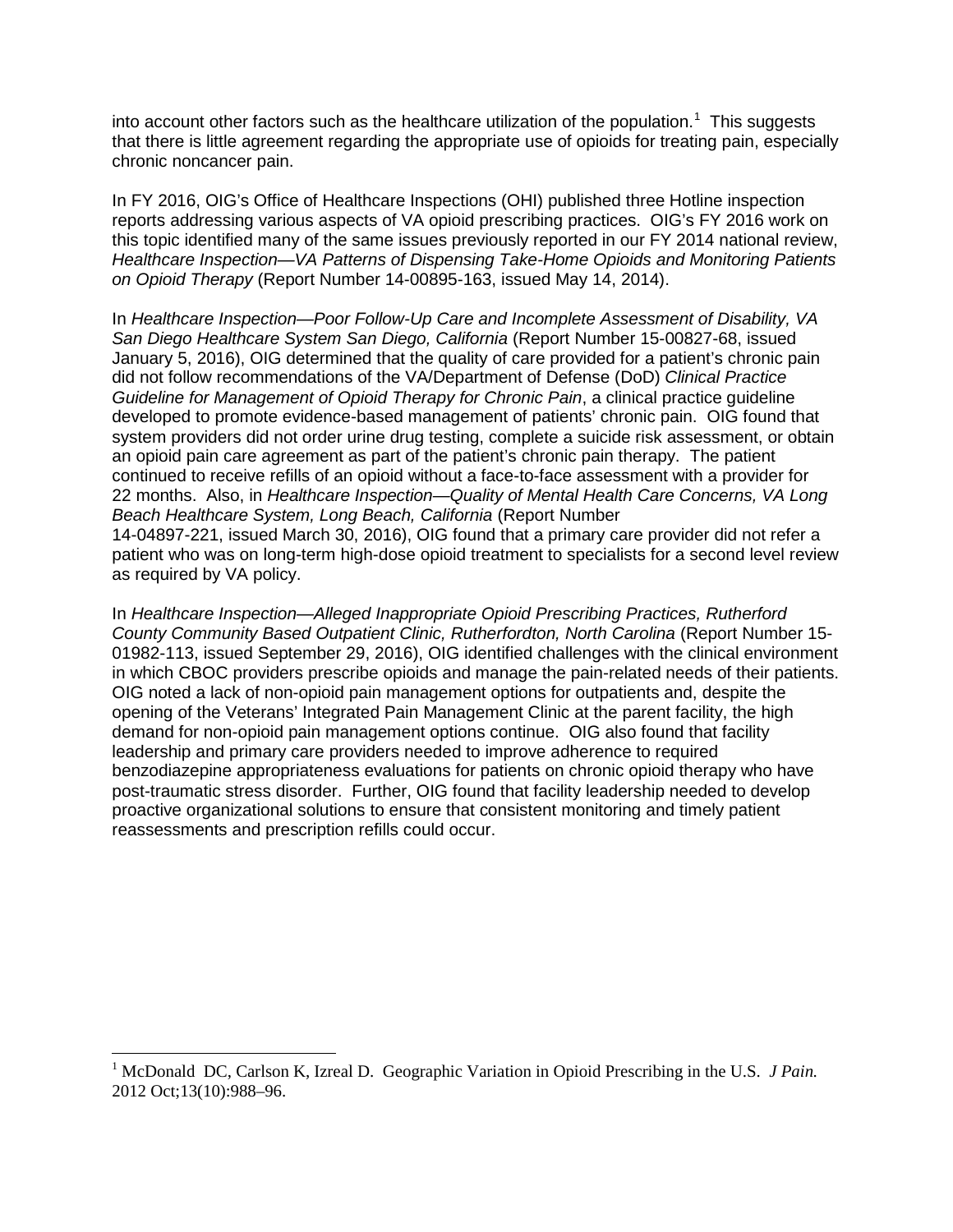into account other factors such as the healthcare utilization of the population.[1] This suggests that there is little agreement regarding the appropriate use of opioids for treating pain, especially chronic noncancer pain.

In FY 2016, OIG's Office of Healthcare Inspections (OHI) published three Hotline inspection reports addressing various aspects of VA opioid prescribing practices. OIG's FY 2016 work on this topic identified many of the same issues previously reported in our FY 2014 national review, *Healthcare Inspection—VA Patterns of Dispensing Take-Home Opioids and Monitoring Patients on Opioid Therapy* (Report Number 14-00895-163, issued May 14, 2014).

In *Healthcare Inspection—Poor Follow-Up Care and Incomplete Assessment of Disability, VA San Diego Healthcare System San Diego, California* (Report Number 15-00827-68, issued January 5, 2016), OIG determined that the quality of care provided for a patient's chronic pain did not follow recommendations of the VA/Department of Defense (DoD) *Clinical Practice Guideline for Management of Opioid Therapy for Chronic Pain*, a clinical practice guideline developed to promote evidence-based management of patients' chronic pain. OIG found that system providers did not order urine drug testing, complete a suicide risk assessment, or obtain an opioid pain care agreement as part of the patient's chronic pain therapy. The patient continued to receive refills of an opioid without a face-to-face assessment with a provider for 22 months. Also, in *Healthcare Inspection—Quality of Mental Health Care Concerns, VA Long Beach Healthcare System, Long Beach, California* (Report Number 14-04897-221, issued March 30, 2016), OIG found that a primary care provider did not refer a patient who was on long-term high-dose opioid treatment to specialists for a second level review as required by VA policy.

In *Healthcare Inspection—Alleged Inappropriate Opioid Prescribing Practices, Rutherford County Community Based Outpatient Clinic, Rutherfordton, North Carolina* (Report Number 15-01982-113, issued September 29, 2016), OIG identified challenges with the clinical environment in which CBOC providers prescribe opioids and manage the pain-related needs of their patients. OIG noted a lack of non-opioid pain management options for outpatients and, despite the opening of the Veterans' Integrated Pain Management Clinic at the parent facility, the high demand for non-opioid pain management options continue. OIG also found that facility leadership and primary care providers needed to improve adherence to required benzodiazepine appropriateness evaluations for patients on chronic opioid therapy who have post-traumatic stress disorder. Further, OIG found that facility leadership needed to develop proactive organizational solutions to ensure that consistent monitoring and timely patient reassessments and prescription refills could occur.

---

[1] McDonald DC, Carlson K, Izreal D. Geographic Variation in Opioid Prescribing in the U.S. *J Pain.* 2012 Oct;13(10):988–96.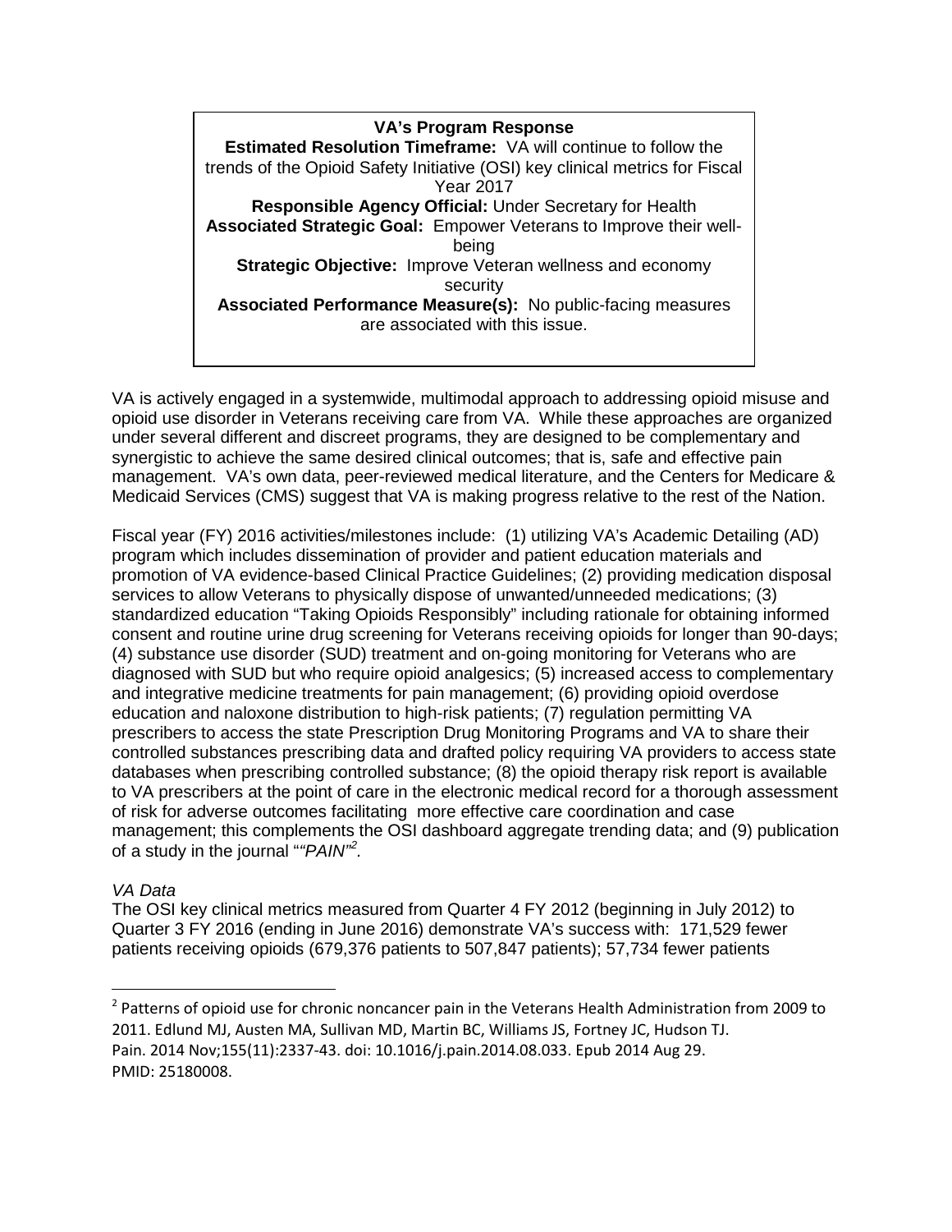**VA's Program Response**

**Estimated Resolution Timeframe:** VA will continue to follow the trends of the Opioid Safety Initiative (OSI) key clinical metrics for Fiscal Year 2017

**Responsible Agency Official:** Under Secretary for Health

**Associated Strategic Goal:** Empower Veterans to Improve their well-being

**Strategic Objective:** Improve Veteran wellness and economy security

**Associated Performance Measure(s):** No public-facing measures are associated with this issue.

VA is actively engaged in a systemwide, multimodal approach to addressing opioid misuse and opioid use disorder in Veterans receiving care from VA. While these approaches are organized under several different and discreet programs, they are designed to be complementary and synergistic to achieve the same desired clinical outcomes; that is, safe and effective pain management. VA's own data, peer-reviewed medical literature, and the Centers for Medicare & Medicaid Services (CMS) suggest that VA is making progress relative to the rest of the Nation.

Fiscal year (FY) 2016 activities/milestones include: (1) utilizing VA's Academic Detailing (AD) program which includes dissemination of provider and patient education materials and promotion of VA evidence-based Clinical Practice Guidelines; (2) providing medication disposal services to allow Veterans to physically dispose of unwanted/unneeded medications; (3) standardized education "Taking Opioids Responsibly" including rationale for obtaining informed consent and routine urine drug screening for Veterans receiving opioids for longer than 90-days; (4) substance use disorder (SUD) treatment and on-going monitoring for Veterans who are diagnosed with SUD but who require opioid analgesics; (5) increased access to complementary and integrative medicine treatments for pain management; (6) providing opioid overdose education and naloxone distribution to high-risk patients; (7) regulation permitting VA prescribers to access the state Prescription Drug Monitoring Programs and VA to share their controlled substances prescribing data and drafted policy requiring VA providers to access state databases when prescribing controlled substance; (8) the opioid therapy risk report is available to VA prescribers at the point of care in the electronic medical record for a thorough assessment of risk for adverse outcomes facilitating more effective care coordination and case management; this complements the OSI dashboard aggregate trending data; and (9) publication of a study in the journal "*"PAIN"*[2].

*VA Data*

The OSI key clinical metrics measured from Quarter 4 FY 2012 (beginning in July 2012) to Quarter 3 FY 2016 (ending in June 2016) demonstrate VA's success with: 171,529 fewer patients receiving opioids (679,376 patients to 507,847 patients); 57,734 fewer patients

---

[2] Patterns of opioid use for chronic noncancer pain in the Veterans Health Administration from 2009 to 2011. Edlund MJ, Austen MA, Sullivan MD, Martin BC, Williams JS, Fortney JC, Hudson TJ. Pain. 2014 Nov;155(11):2337-43. doi: 10.1016/j.pain.2014.08.033. Epub 2014 Aug 29. PMID: 25180008.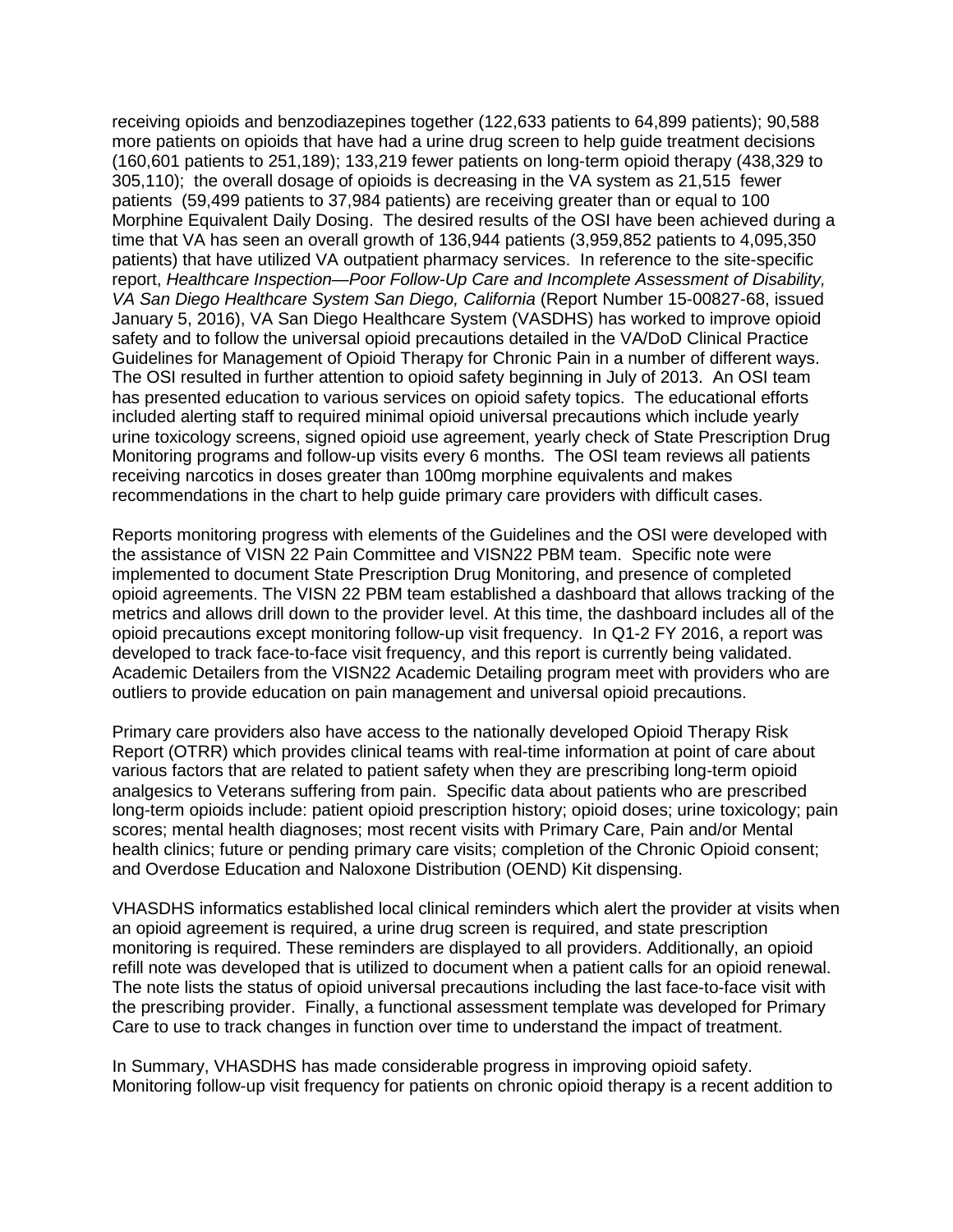receiving opioids and benzodiazepines together (122,633 patients to 64,899 patients); 90,588 more patients on opioids that have had a urine drug screen to help guide treatment decisions (160,601 patients to 251,189); 133,219 fewer patients on long-term opioid therapy (438,329 to 305,110); the overall dosage of opioids is decreasing in the VA system as 21,515 fewer patients (59,499 patients to 37,984 patients) are receiving greater than or equal to 100 Morphine Equivalent Daily Dosing. The desired results of the OSI have been achieved during a time that VA has seen an overall growth of 136,944 patients (3,959,852 patients to 4,095,350 patients) that have utilized VA outpatient pharmacy services. In reference to the site-specific report, *Healthcare Inspection—Poor Follow-Up Care and Incomplete Assessment of Disability, VA San Diego Healthcare System San Diego, California* (Report Number 15-00827-68, issued January 5, 2016), VA San Diego Healthcare System (VASDHS) has worked to improve opioid safety and to follow the universal opioid precautions detailed in the VA/DoD Clinical Practice Guidelines for Management of Opioid Therapy for Chronic Pain in a number of different ways. The OSI resulted in further attention to opioid safety beginning in July of 2013. An OSI team has presented education to various services on opioid safety topics. The educational efforts included alerting staff to required minimal opioid universal precautions which include yearly urine toxicology screens, signed opioid use agreement, yearly check of State Prescription Drug Monitoring programs and follow-up visits every 6 months. The OSI team reviews all patients receiving narcotics in doses greater than 100mg morphine equivalents and makes recommendations in the chart to help guide primary care providers with difficult cases.

Reports monitoring progress with elements of the Guidelines and the OSI were developed with the assistance of VISN 22 Pain Committee and VISN22 PBM team. Specific note were implemented to document State Prescription Drug Monitoring, and presence of completed opioid agreements. The VISN 22 PBM team established a dashboard that allows tracking of the metrics and allows drill down to the provider level. At this time, the dashboard includes all of the opioid precautions except monitoring follow-up visit frequency. In Q1-2 FY 2016, a report was developed to track face-to-face visit frequency, and this report is currently being validated. Academic Detailers from the VISN22 Academic Detailing program meet with providers who are outliers to provide education on pain management and universal opioid precautions.

Primary care providers also have access to the nationally developed Opioid Therapy Risk Report (OTRR) which provides clinical teams with real-time information at point of care about various factors that are related to patient safety when they are prescribing long-term opioid analgesics to Veterans suffering from pain. Specific data about patients who are prescribed long-term opioids include: patient opioid prescription history; opioid doses; urine toxicology; pain scores; mental health diagnoses; most recent visits with Primary Care, Pain and/or Mental health clinics; future or pending primary care visits; completion of the Chronic Opioid consent; and Overdose Education and Naloxone Distribution (OEND) Kit dispensing.

VHASDHS informatics established local clinical reminders which alert the provider at visits when an opioid agreement is required, a urine drug screen is required, and state prescription monitoring is required. These reminders are displayed to all providers. Additionally, an opioid refill note was developed that is utilized to document when a patient calls for an opioid renewal. The note lists the status of opioid universal precautions including the last face-to-face visit with the prescribing provider. Finally, a functional assessment template was developed for Primary Care to use to track changes in function over time to understand the impact of treatment.

In Summary, VHASDHS has made considerable progress in improving opioid safety. Monitoring follow-up visit frequency for patients on chronic opioid therapy is a recent addition to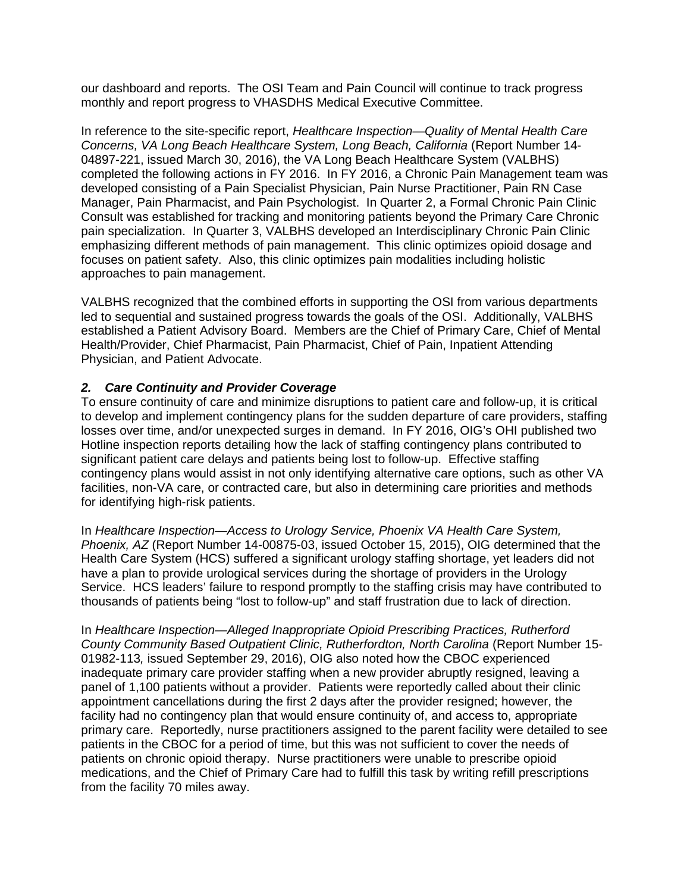our dashboard and reports. The OSI Team and Pain Council will continue to track progress monthly and report progress to VHASDHS Medical Executive Committee.

In reference to the site-specific report, *Healthcare Inspection—Quality of Mental Health Care Concerns, VA Long Beach Healthcare System, Long Beach, California* (Report Number 14-04897-221, issued March 30, 2016), the VA Long Beach Healthcare System (VALBHS) completed the following actions in FY 2016. In FY 2016, a Chronic Pain Management team was developed consisting of a Pain Specialist Physician, Pain Nurse Practitioner, Pain RN Case Manager, Pain Pharmacist, and Pain Psychologist. In Quarter 2, a Formal Chronic Pain Clinic Consult was established for tracking and monitoring patients beyond the Primary Care Chronic pain specialization. In Quarter 3, VALBHS developed an Interdisciplinary Chronic Pain Clinic emphasizing different methods of pain management. This clinic optimizes opioid dosage and focuses on patient safety. Also, this clinic optimizes pain modalities including holistic approaches to pain management.

VALBHS recognized that the combined efforts in supporting the OSI from various departments led to sequential and sustained progress towards the goals of the OSI. Additionally, VALBHS established a Patient Advisory Board. Members are the Chief of Primary Care, Chief of Mental Health/Provider, Chief Pharmacist, Pain Pharmacist, Chief of Pain, Inpatient Attending Physician, and Patient Advocate.

### *2. Care Continuity and Provider Coverage*

To ensure continuity of care and minimize disruptions to patient care and follow-up, it is critical to develop and implement contingency plans for the sudden departure of care providers, staffing losses over time, and/or unexpected surges in demand. In FY 2016, OIG's OHI published two Hotline inspection reports detailing how the lack of staffing contingency plans contributed to significant patient care delays and patients being lost to follow-up. Effective staffing contingency plans would assist in not only identifying alternative care options, such as other VA facilities, non-VA care, or contracted care, but also in determining care priorities and methods for identifying high-risk patients.

In *Healthcare Inspection—Access to Urology Service, Phoenix VA Health Care System, Phoenix, AZ* (Report Number 14-00875-03, issued October 15, 2015), OIG determined that the Health Care System (HCS) suffered a significant urology staffing shortage, yet leaders did not have a plan to provide urological services during the shortage of providers in the Urology Service. HCS leaders' failure to respond promptly to the staffing crisis may have contributed to thousands of patients being "lost to follow-up" and staff frustration due to lack of direction.

In *Healthcare Inspection—Alleged Inappropriate Opioid Prescribing Practices, Rutherford County Community Based Outpatient Clinic, Rutherfordton, North Carolina* (Report Number 15-01982-113*,* issued September 29, 2016), OIG also noted how the CBOC experienced inadequate primary care provider staffing when a new provider abruptly resigned, leaving a panel of 1,100 patients without a provider. Patients were reportedly called about their clinic appointment cancellations during the first 2 days after the provider resigned; however, the facility had no contingency plan that would ensure continuity of, and access to, appropriate primary care. Reportedly, nurse practitioners assigned to the parent facility were detailed to see patients in the CBOC for a period of time, but this was not sufficient to cover the needs of patients on chronic opioid therapy. Nurse practitioners were unable to prescribe opioid medications, and the Chief of Primary Care had to fulfill this task by writing refill prescriptions from the facility 70 miles away.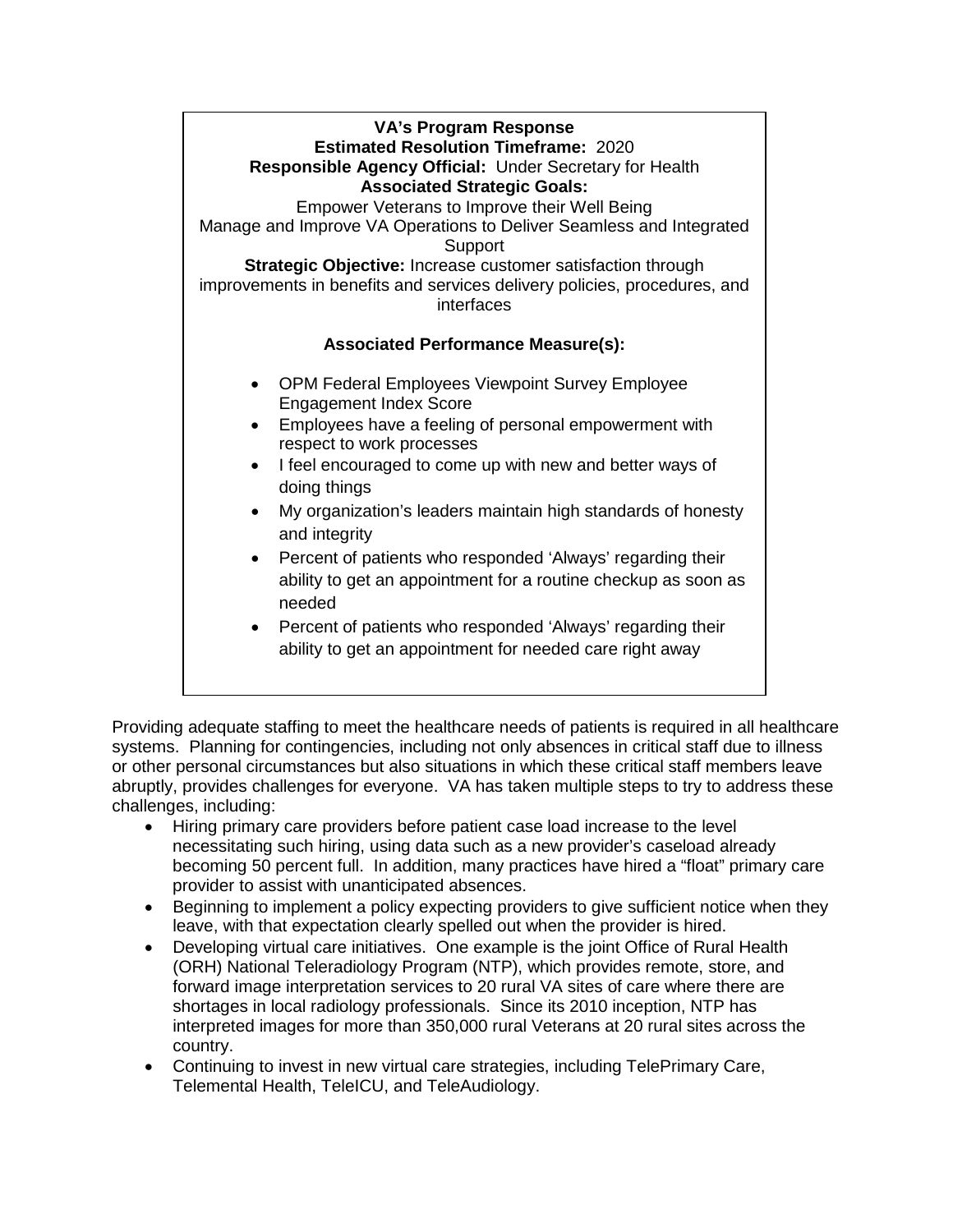**VA's Program Response**
**Estimated Resolution Timeframe:** 2020
**Responsible Agency Official:** Under Secretary for Health
**Associated Strategic Goals:**
Empower Veterans to Improve their Well Being
Manage and Improve VA Operations to Deliver Seamless and Integrated Support
**Strategic Objective:** Increase customer satisfaction through improvements in benefits and services delivery policies, procedures, and interfaces

**Associated Performance Measure(s):**

- OPM Federal Employees Viewpoint Survey Employee Engagement Index Score
- Employees have a feeling of personal empowerment with respect to work processes
- I feel encouraged to come up with new and better ways of doing things
- My organization's leaders maintain high standards of honesty and integrity
- Percent of patients who responded 'Always' regarding their ability to get an appointment for a routine checkup as soon as needed
- Percent of patients who responded 'Always' regarding their ability to get an appointment for needed care right away

Providing adequate staffing to meet the healthcare needs of patients is required in all healthcare systems. Planning for contingencies, including not only absences in critical staff due to illness or other personal circumstances but also situations in which these critical staff members leave abruptly, provides challenges for everyone. VA has taken multiple steps to try to address these challenges, including:

- Hiring primary care providers before patient case load increase to the level necessitating such hiring, using data such as a new provider's caseload already becoming 50 percent full. In addition, many practices have hired a "float" primary care provider to assist with unanticipated absences.
- Beginning to implement a policy expecting providers to give sufficient notice when they leave, with that expectation clearly spelled out when the provider is hired.
- Developing virtual care initiatives. One example is the joint Office of Rural Health (ORH) National Teleradiology Program (NTP), which provides remote, store, and forward image interpretation services to 20 rural VA sites of care where there are shortages in local radiology professionals. Since its 2010 inception, NTP has interpreted images for more than 350,000 rural Veterans at 20 rural sites across the country.
- Continuing to invest in new virtual care strategies, including TelePrimary Care, Telemental Health, TeleICU, and TeleAudiology.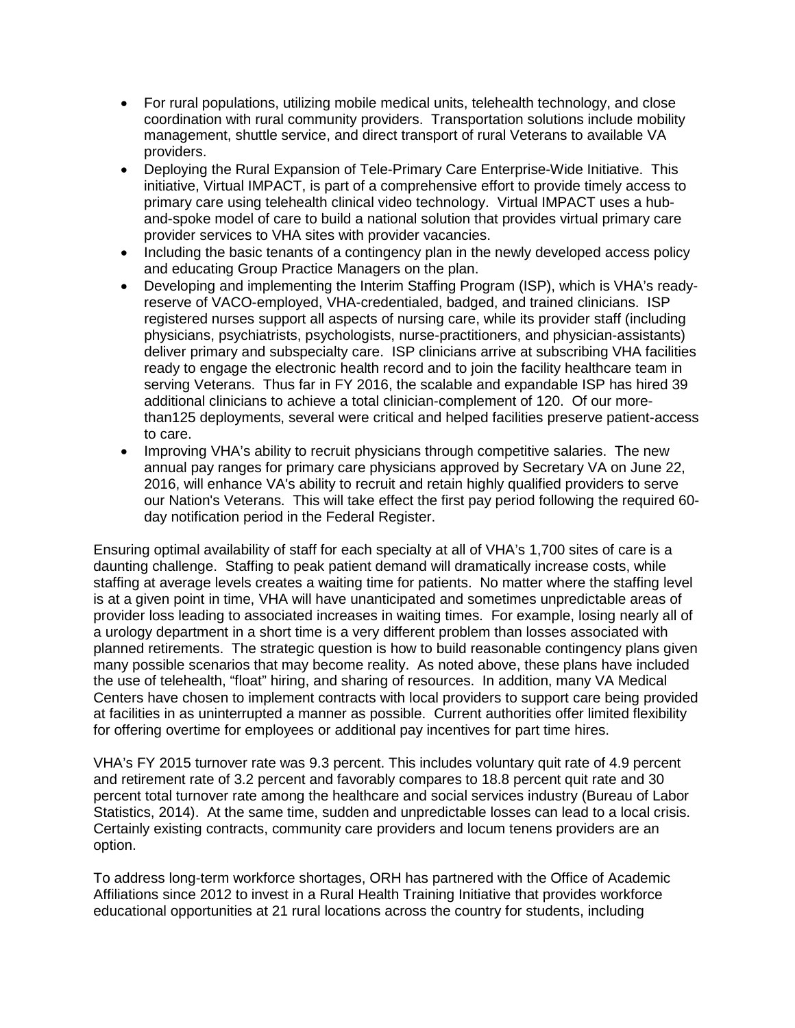- For rural populations, utilizing mobile medical units, telehealth technology, and close coordination with rural community providers. Transportation solutions include mobility management, shuttle service, and direct transport of rural Veterans to available VA providers.
- Deploying the Rural Expansion of Tele-Primary Care Enterprise-Wide Initiative. This initiative, Virtual IMPACT, is part of a comprehensive effort to provide timely access to primary care using telehealth clinical video technology. Virtual IMPACT uses a hub-and-spoke model of care to build a national solution that provides virtual primary care provider services to VHA sites with provider vacancies.
- Including the basic tenants of a contingency plan in the newly developed access policy and educating Group Practice Managers on the plan.
- Developing and implementing the Interim Staffing Program (ISP), which is VHA's ready-reserve of VACO-employed, VHA-credentialed, badged, and trained clinicians. ISP registered nurses support all aspects of nursing care, while its provider staff (including physicians, psychiatrists, psychologists, nurse-practitioners, and physician-assistants) deliver primary and subspecialty care. ISP clinicians arrive at subscribing VHA facilities ready to engage the electronic health record and to join the facility healthcare team in serving Veterans. Thus far in FY 2016, the scalable and expandable ISP has hired 39 additional clinicians to achieve a total clinician-complement of 120. Of our more-than125 deployments, several were critical and helped facilities preserve patient-access to care.
- Improving VHA's ability to recruit physicians through competitive salaries. The new annual pay ranges for primary care physicians approved by Secretary VA on June 22, 2016, will enhance VA's ability to recruit and retain highly qualified providers to serve our Nation's Veterans. This will take effect the first pay period following the required 60-day notification period in the Federal Register.

Ensuring optimal availability of staff for each specialty at all of VHA's 1,700 sites of care is a daunting challenge. Staffing to peak patient demand will dramatically increase costs, while staffing at average levels creates a waiting time for patients. No matter where the staffing level is at a given point in time, VHA will have unanticipated and sometimes unpredictable areas of provider loss leading to associated increases in waiting times. For example, losing nearly all of a urology department in a short time is a very different problem than losses associated with planned retirements. The strategic question is how to build reasonable contingency plans given many possible scenarios that may become reality. As noted above, these plans have included the use of telehealth, "float" hiring, and sharing of resources. In addition, many VA Medical Centers have chosen to implement contracts with local providers to support care being provided at facilities in as uninterrupted a manner as possible. Current authorities offer limited flexibility for offering overtime for employees or additional pay incentives for part time hires.

VHA's FY 2015 turnover rate was 9.3 percent. This includes voluntary quit rate of 4.9 percent and retirement rate of 3.2 percent and favorably compares to 18.8 percent quit rate and 30 percent total turnover rate among the healthcare and social services industry (Bureau of Labor Statistics, 2014). At the same time, sudden and unpredictable losses can lead to a local crisis. Certainly existing contracts, community care providers and locum tenens providers are an option.

To address long-term workforce shortages, ORH has partnered with the Office of Academic Affiliations since 2012 to invest in a Rural Health Training Initiative that provides workforce educational opportunities at 21 rural locations across the country for students, including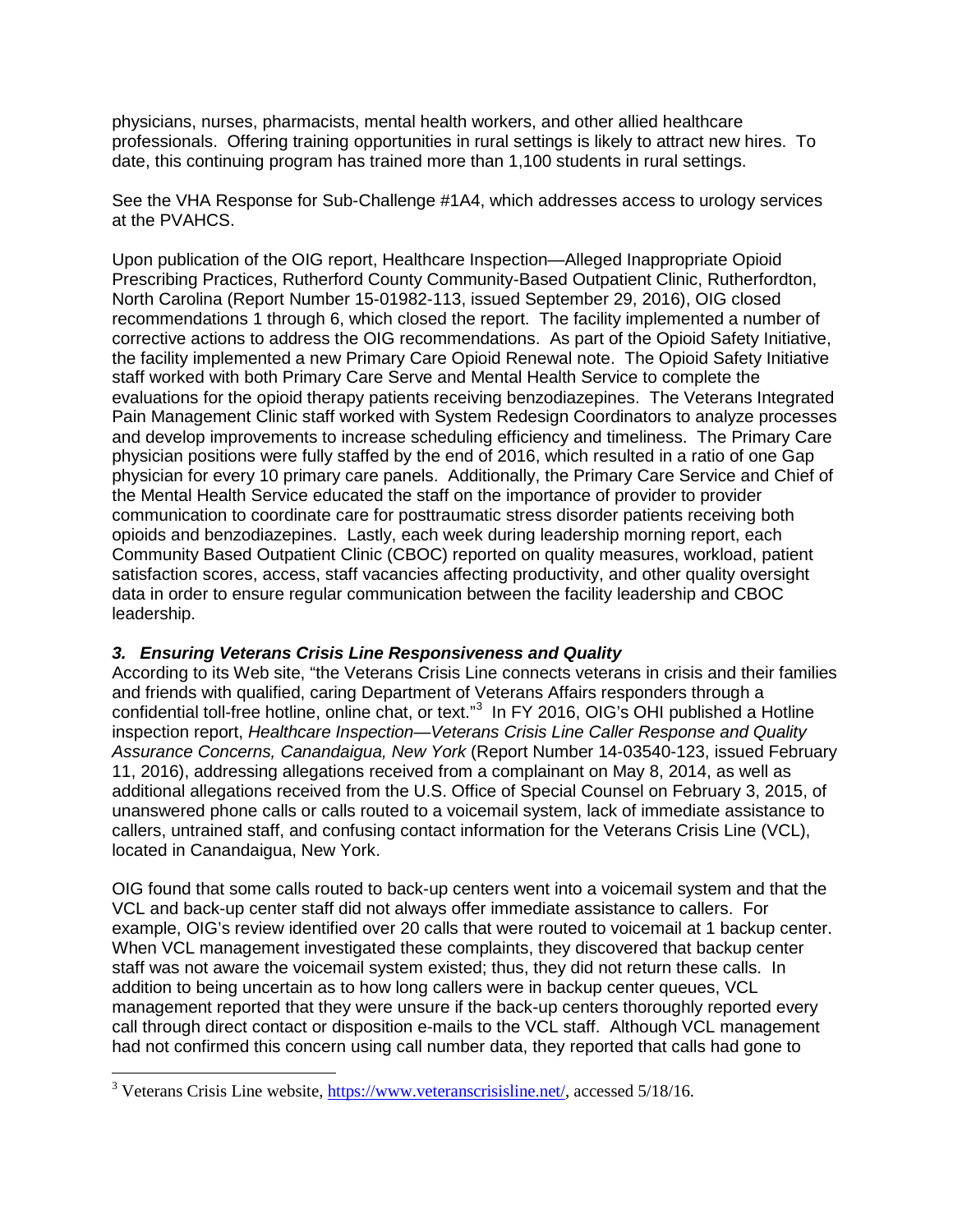physicians, nurses, pharmacists, mental health workers, and other allied healthcare professionals. Offering training opportunities in rural settings is likely to attract new hires. To date, this continuing program has trained more than 1,100 students in rural settings.

See the VHA Response for Sub-Challenge #1A4, which addresses access to urology services at the PVAHCS.

Upon publication of the OIG report, Healthcare Inspection—Alleged Inappropriate Opioid Prescribing Practices, Rutherford County Community-Based Outpatient Clinic, Rutherfordton, North Carolina (Report Number 15-01982-113, issued September 29, 2016), OIG closed recommendations 1 through 6, which closed the report. The facility implemented a number of corrective actions to address the OIG recommendations. As part of the Opioid Safety Initiative, the facility implemented a new Primary Care Opioid Renewal note. The Opioid Safety Initiative staff worked with both Primary Care Serve and Mental Health Service to complete the evaluations for the opioid therapy patients receiving benzodiazepines. The Veterans Integrated Pain Management Clinic staff worked with System Redesign Coordinators to analyze processes and develop improvements to increase scheduling efficiency and timeliness. The Primary Care physician positions were fully staffed by the end of 2016, which resulted in a ratio of one Gap physician for every 10 primary care panels. Additionally, the Primary Care Service and Chief of the Mental Health Service educated the staff on the importance of provider to provider communication to coordinate care for posttraumatic stress disorder patients receiving both opioids and benzodiazepines. Lastly, each week during leadership morning report, each Community Based Outpatient Clinic (CBOC) reported on quality measures, workload, patient satisfaction scores, access, staff vacancies affecting productivity, and other quality oversight data in order to ensure regular communication between the facility leadership and CBOC leadership.

### *3. Ensuring Veterans Crisis Line Responsiveness and Quality*

According to its Web site, "the Veterans Crisis Line connects veterans in crisis and their families and friends with qualified, caring Department of Veterans Affairs responders through a confidential toll-free hotline, online chat, or text."[3] In FY 2016, OIG's OHI published a Hotline inspection report, *Healthcare Inspection—Veterans Crisis Line Caller Response and Quality Assurance Concerns, Canandaigua, New York* (Report Number 14-03540-123, issued February 11, 2016), addressing allegations received from a complainant on May 8, 2014, as well as additional allegations received from the U.S. Office of Special Counsel on February 3, 2015, of unanswered phone calls or calls routed to a voicemail system, lack of immediate assistance to callers, untrained staff, and confusing contact information for the Veterans Crisis Line (VCL), located in Canandaigua, New York.

OIG found that some calls routed to back-up centers went into a voicemail system and that the VCL and back-up center staff did not always offer immediate assistance to callers. For example, OIG's review identified over 20 calls that were routed to voicemail at 1 backup center. When VCL management investigated these complaints, they discovered that backup center staff was not aware the voicemail system existed; thus, they did not return these calls. In addition to being uncertain as to how long callers were in backup center queues, VCL management reported that they were unsure if the back-up centers thoroughly reported every call through direct contact or disposition e-mails to the VCL staff. Although VCL management had not confirmed this concern using call number data, they reported that calls had gone to

[3] Veterans Crisis Line website, https://www.veteranscrisisline.net/, accessed 5/18/16.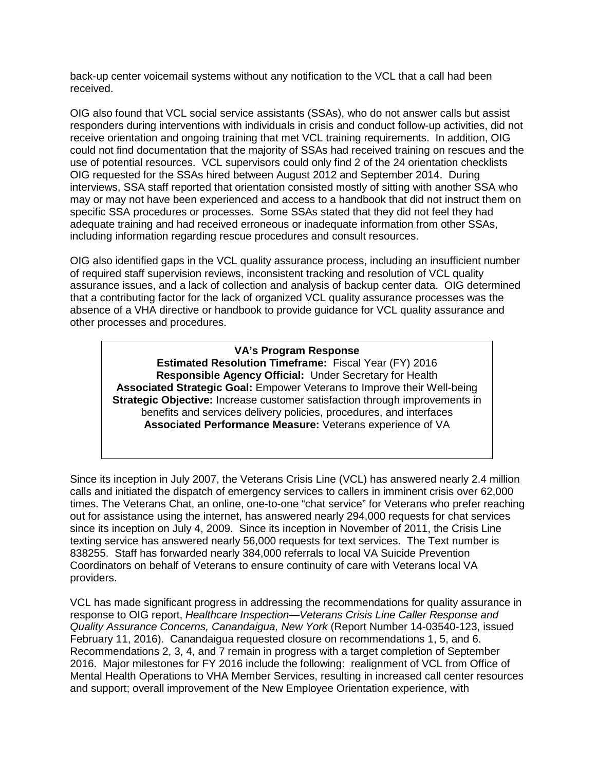back-up center voicemail systems without any notification to the VCL that a call had been received.

OIG also found that VCL social service assistants (SSAs), who do not answer calls but assist responders during interventions with individuals in crisis and conduct follow-up activities, did not receive orientation and ongoing training that met VCL training requirements. In addition, OIG could not find documentation that the majority of SSAs had received training on rescues and the use of potential resources. VCL supervisors could only find 2 of the 24 orientation checklists OIG requested for the SSAs hired between August 2012 and September 2014. During interviews, SSA staff reported that orientation consisted mostly of sitting with another SSA who may or may not have been experienced and access to a handbook that did not instruct them on specific SSA procedures or processes. Some SSAs stated that they did not feel they had adequate training and had received erroneous or inadequate information from other SSAs, including information regarding rescue procedures and consult resources.

OIG also identified gaps in the VCL quality assurance process, including an insufficient number of required staff supervision reviews, inconsistent tracking and resolution of VCL quality assurance issues, and a lack of collection and analysis of backup center data. OIG determined that a contributing factor for the lack of organized VCL quality assurance processes was the absence of a VHA directive or handbook to provide guidance for VCL quality assurance and other processes and procedures.

**VA's Program Response**
**Estimated Resolution Timeframe:** Fiscal Year (FY) 2016
**Responsible Agency Official:** Under Secretary for Health
**Associated Strategic Goal:** Empower Veterans to Improve their Well-being
**Strategic Objective:** Increase customer satisfaction through improvements in benefits and services delivery policies, procedures, and interfaces
**Associated Performance Measure:** Veterans experience of VA

Since its inception in July 2007, the Veterans Crisis Line (VCL) has answered nearly 2.4 million calls and initiated the dispatch of emergency services to callers in imminent crisis over 62,000 times. The Veterans Chat, an online, one-to-one "chat service" for Veterans who prefer reaching out for assistance using the internet, has answered nearly 294,000 requests for chat services since its inception on July 4, 2009. Since its inception in November of 2011, the Crisis Line texting service has answered nearly 56,000 requests for text services. The Text number is 838255. Staff has forwarded nearly 384,000 referrals to local VA Suicide Prevention Coordinators on behalf of Veterans to ensure continuity of care with Veterans local VA providers.

VCL has made significant progress in addressing the recommendations for quality assurance in response to OIG report, *Healthcare Inspection—Veterans Crisis Line Caller Response and Quality Assurance Concerns, Canandaigua, New York* (Report Number 14-03540-123, issued February 11, 2016). Canandaigua requested closure on recommendations 1, 5, and 6. Recommendations 2, 3, 4, and 7 remain in progress with a target completion of September 2016. Major milestones for FY 2016 include the following: realignment of VCL from Office of Mental Health Operations to VHA Member Services, resulting in increased call center resources and support; overall improvement of the New Employee Orientation experience, with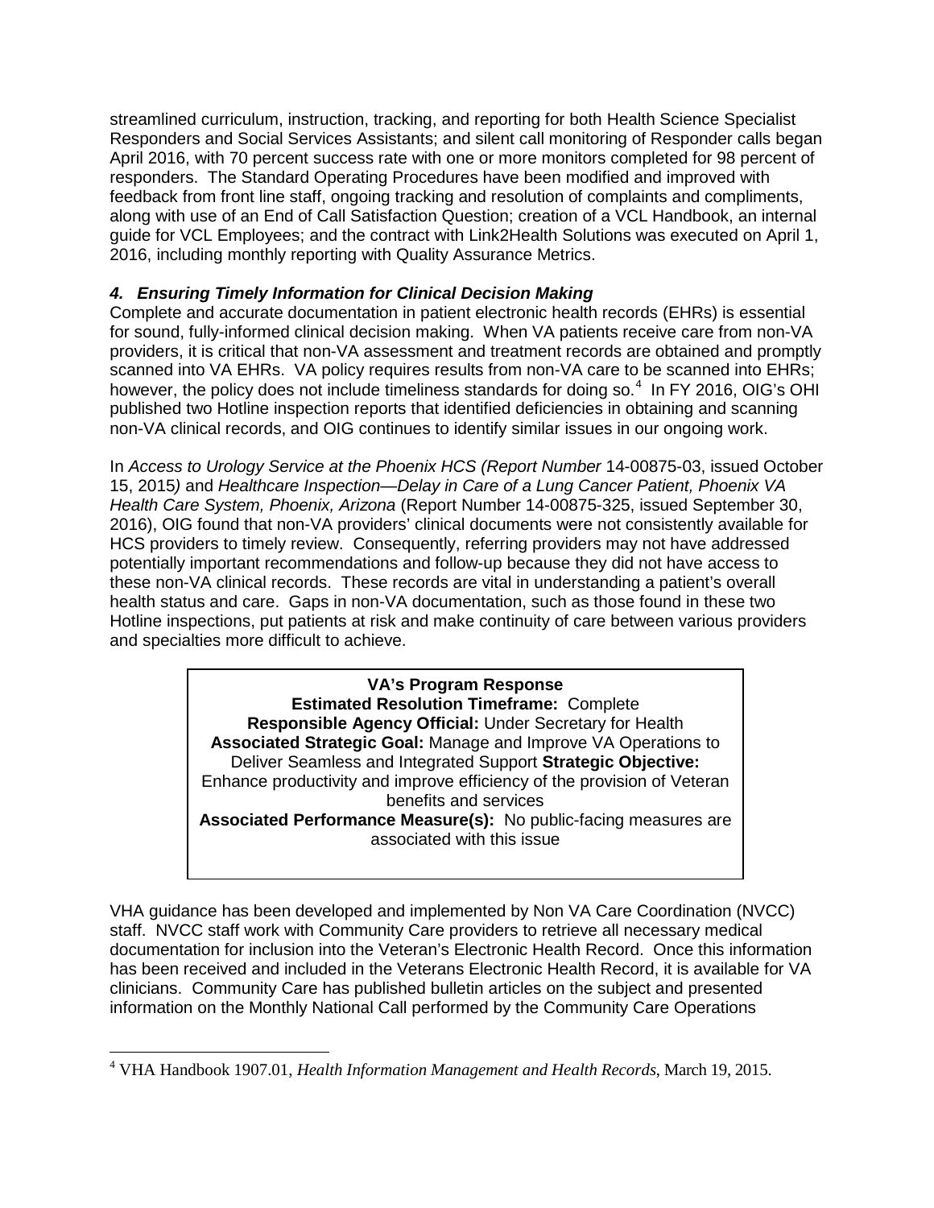streamlined curriculum, instruction, tracking, and reporting for both Health Science Specialist Responders and Social Services Assistants; and silent call monitoring of Responder calls began April 2016, with 70 percent success rate with one or more monitors completed for 98 percent of responders. The Standard Operating Procedures have been modified and improved with feedback from front line staff, ongoing tracking and resolution of complaints and compliments, along with use of an End of Call Satisfaction Question; creation of a VCL Handbook, an internal guide for VCL Employees; and the contract with Link2Health Solutions was executed on April 1, 2016, including monthly reporting with Quality Assurance Metrics.

### *4. Ensuring Timely Information for Clinical Decision Making*

Complete and accurate documentation in patient electronic health records (EHRs) is essential for sound, fully-informed clinical decision making. When VA patients receive care from non-VA providers, it is critical that non-VA assessment and treatment records are obtained and promptly scanned into VA EHRs. VA policy requires results from non-VA care to be scanned into EHRs; however, the policy does not include timeliness standards for doing so.[4] In FY 2016, OIG's OHI published two Hotline inspection reports that identified deficiencies in obtaining and scanning non-VA clinical records, and OIG continues to identify similar issues in our ongoing work.

In *Access to Urology Service at the Phoenix HCS (Report Number* 14-00875-03, issued October 15, 2015*)* and *Healthcare Inspection—Delay in Care of a Lung Cancer Patient, Phoenix VA Health Care System, Phoenix, Arizona* (Report Number 14-00875-325, issued September 30, 2016), OIG found that non-VA providers' clinical documents were not consistently available for HCS providers to timely review. Consequently, referring providers may not have addressed potentially important recommendations and follow-up because they did not have access to these non-VA clinical records. These records are vital in understanding a patient's overall health status and care. Gaps in non-VA documentation, such as those found in these two Hotline inspections, put patients at risk and make continuity of care between various providers and specialties more difficult to achieve.

> **VA's Program Response**
> **Estimated Resolution Timeframe:** Complete
> **Responsible Agency Official:** Under Secretary for Health
> **Associated Strategic Goal:** Manage and Improve VA Operations to Deliver Seamless and Integrated Support **Strategic Objective:** Enhance productivity and improve efficiency of the provision of Veteran benefits and services
> **Associated Performance Measure(s):** No public-facing measures are associated with this issue

VHA guidance has been developed and implemented by Non VA Care Coordination (NVCC) staff. NVCC staff work with Community Care providers to retrieve all necessary medical documentation for inclusion into the Veteran's Electronic Health Record. Once this information has been received and included in the Veterans Electronic Health Record, it is available for VA clinicians. Community Care has published bulletin articles on the subject and presented information on the Monthly National Call performed by the Community Care Operations

[4] VHA Handbook 1907.01, *Health Information Management and Health Records*, March 19, 2015.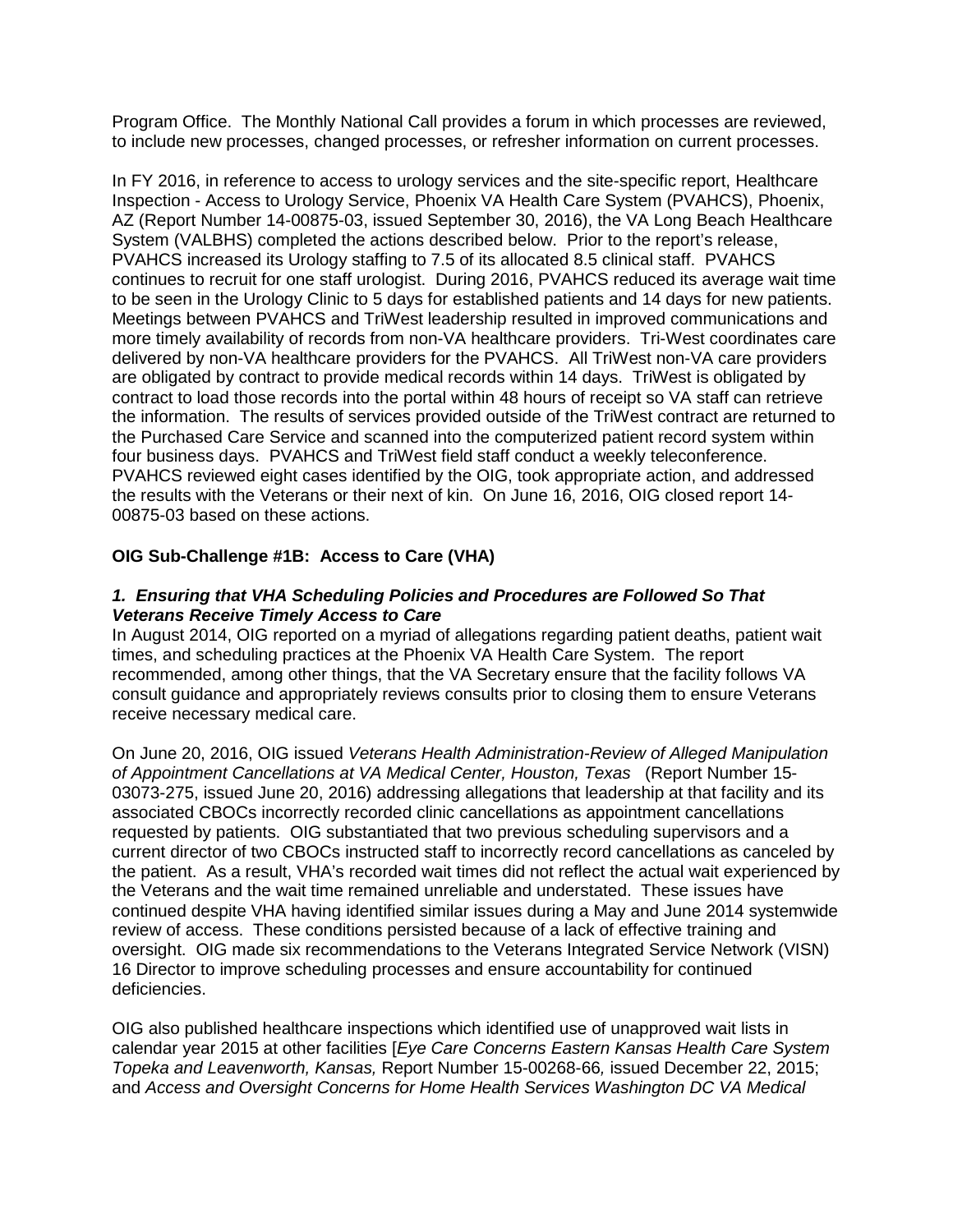Program Office. The Monthly National Call provides a forum in which processes are reviewed, to include new processes, changed processes, or refresher information on current processes.

In FY 2016, in reference to access to urology services and the site-specific report, Healthcare Inspection - Access to Urology Service, Phoenix VA Health Care System (PVAHCS), Phoenix, AZ (Report Number 14-00875-03, issued September 30, 2016), the VA Long Beach Healthcare System (VALBHS) completed the actions described below. Prior to the report's release, PVAHCS increased its Urology staffing to 7.5 of its allocated 8.5 clinical staff. PVAHCS continues to recruit for one staff urologist. During 2016, PVAHCS reduced its average wait time to be seen in the Urology Clinic to 5 days for established patients and 14 days for new patients. Meetings between PVAHCS and TriWest leadership resulted in improved communications and more timely availability of records from non-VA healthcare providers. Tri-West coordinates care delivered by non-VA healthcare providers for the PVAHCS. All TriWest non-VA care providers are obligated by contract to provide medical records within 14 days. TriWest is obligated by contract to load those records into the portal within 48 hours of receipt so VA staff can retrieve the information. The results of services provided outside of the TriWest contract are returned to the Purchased Care Service and scanned into the computerized patient record system within four business days. PVAHCS and TriWest field staff conduct a weekly teleconference. PVAHCS reviewed eight cases identified by the OIG, took appropriate action, and addressed the results with the Veterans or their next of kin. On June 16, 2016, OIG closed report 14-00875-03 based on these actions.

**OIG Sub-Challenge #1B: Access to Care (VHA)**

***1. Ensuring that VHA Scheduling Policies and Procedures are Followed So That Veterans Receive Timely Access to Care***

In August 2014, OIG reported on a myriad of allegations regarding patient deaths, patient wait times, and scheduling practices at the Phoenix VA Health Care System. The report recommended, among other things, that the VA Secretary ensure that the facility follows VA consult guidance and appropriately reviews consults prior to closing them to ensure Veterans receive necessary medical care.

On June 20, 2016, OIG issued *Veterans Health Administration-Review of Alleged Manipulation of Appointment Cancellations at VA Medical Center, Houston, Texas* (Report Number 15-03073-275, issued June 20, 2016) addressing allegations that leadership at that facility and its associated CBOCs incorrectly recorded clinic cancellations as appointment cancellations requested by patients. OIG substantiated that two previous scheduling supervisors and a current director of two CBOCs instructed staff to incorrectly record cancellations as canceled by the patient. As a result, VHA's recorded wait times did not reflect the actual wait experienced by the Veterans and the wait time remained unreliable and understated. These issues have continued despite VHA having identified similar issues during a May and June 2014 systemwide review of access. These conditions persisted because of a lack of effective training and oversight. OIG made six recommendations to the Veterans Integrated Service Network (VISN) 16 Director to improve scheduling processes and ensure accountability for continued deficiencies.

OIG also published healthcare inspections which identified use of unapproved wait lists in calendar year 2015 at other facilities [*Eye Care Concerns Eastern Kansas Health Care System Topeka and Leavenworth, Kansas,* Report Number 15-00268-66*,* issued December 22, 2015; and *Access and Oversight Concerns for Home Health Services Washington DC VA Medical*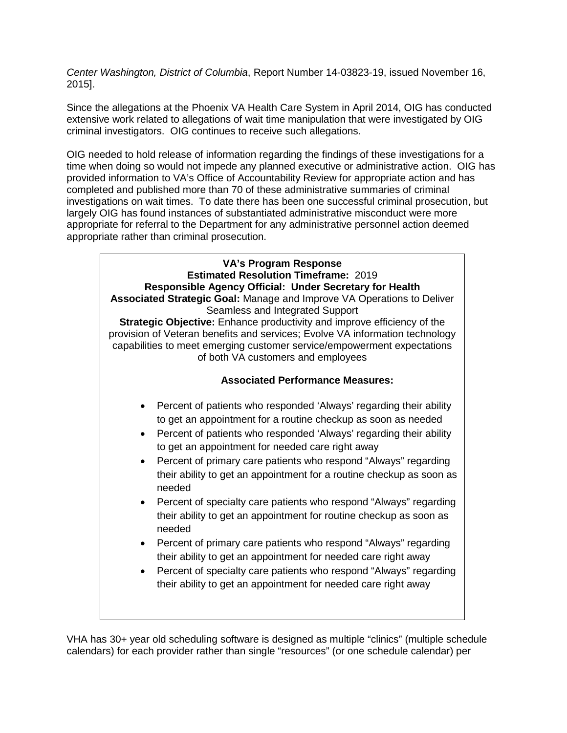*Center Washington, District of Columbia*, Report Number 14-03823-19, issued November 16, 2015].

Since the allegations at the Phoenix VA Health Care System in April 2014, OIG has conducted extensive work related to allegations of wait time manipulation that were investigated by OIG criminal investigators. OIG continues to receive such allegations.

OIG needed to hold release of information regarding the findings of these investigations for a time when doing so would not impede any planned executive or administrative action. OIG has provided information to VA's Office of Accountability Review for appropriate action and has completed and published more than 70 of these administrative summaries of criminal investigations on wait times. To date there has been one successful criminal prosecution, but largely OIG has found instances of substantiated administrative misconduct were more appropriate for referral to the Department for any administrative personnel action deemed appropriate rather than criminal prosecution.

**VA's Program Response**
**Estimated Resolution Timeframe:** 2019
**Responsible Agency Official: Under Secretary for Health**
**Associated Strategic Goal:** Manage and Improve VA Operations to Deliver Seamless and Integrated Support
**Strategic Objective:** Enhance productivity and improve efficiency of the provision of Veteran benefits and services; Evolve VA information technology capabilities to meet emerging customer service/empowerment expectations of both VA customers and employees

**Associated Performance Measures:**

- Percent of patients who responded 'Always' regarding their ability to get an appointment for a routine checkup as soon as needed
- Percent of patients who responded 'Always' regarding their ability to get an appointment for needed care right away
- Percent of primary care patients who respond "Always" regarding their ability to get an appointment for a routine checkup as soon as needed
- Percent of specialty care patients who respond "Always" regarding their ability to get an appointment for routine checkup as soon as needed
- Percent of primary care patients who respond "Always" regarding their ability to get an appointment for needed care right away
- Percent of specialty care patients who respond "Always" regarding their ability to get an appointment for needed care right away

VHA has 30+ year old scheduling software is designed as multiple "clinics" (multiple schedule calendars) for each provider rather than single "resources" (or one schedule calendar) per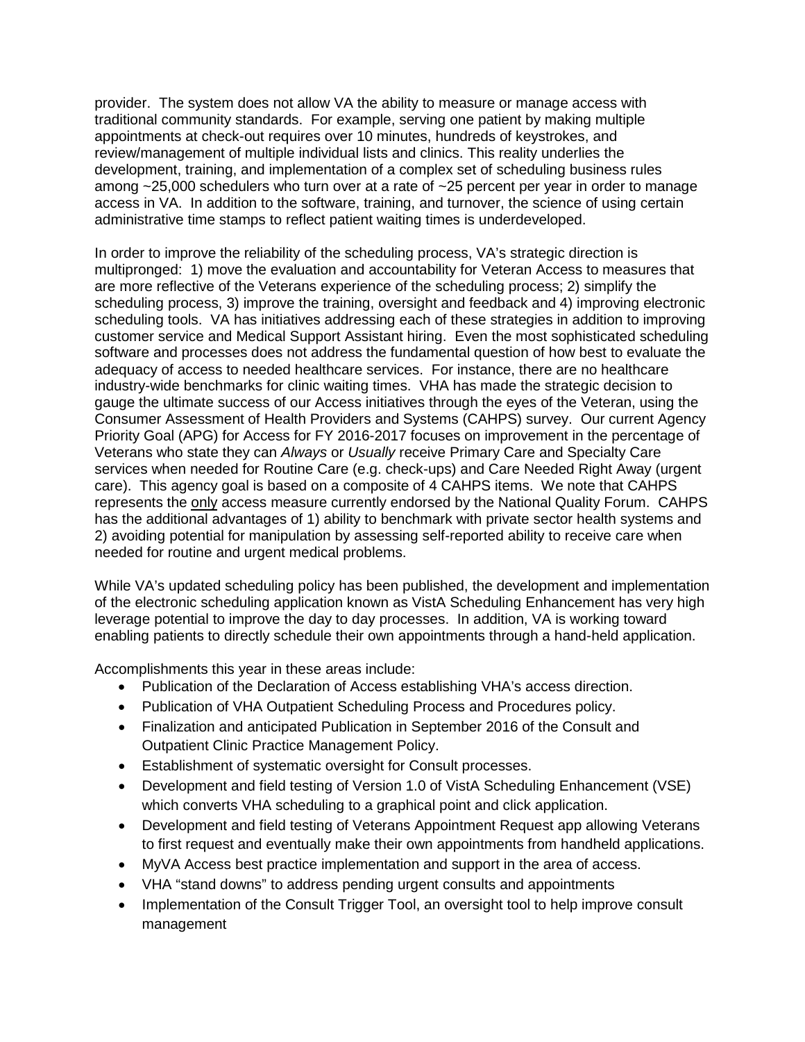provider. The system does not allow VA the ability to measure or manage access with traditional community standards. For example, serving one patient by making multiple appointments at check-out requires over 10 minutes, hundreds of keystrokes, and review/management of multiple individual lists and clinics. This reality underlies the development, training, and implementation of a complex set of scheduling business rules among ~25,000 schedulers who turn over at a rate of ~25 percent per year in order to manage access in VA. In addition to the software, training, and turnover, the science of using certain administrative time stamps to reflect patient waiting times is underdeveloped.

In order to improve the reliability of the scheduling process, VA's strategic direction is multipronged: 1) move the evaluation and accountability for Veteran Access to measures that are more reflective of the Veterans experience of the scheduling process; 2) simplify the scheduling process, 3) improve the training, oversight and feedback and 4) improving electronic scheduling tools. VA has initiatives addressing each of these strategies in addition to improving customer service and Medical Support Assistant hiring. Even the most sophisticated scheduling software and processes does not address the fundamental question of how best to evaluate the adequacy of access to needed healthcare services. For instance, there are no healthcare industry-wide benchmarks for clinic waiting times. VHA has made the strategic decision to gauge the ultimate success of our Access initiatives through the eyes of the Veteran, using the Consumer Assessment of Health Providers and Systems (CAHPS) survey. Our current Agency Priority Goal (APG) for Access for FY 2016-2017 focuses on improvement in the percentage of Veterans who state they can *Always* or *Usually* receive Primary Care and Specialty Care services when needed for Routine Care (e.g. check-ups) and Care Needed Right Away (urgent care). This agency goal is based on a composite of 4 CAHPS items. We note that CAHPS represents the <u>only</u> access measure currently endorsed by the National Quality Forum. CAHPS has the additional advantages of 1) ability to benchmark with private sector health systems and 2) avoiding potential for manipulation by assessing self-reported ability to receive care when needed for routine and urgent medical problems.

While VA's updated scheduling policy has been published, the development and implementation of the electronic scheduling application known as VistA Scheduling Enhancement has very high leverage potential to improve the day to day processes. In addition, VA is working toward enabling patients to directly schedule their own appointments through a hand-held application.

Accomplishments this year in these areas include:

- Publication of the Declaration of Access establishing VHA's access direction.
- Publication of VHA Outpatient Scheduling Process and Procedures policy.
- Finalization and anticipated Publication in September 2016 of the Consult and Outpatient Clinic Practice Management Policy.
- Establishment of systematic oversight for Consult processes.
- Development and field testing of Version 1.0 of VistA Scheduling Enhancement (VSE) which converts VHA scheduling to a graphical point and click application.
- Development and field testing of Veterans Appointment Request app allowing Veterans to first request and eventually make their own appointments from handheld applications.
- MyVA Access best practice implementation and support in the area of access.
- VHA "stand downs" to address pending urgent consults and appointments
- Implementation of the Consult Trigger Tool, an oversight tool to help improve consult management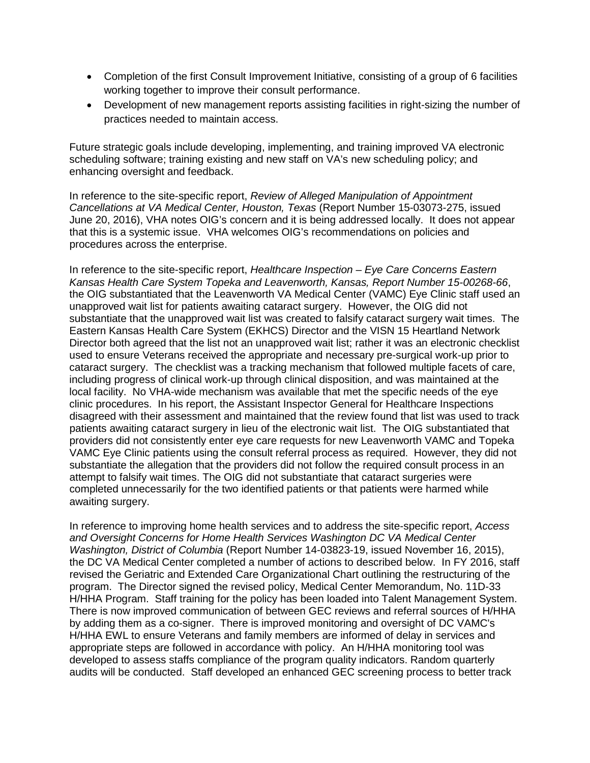- Completion of the first Consult Improvement Initiative, consisting of a group of 6 facilities working together to improve their consult performance.
- Development of new management reports assisting facilities in right-sizing the number of practices needed to maintain access.

Future strategic goals include developing, implementing, and training improved VA electronic scheduling software; training existing and new staff on VA's new scheduling policy; and enhancing oversight and feedback.

In reference to the site-specific report, *Review of Alleged Manipulation of Appointment Cancellations at VA Medical Center, Houston, Texas* (Report Number 15-03073-275, issued June 20, 2016), VHA notes OIG's concern and it is being addressed locally. It does not appear that this is a systemic issue. VHA welcomes OIG's recommendations on policies and procedures across the enterprise.

In reference to the site-specific report, *Healthcare Inspection – Eye Care Concerns Eastern Kansas Health Care System Topeka and Leavenworth, Kansas, Report Number 15-00268-66*, the OIG substantiated that the Leavenworth VA Medical Center (VAMC) Eye Clinic staff used an unapproved wait list for patients awaiting cataract surgery. However, the OIG did not substantiate that the unapproved wait list was created to falsify cataract surgery wait times. The Eastern Kansas Health Care System (EKHCS) Director and the VISN 15 Heartland Network Director both agreed that the list not an unapproved wait list; rather it was an electronic checklist used to ensure Veterans received the appropriate and necessary pre-surgical work-up prior to cataract surgery. The checklist was a tracking mechanism that followed multiple facets of care, including progress of clinical work-up through clinical disposition, and was maintained at the local facility. No VHA-wide mechanism was available that met the specific needs of the eye clinic procedures. In his report, the Assistant Inspector General for Healthcare Inspections disagreed with their assessment and maintained that the review found that list was used to track patients awaiting cataract surgery in lieu of the electronic wait list. The OIG substantiated that providers did not consistently enter eye care requests for new Leavenworth VAMC and Topeka VAMC Eye Clinic patients using the consult referral process as required. However, they did not substantiate the allegation that the providers did not follow the required consult process in an attempt to falsify wait times. The OIG did not substantiate that cataract surgeries were completed unnecessarily for the two identified patients or that patients were harmed while awaiting surgery.

In reference to improving home health services and to address the site-specific report, *Access and Oversight Concerns for Home Health Services Washington DC VA Medical Center Washington, District of Columbia* (Report Number 14-03823-19, issued November 16, 2015), the DC VA Medical Center completed a number of actions to described below. In FY 2016, staff revised the Geriatric and Extended Care Organizational Chart outlining the restructuring of the program. The Director signed the revised policy, Medical Center Memorandum, No. 11D-33 H/HHA Program. Staff training for the policy has been loaded into Talent Management System. There is now improved communication of between GEC reviews and referral sources of H/HHA by adding them as a co-signer. There is improved monitoring and oversight of DC VAMC's H/HHA EWL to ensure Veterans and family members are informed of delay in services and appropriate steps are followed in accordance with policy. An H/HHA monitoring tool was developed to assess staffs compliance of the program quality indicators. Random quarterly audits will be conducted. Staff developed an enhanced GEC screening process to better track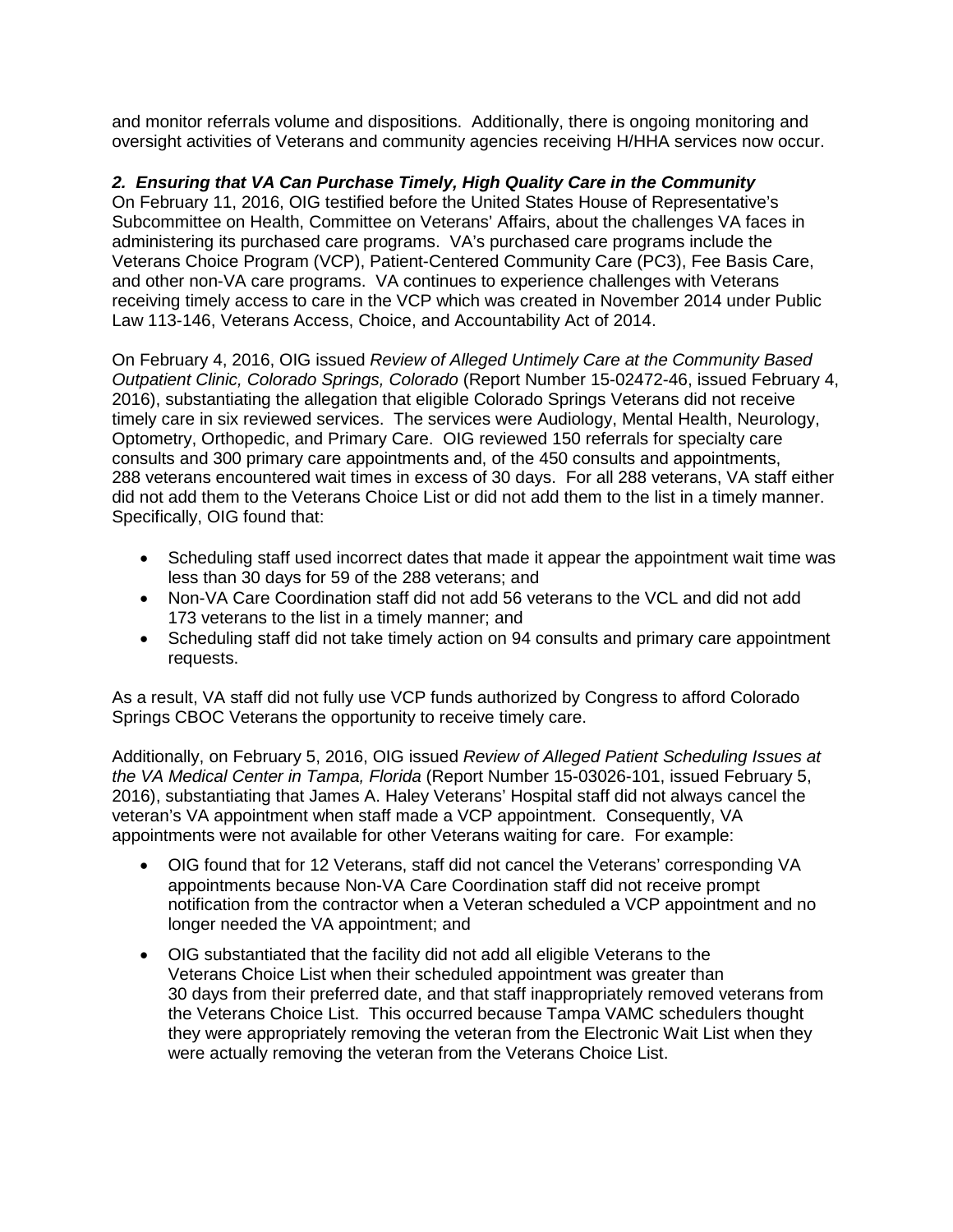and monitor referrals volume and dispositions. Additionally, there is ongoing monitoring and oversight activities of Veterans and community agencies receiving H/HHA services now occur.

***2. Ensuring that VA Can Purchase Timely, High Quality Care in the Community***

On February 11, 2016, OIG testified before the United States House of Representative's Subcommittee on Health, Committee on Veterans' Affairs, about the challenges VA faces in administering its purchased care programs. VA's purchased care programs include the Veterans Choice Program (VCP), Patient-Centered Community Care (PC3), Fee Basis Care, and other non-VA care programs. VA continues to experience challenges with Veterans receiving timely access to care in the VCP which was created in November 2014 under Public Law 113-146, Veterans Access, Choice, and Accountability Act of 2014.

On February 4, 2016, OIG issued *Review of Alleged Untimely Care at the Community Based Outpatient Clinic, Colorado Springs, Colorado* (Report Number 15-02472-46, issued February 4, 2016), substantiating the allegation that eligible Colorado Springs Veterans did not receive timely care in six reviewed services. The services were Audiology, Mental Health, Neurology, Optometry, Orthopedic, and Primary Care. OIG reviewed 150 referrals for specialty care consults and 300 primary care appointments and, of the 450 consults and appointments, 288 veterans encountered wait times in excess of 30 days. For all 288 veterans, VA staff either did not add them to the Veterans Choice List or did not add them to the list in a timely manner. Specifically, OIG found that:

- Scheduling staff used incorrect dates that made it appear the appointment wait time was less than 30 days for 59 of the 288 veterans; and
- Non-VA Care Coordination staff did not add 56 veterans to the VCL and did not add 173 veterans to the list in a timely manner; and
- Scheduling staff did not take timely action on 94 consults and primary care appointment requests.

As a result, VA staff did not fully use VCP funds authorized by Congress to afford Colorado Springs CBOC Veterans the opportunity to receive timely care.

Additionally, on February 5, 2016, OIG issued *Review of Alleged Patient Scheduling Issues at the VA Medical Center in Tampa, Florida* (Report Number 15-03026-101, issued February 5, 2016), substantiating that James A. Haley Veterans' Hospital staff did not always cancel the veteran's VA appointment when staff made a VCP appointment. Consequently, VA appointments were not available for other Veterans waiting for care. For example:

- OIG found that for 12 Veterans, staff did not cancel the Veterans' corresponding VA appointments because Non-VA Care Coordination staff did not receive prompt notification from the contractor when a Veteran scheduled a VCP appointment and no longer needed the VA appointment; and
- OIG substantiated that the facility did not add all eligible Veterans to the Veterans Choice List when their scheduled appointment was greater than 30 days from their preferred date, and that staff inappropriately removed veterans from the Veterans Choice List. This occurred because Tampa VAMC schedulers thought they were appropriately removing the veteran from the Electronic Wait List when they were actually removing the veteran from the Veterans Choice List.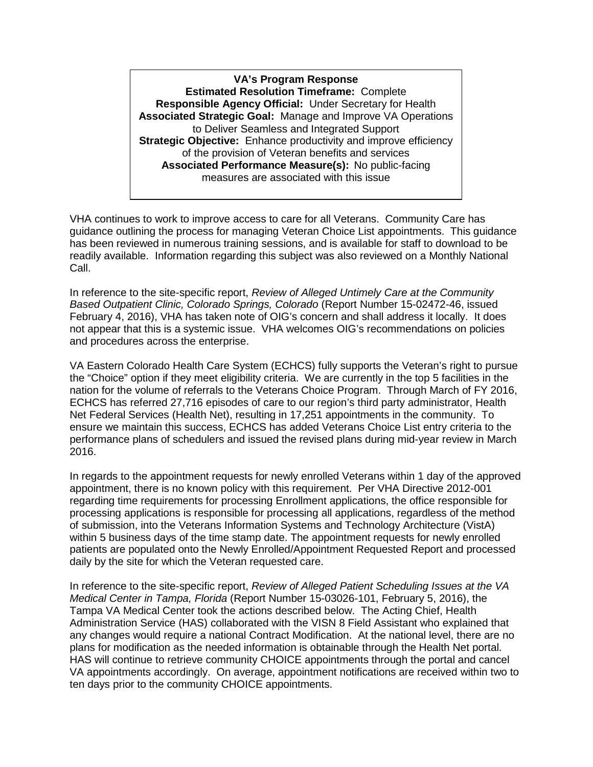**VA's Program Response**
**Estimated Resolution Timeframe:** Complete
**Responsible Agency Official:** Under Secretary for Health
**Associated Strategic Goal:** Manage and Improve VA Operations to Deliver Seamless and Integrated Support
**Strategic Objective:** Enhance productivity and improve efficiency of the provision of Veteran benefits and services
**Associated Performance Measure(s):** No public-facing measures are associated with this issue

VHA continues to work to improve access to care for all Veterans. Community Care has guidance outlining the process for managing Veteran Choice List appointments. This guidance has been reviewed in numerous training sessions, and is available for staff to download to be readily available. Information regarding this subject was also reviewed on a Monthly National Call.

In reference to the site-specific report, *Review of Alleged Untimely Care at the Community Based Outpatient Clinic, Colorado Springs, Colorado* (Report Number 15-02472-46, issued February 4, 2016), VHA has taken note of OIG's concern and shall address it locally. It does not appear that this is a systemic issue. VHA welcomes OIG's recommendations on policies and procedures across the enterprise.

VA Eastern Colorado Health Care System (ECHCS) fully supports the Veteran's right to pursue the "Choice" option if they meet eligibility criteria. We are currently in the top 5 facilities in the nation for the volume of referrals to the Veterans Choice Program. Through March of FY 2016, ECHCS has referred 27,716 episodes of care to our region's third party administrator, Health Net Federal Services (Health Net), resulting in 17,251 appointments in the community. To ensure we maintain this success, ECHCS has added Veterans Choice List entry criteria to the performance plans of schedulers and issued the revised plans during mid-year review in March 2016.

In regards to the appointment requests for newly enrolled Veterans within 1 day of the approved appointment, there is no known policy with this requirement. Per VHA Directive 2012-001 regarding time requirements for processing Enrollment applications, the office responsible for processing applications is responsible for processing all applications, regardless of the method of submission, into the Veterans Information Systems and Technology Architecture (VistA) within 5 business days of the time stamp date. The appointment requests for newly enrolled patients are populated onto the Newly Enrolled/Appointment Requested Report and processed daily by the site for which the Veteran requested care.

In reference to the site-specific report, *Review of Alleged Patient Scheduling Issues at the VA Medical Center in Tampa, Florida* (Report Number 15-03026-101, February 5, 2016), the Tampa VA Medical Center took the actions described below. The Acting Chief, Health Administration Service (HAS) collaborated with the VISN 8 Field Assistant who explained that any changes would require a national Contract Modification. At the national level, there are no plans for modification as the needed information is obtainable through the Health Net portal. HAS will continue to retrieve community CHOICE appointments through the portal and cancel VA appointments accordingly. On average, appointment notifications are received within two to ten days prior to the community CHOICE appointments.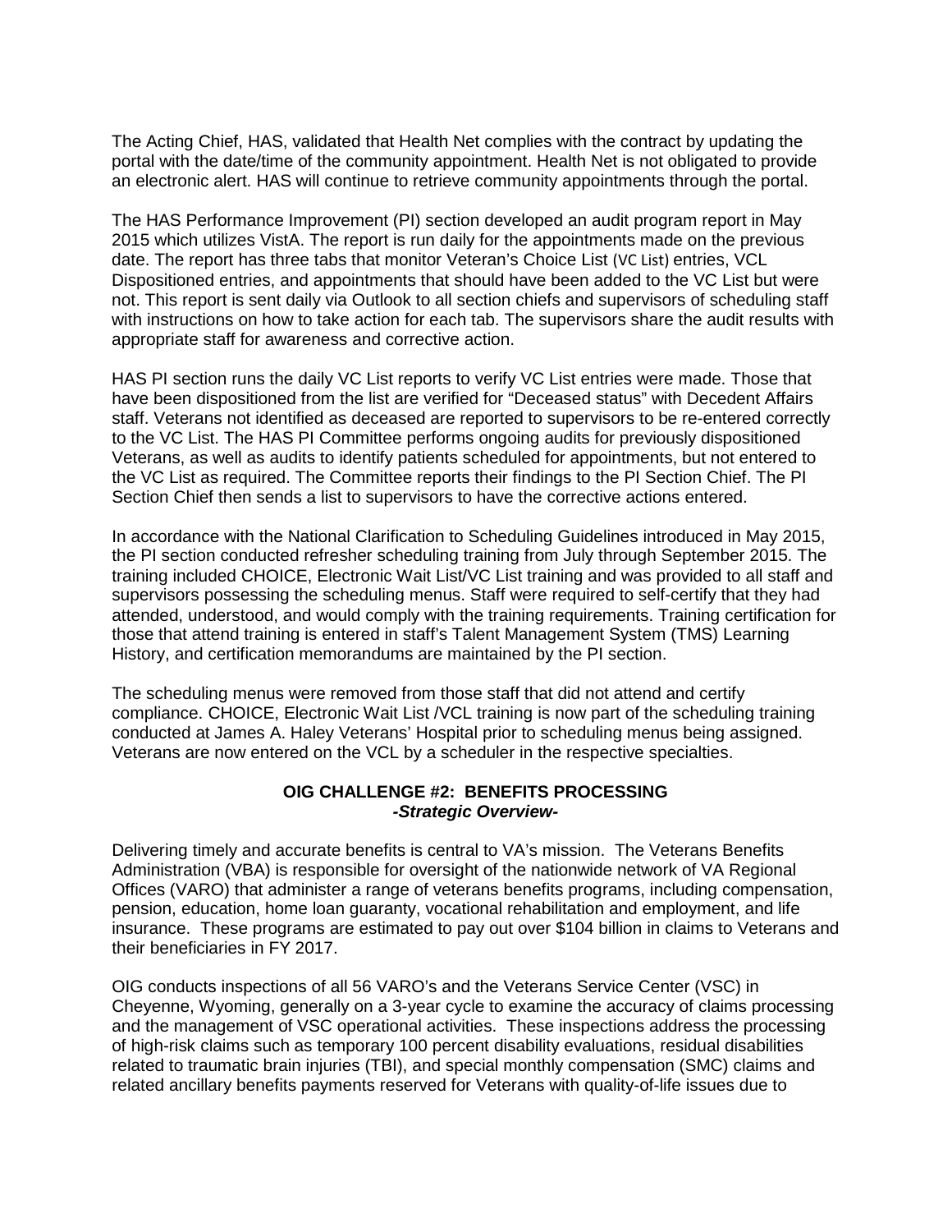The Acting Chief, HAS, validated that Health Net complies with the contract by updating the portal with the date/time of the community appointment. Health Net is not obligated to provide an electronic alert. HAS will continue to retrieve community appointments through the portal.

The HAS Performance Improvement (PI) section developed an audit program report in May 2015 which utilizes VistA. The report is run daily for the appointments made on the previous date. The report has three tabs that monitor Veteran's Choice List (VC List) entries, VCL Dispositioned entries, and appointments that should have been added to the VC List but were not. This report is sent daily via Outlook to all section chiefs and supervisors of scheduling staff with instructions on how to take action for each tab. The supervisors share the audit results with appropriate staff for awareness and corrective action.

HAS PI section runs the daily VC List reports to verify VC List entries were made. Those that have been dispositioned from the list are verified for "Deceased status" with Decedent Affairs staff. Veterans not identified as deceased are reported to supervisors to be re-entered correctly to the VC List. The HAS PI Committee performs ongoing audits for previously dispositioned Veterans, as well as audits to identify patients scheduled for appointments, but not entered to the VC List as required. The Committee reports their findings to the PI Section Chief. The PI Section Chief then sends a list to supervisors to have the corrective actions entered.

In accordance with the National Clarification to Scheduling Guidelines introduced in May 2015, the PI section conducted refresher scheduling training from July through September 2015. The training included CHOICE, Electronic Wait List/VC List training and was provided to all staff and supervisors possessing the scheduling menus. Staff were required to self-certify that they had attended, understood, and would comply with the training requirements. Training certification for those that attend training is entered in staff's Talent Management System (TMS) Learning History, and certification memorandums are maintained by the PI section.

The scheduling menus were removed from those staff that did not attend and certify compliance. CHOICE, Electronic Wait List /VCL training is now part of the scheduling training conducted at James A. Haley Veterans' Hospital prior to scheduling menus being assigned. Veterans are now entered on the VCL by a scheduler in the respective specialties.

## OIG CHALLENGE #2: BENEFITS PROCESSING
***-Strategic Overview-***

Delivering timely and accurate benefits is central to VA's mission. The Veterans Benefits Administration (VBA) is responsible for oversight of the nationwide network of VA Regional Offices (VARO) that administer a range of veterans benefits programs, including compensation, pension, education, home loan guaranty, vocational rehabilitation and employment, and life insurance. These programs are estimated to pay out over $104 billion in claims to Veterans and their beneficiaries in FY 2017.

OIG conducts inspections of all 56 VARO's and the Veterans Service Center (VSC) in Cheyenne, Wyoming, generally on a 3-year cycle to examine the accuracy of claims processing and the management of VSC operational activities. These inspections address the processing of high-risk claims such as temporary 100 percent disability evaluations, residual disabilities related to traumatic brain injuries (TBI), and special monthly compensation (SMC) claims and related ancillary benefits payments reserved for Veterans with quality-of-life issues due to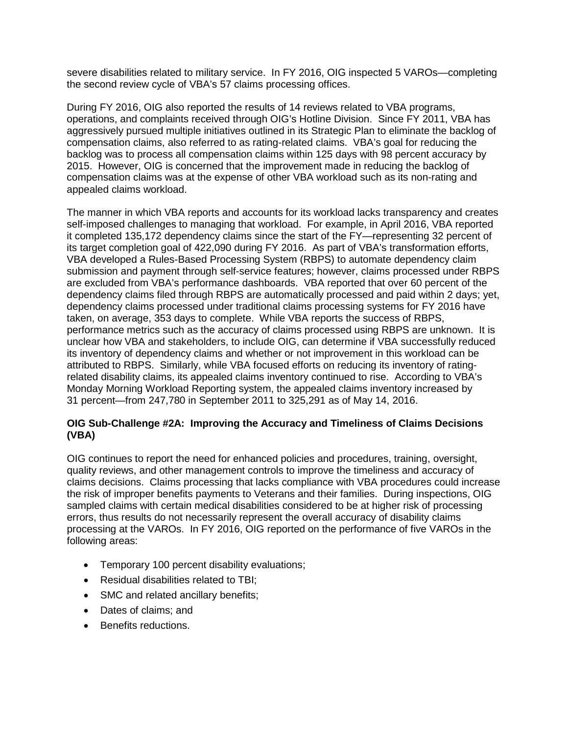severe disabilities related to military service. In FY 2016, OIG inspected 5 VAROs—completing the second review cycle of VBA's 57 claims processing offices.

During FY 2016, OIG also reported the results of 14 reviews related to VBA programs, operations, and complaints received through OIG's Hotline Division. Since FY 2011, VBA has aggressively pursued multiple initiatives outlined in its Strategic Plan to eliminate the backlog of compensation claims, also referred to as rating-related claims. VBA's goal for reducing the backlog was to process all compensation claims within 125 days with 98 percent accuracy by 2015. However, OIG is concerned that the improvement made in reducing the backlog of compensation claims was at the expense of other VBA workload such as its non-rating and appealed claims workload.

The manner in which VBA reports and accounts for its workload lacks transparency and creates self-imposed challenges to managing that workload. For example, in April 2016, VBA reported it completed 135,172 dependency claims since the start of the FY—representing 32 percent of its target completion goal of 422,090 during FY 2016. As part of VBA's transformation efforts, VBA developed a Rules-Based Processing System (RBPS) to automate dependency claim submission and payment through self-service features; however, claims processed under RBPS are excluded from VBA's performance dashboards. VBA reported that over 60 percent of the dependency claims filed through RBPS are automatically processed and paid within 2 days; yet, dependency claims processed under traditional claims processing systems for FY 2016 have taken, on average, 353 days to complete. While VBA reports the success of RBPS, performance metrics such as the accuracy of claims processed using RBPS are unknown. It is unclear how VBA and stakeholders, to include OIG, can determine if VBA successfully reduced its inventory of dependency claims and whether or not improvement in this workload can be attributed to RBPS. Similarly, while VBA focused efforts on reducing its inventory of rating-related disability claims, its appealed claims inventory continued to rise. According to VBA's Monday Morning Workload Reporting system, the appealed claims inventory increased by 31 percent—from 247,780 in September 2011 to 325,291 as of May 14, 2016.

**OIG Sub-Challenge #2A: Improving the Accuracy and Timeliness of Claims Decisions (VBA)**

OIG continues to report the need for enhanced policies and procedures, training, oversight, quality reviews, and other management controls to improve the timeliness and accuracy of claims decisions. Claims processing that lacks compliance with VBA procedures could increase the risk of improper benefits payments to Veterans and their families. During inspections, OIG sampled claims with certain medical disabilities considered to be at higher risk of processing errors, thus results do not necessarily represent the overall accuracy of disability claims processing at the VAROs. In FY 2016, OIG reported on the performance of five VAROs in the following areas:

- Temporary 100 percent disability evaluations;
- Residual disabilities related to TBI;
- SMC and related ancillary benefits;
- Dates of claims; and
- Benefits reductions.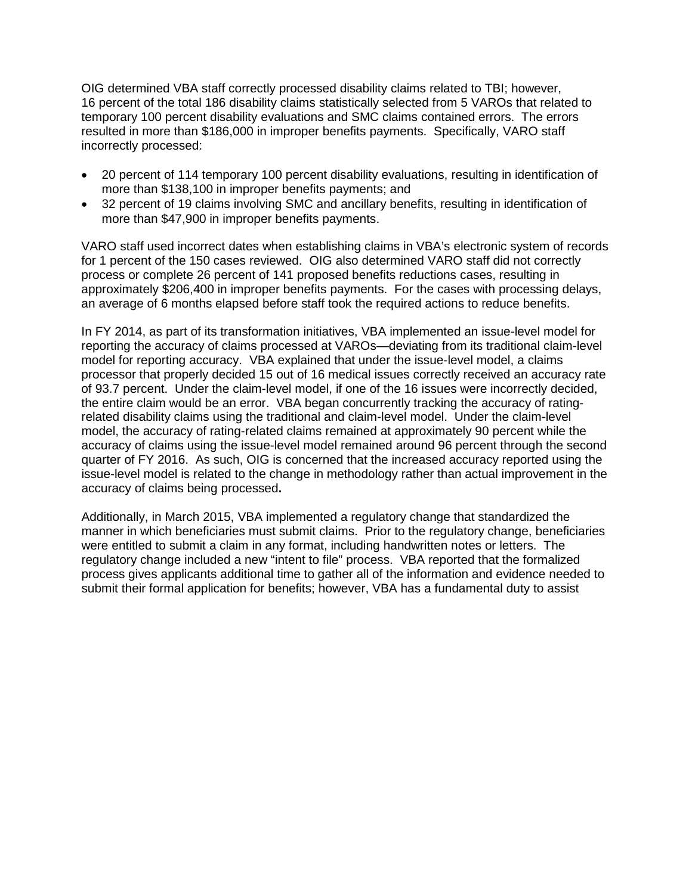OIG determined VBA staff correctly processed disability claims related to TBI; however, 16 percent of the total 186 disability claims statistically selected from 5 VAROs that related to temporary 100 percent disability evaluations and SMC claims contained errors. The errors resulted in more than $186,000 in improper benefits payments. Specifically, VARO staff incorrectly processed:

- 20 percent of 114 temporary 100 percent disability evaluations, resulting in identification of more than $138,100 in improper benefits payments; and
- 32 percent of 19 claims involving SMC and ancillary benefits, resulting in identification of more than $47,900 in improper benefits payments.

VARO staff used incorrect dates when establishing claims in VBA's electronic system of records for 1 percent of the 150 cases reviewed. OIG also determined VARO staff did not correctly process or complete 26 percent of 141 proposed benefits reductions cases, resulting in approximately $206,400 in improper benefits payments. For the cases with processing delays, an average of 6 months elapsed before staff took the required actions to reduce benefits.

In FY 2014, as part of its transformation initiatives, VBA implemented an issue-level model for reporting the accuracy of claims processed at VAROs—deviating from its traditional claim-level model for reporting accuracy. VBA explained that under the issue-level model, a claims processor that properly decided 15 out of 16 medical issues correctly received an accuracy rate of 93.7 percent. Under the claim-level model, if one of the 16 issues were incorrectly decided, the entire claim would be an error. VBA began concurrently tracking the accuracy of rating-related disability claims using the traditional and claim-level model. Under the claim-level model, the accuracy of rating-related claims remained at approximately 90 percent while the accuracy of claims using the issue-level model remained around 96 percent through the second quarter of FY 2016. As such, OIG is concerned that the increased accuracy reported using the issue-level model is related to the change in methodology rather than actual improvement in the accuracy of claims being processed**.**

Additionally, in March 2015, VBA implemented a regulatory change that standardized the manner in which beneficiaries must submit claims. Prior to the regulatory change, beneficiaries were entitled to submit a claim in any format, including handwritten notes or letters. The regulatory change included a new "intent to file" process. VBA reported that the formalized process gives applicants additional time to gather all of the information and evidence needed to submit their formal application for benefits; however, VBA has a fundamental duty to assist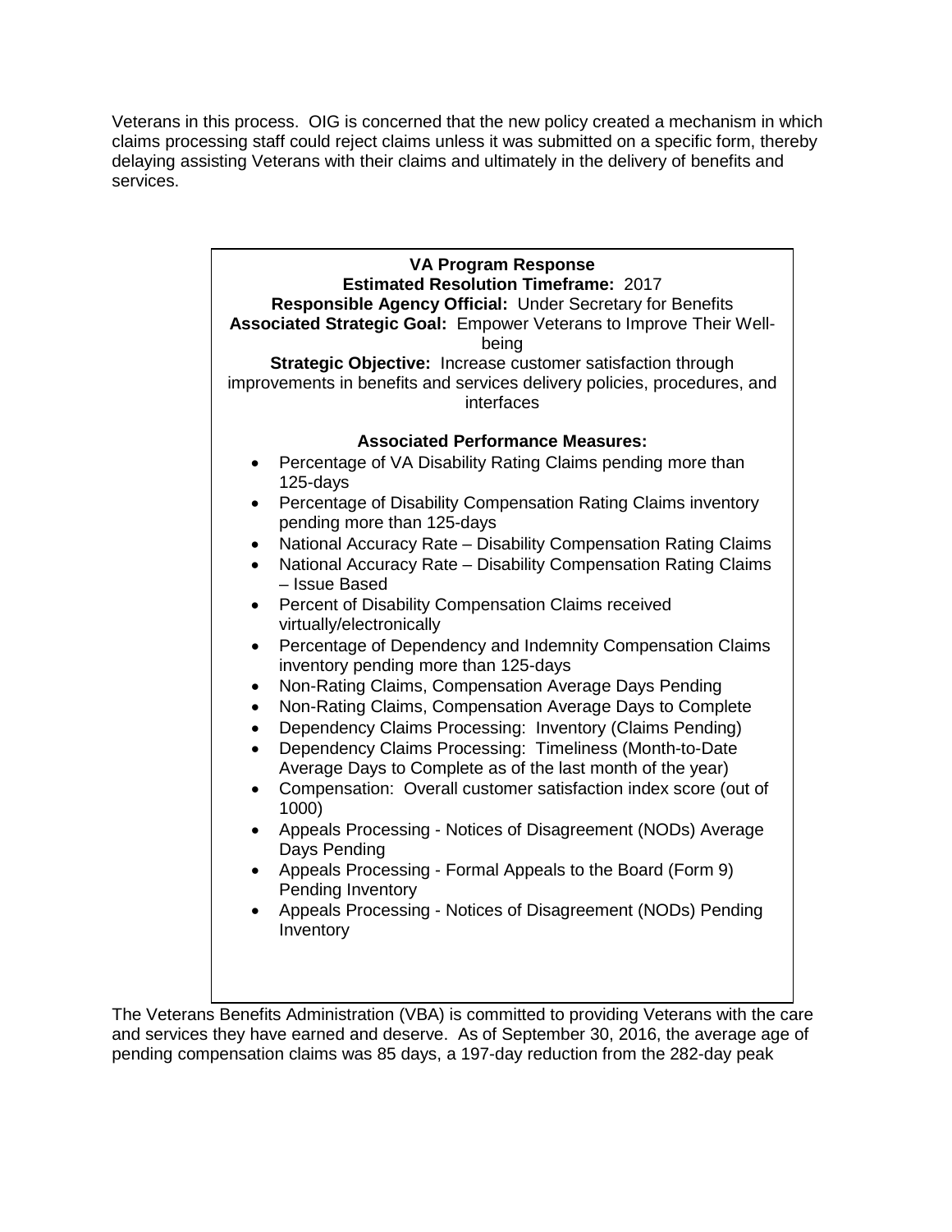Veterans in this process. OIG is concerned that the new policy created a mechanism in which claims processing staff could reject claims unless it was submitted on a specific form, thereby delaying assisting Veterans with their claims and ultimately in the delivery of benefits and services.

**VA Program Response**
**Estimated Resolution Timeframe:** 2017
**Responsible Agency Official:** Under Secretary for Benefits
**Associated Strategic Goal:** Empower Veterans to Improve Their Well-being
**Strategic Objective:** Increase customer satisfaction through improvements in benefits and services delivery policies, procedures, and interfaces

**Associated Performance Measures:**

- Percentage of VA Disability Rating Claims pending more than 125-days
- Percentage of Disability Compensation Rating Claims inventory pending more than 125-days
- National Accuracy Rate – Disability Compensation Rating Claims
- National Accuracy Rate – Disability Compensation Rating Claims – Issue Based
- Percent of Disability Compensation Claims received virtually/electronically
- Percentage of Dependency and Indemnity Compensation Claims inventory pending more than 125-days
- Non-Rating Claims, Compensation Average Days Pending
- Non-Rating Claims, Compensation Average Days to Complete
- Dependency Claims Processing: Inventory (Claims Pending)
- Dependency Claims Processing: Timeliness (Month-to-Date Average Days to Complete as of the last month of the year)
- Compensation: Overall customer satisfaction index score (out of 1000)
- Appeals Processing - Notices of Disagreement (NODs) Average Days Pending
- Appeals Processing - Formal Appeals to the Board (Form 9) Pending Inventory
- Appeals Processing - Notices of Disagreement (NODs) Pending Inventory

The Veterans Benefits Administration (VBA) is committed to providing Veterans with the care and services they have earned and deserve. As of September 30, 2016, the average age of pending compensation claims was 85 days, a 197-day reduction from the 282-day peak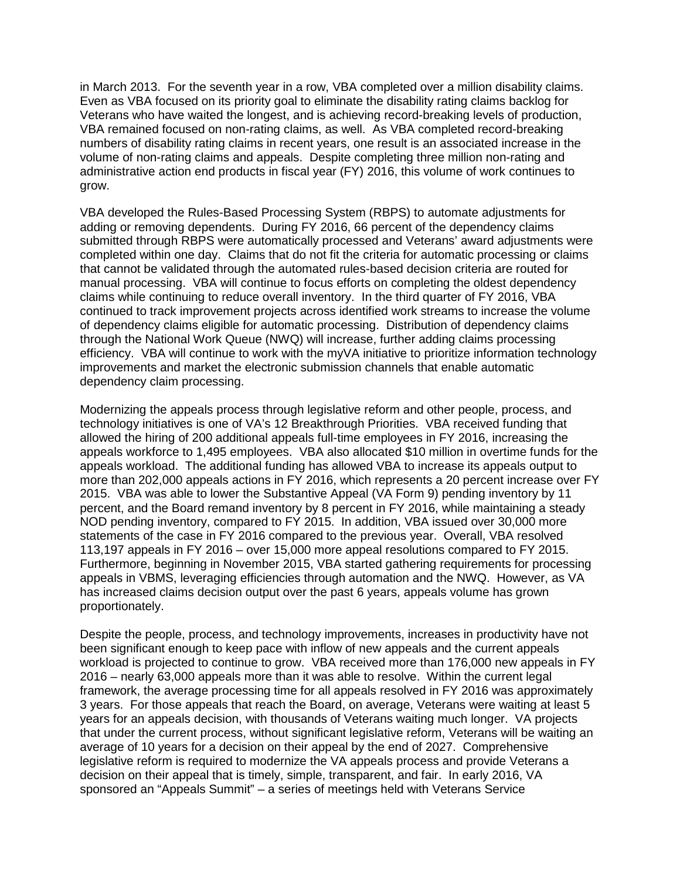in March 2013. For the seventh year in a row, VBA completed over a million disability claims. Even as VBA focused on its priority goal to eliminate the disability rating claims backlog for Veterans who have waited the longest, and is achieving record-breaking levels of production, VBA remained focused on non-rating claims, as well. As VBA completed record-breaking numbers of disability rating claims in recent years, one result is an associated increase in the volume of non-rating claims and appeals. Despite completing three million non-rating and administrative action end products in fiscal year (FY) 2016, this volume of work continues to grow.

VBA developed the Rules-Based Processing System (RBPS) to automate adjustments for adding or removing dependents. During FY 2016, 66 percent of the dependency claims submitted through RBPS were automatically processed and Veterans' award adjustments were completed within one day. Claims that do not fit the criteria for automatic processing or claims that cannot be validated through the automated rules-based decision criteria are routed for manual processing. VBA will continue to focus efforts on completing the oldest dependency claims while continuing to reduce overall inventory. In the third quarter of FY 2016, VBA continued to track improvement projects across identified work streams to increase the volume of dependency claims eligible for automatic processing. Distribution of dependency claims through the National Work Queue (NWQ) will increase, further adding claims processing efficiency. VBA will continue to work with the myVA initiative to prioritize information technology improvements and market the electronic submission channels that enable automatic dependency claim processing.

Modernizing the appeals process through legislative reform and other people, process, and technology initiatives is one of VA's 12 Breakthrough Priorities. VBA received funding that allowed the hiring of 200 additional appeals full-time employees in FY 2016, increasing the appeals workforce to 1,495 employees. VBA also allocated $10 million in overtime funds for the appeals workload. The additional funding has allowed VBA to increase its appeals output to more than 202,000 appeals actions in FY 2016, which represents a 20 percent increase over FY 2015. VBA was able to lower the Substantive Appeal (VA Form 9) pending inventory by 11 percent, and the Board remand inventory by 8 percent in FY 2016, while maintaining a steady NOD pending inventory, compared to FY 2015. In addition, VBA issued over 30,000 more statements of the case in FY 2016 compared to the previous year. Overall, VBA resolved 113,197 appeals in FY 2016 – over 15,000 more appeal resolutions compared to FY 2015. Furthermore, beginning in November 2015, VBA started gathering requirements for processing appeals in VBMS, leveraging efficiencies through automation and the NWQ. However, as VA has increased claims decision output over the past 6 years, appeals volume has grown proportionately.

Despite the people, process, and technology improvements, increases in productivity have not been significant enough to keep pace with inflow of new appeals and the current appeals workload is projected to continue to grow. VBA received more than 176,000 new appeals in FY 2016 – nearly 63,000 appeals more than it was able to resolve. Within the current legal framework, the average processing time for all appeals resolved in FY 2016 was approximately 3 years. For those appeals that reach the Board, on average, Veterans were waiting at least 5 years for an appeals decision, with thousands of Veterans waiting much longer. VA projects that under the current process, without significant legislative reform, Veterans will be waiting an average of 10 years for a decision on their appeal by the end of 2027. Comprehensive legislative reform is required to modernize the VA appeals process and provide Veterans a decision on their appeal that is timely, simple, transparent, and fair. In early 2016, VA sponsored an "Appeals Summit" – a series of meetings held with Veterans Service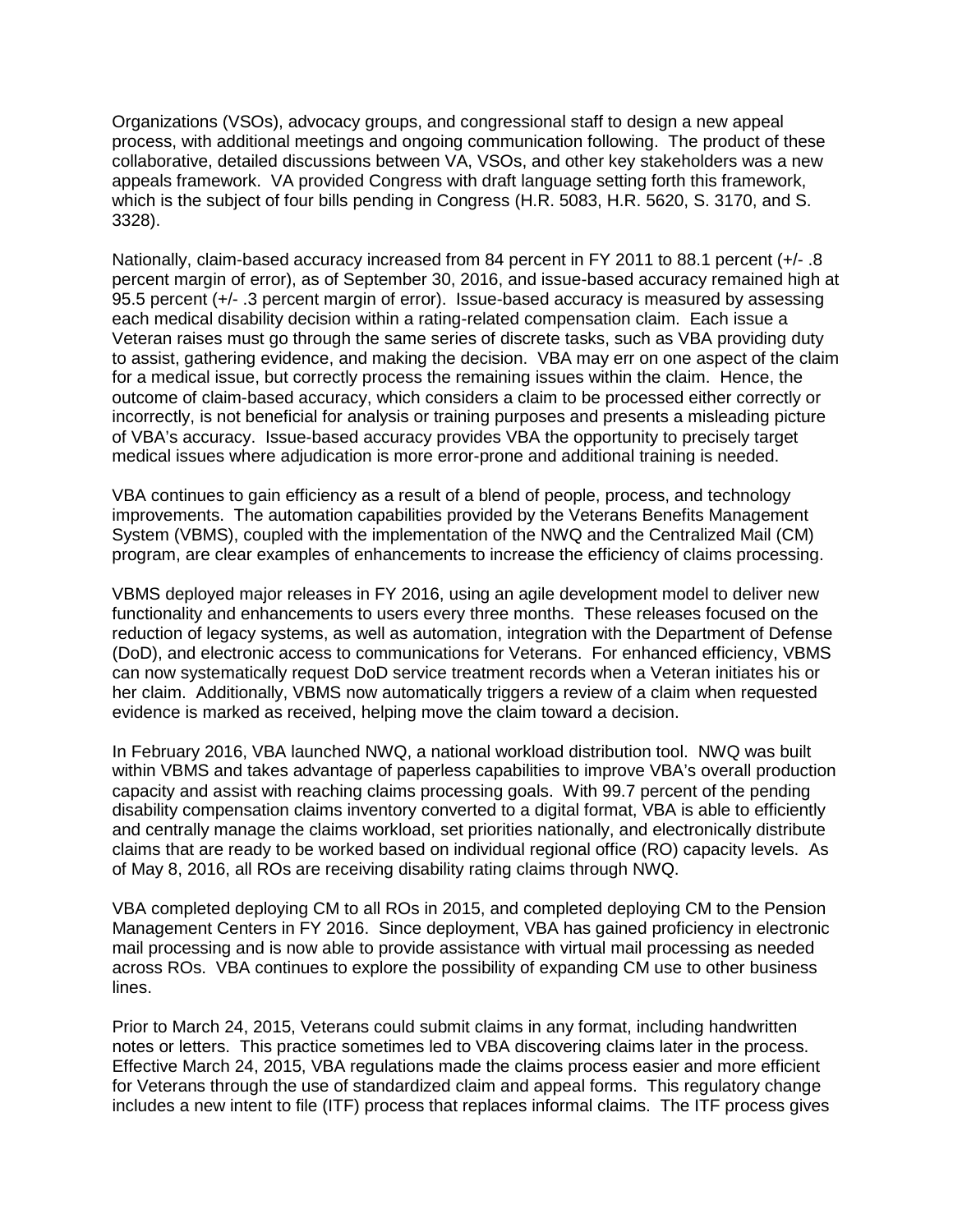Organizations (VSOs), advocacy groups, and congressional staff to design a new appeal process, with additional meetings and ongoing communication following. The product of these collaborative, detailed discussions between VA, VSOs, and other key stakeholders was a new appeals framework. VA provided Congress with draft language setting forth this framework, which is the subject of four bills pending in Congress (H.R. 5083, H.R. 5620, S. 3170, and S. 3328).

Nationally, claim-based accuracy increased from 84 percent in FY 2011 to 88.1 percent (+/- .8 percent margin of error), as of September 30, 2016, and issue-based accuracy remained high at 95.5 percent (+/- .3 percent margin of error). Issue-based accuracy is measured by assessing each medical disability decision within a rating-related compensation claim. Each issue a Veteran raises must go through the same series of discrete tasks, such as VBA providing duty to assist, gathering evidence, and making the decision. VBA may err on one aspect of the claim for a medical issue, but correctly process the remaining issues within the claim. Hence, the outcome of claim-based accuracy, which considers a claim to be processed either correctly or incorrectly, is not beneficial for analysis or training purposes and presents a misleading picture of VBA's accuracy. Issue-based accuracy provides VBA the opportunity to precisely target medical issues where adjudication is more error-prone and additional training is needed.

VBA continues to gain efficiency as a result of a blend of people, process, and technology improvements. The automation capabilities provided by the Veterans Benefits Management System (VBMS), coupled with the implementation of the NWQ and the Centralized Mail (CM) program, are clear examples of enhancements to increase the efficiency of claims processing.

VBMS deployed major releases in FY 2016, using an agile development model to deliver new functionality and enhancements to users every three months. These releases focused on the reduction of legacy systems, as well as automation, integration with the Department of Defense (DoD), and electronic access to communications for Veterans. For enhanced efficiency, VBMS can now systematically request DoD service treatment records when a Veteran initiates his or her claim. Additionally, VBMS now automatically triggers a review of a claim when requested evidence is marked as received, helping move the claim toward a decision.

In February 2016, VBA launched NWQ, a national workload distribution tool. NWQ was built within VBMS and takes advantage of paperless capabilities to improve VBA's overall production capacity and assist with reaching claims processing goals. With 99.7 percent of the pending disability compensation claims inventory converted to a digital format, VBA is able to efficiently and centrally manage the claims workload, set priorities nationally, and electronically distribute claims that are ready to be worked based on individual regional office (RO) capacity levels. As of May 8, 2016, all ROs are receiving disability rating claims through NWQ.

VBA completed deploying CM to all ROs in 2015, and completed deploying CM to the Pension Management Centers in FY 2016. Since deployment, VBA has gained proficiency in electronic mail processing and is now able to provide assistance with virtual mail processing as needed across ROs. VBA continues to explore the possibility of expanding CM use to other business lines.

Prior to March 24, 2015, Veterans could submit claims in any format, including handwritten notes or letters. This practice sometimes led to VBA discovering claims later in the process. Effective March 24, 2015, VBA regulations made the claims process easier and more efficient for Veterans through the use of standardized claim and appeal forms. This regulatory change includes a new intent to file (ITF) process that replaces informal claims. The ITF process gives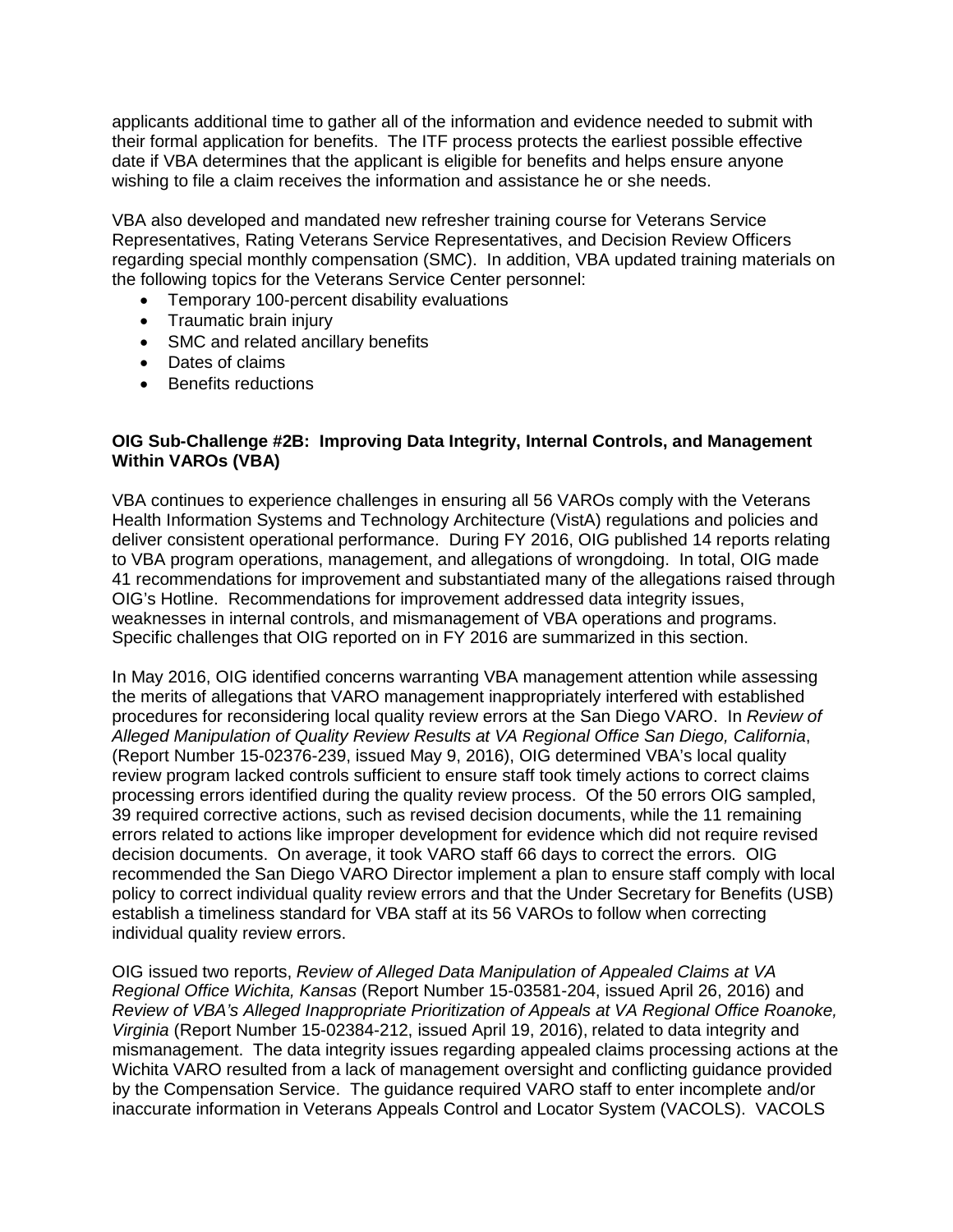applicants additional time to gather all of the information and evidence needed to submit with their formal application for benefits. The ITF process protects the earliest possible effective date if VBA determines that the applicant is eligible for benefits and helps ensure anyone wishing to file a claim receives the information and assistance he or she needs.

VBA also developed and mandated new refresher training course for Veterans Service Representatives, Rating Veterans Service Representatives, and Decision Review Officers regarding special monthly compensation (SMC). In addition, VBA updated training materials on the following topics for the Veterans Service Center personnel:

- Temporary 100-percent disability evaluations
- Traumatic brain injury
- SMC and related ancillary benefits
- Dates of claims
- Benefits reductions

**OIG Sub-Challenge #2B: Improving Data Integrity, Internal Controls, and Management Within VAROs (VBA)**

VBA continues to experience challenges in ensuring all 56 VAROs comply with the Veterans Health Information Systems and Technology Architecture (VistA) regulations and policies and deliver consistent operational performance. During FY 2016, OIG published 14 reports relating to VBA program operations, management, and allegations of wrongdoing. In total, OIG made 41 recommendations for improvement and substantiated many of the allegations raised through OIG's Hotline. Recommendations for improvement addressed data integrity issues, weaknesses in internal controls, and mismanagement of VBA operations and programs. Specific challenges that OIG reported on in FY 2016 are summarized in this section.

In May 2016, OIG identified concerns warranting VBA management attention while assessing the merits of allegations that VARO management inappropriately interfered with established procedures for reconsidering local quality review errors at the San Diego VARO. In *Review of Alleged Manipulation of Quality Review Results at VA Regional Office San Diego, California*, (Report Number 15-02376-239, issued May 9, 2016), OIG determined VBA's local quality review program lacked controls sufficient to ensure staff took timely actions to correct claims processing errors identified during the quality review process. Of the 50 errors OIG sampled, 39 required corrective actions, such as revised decision documents, while the 11 remaining errors related to actions like improper development for evidence which did not require revised decision documents. On average, it took VARO staff 66 days to correct the errors. OIG recommended the San Diego VARO Director implement a plan to ensure staff comply with local policy to correct individual quality review errors and that the Under Secretary for Benefits (USB) establish a timeliness standard for VBA staff at its 56 VAROs to follow when correcting individual quality review errors.

OIG issued two reports, *Review of Alleged Data Manipulation of Appealed Claims at VA Regional Office Wichita, Kansas* (Report Number 15-03581-204, issued April 26, 2016) and *Review of VBA's Alleged Inappropriate Prioritization of Appeals at VA Regional Office Roanoke, Virginia* (Report Number 15-02384-212, issued April 19, 2016), related to data integrity and mismanagement. The data integrity issues regarding appealed claims processing actions at the Wichita VARO resulted from a lack of management oversight and conflicting guidance provided by the Compensation Service. The guidance required VARO staff to enter incomplete and/or inaccurate information in Veterans Appeals Control and Locator System (VACOLS). VACOLS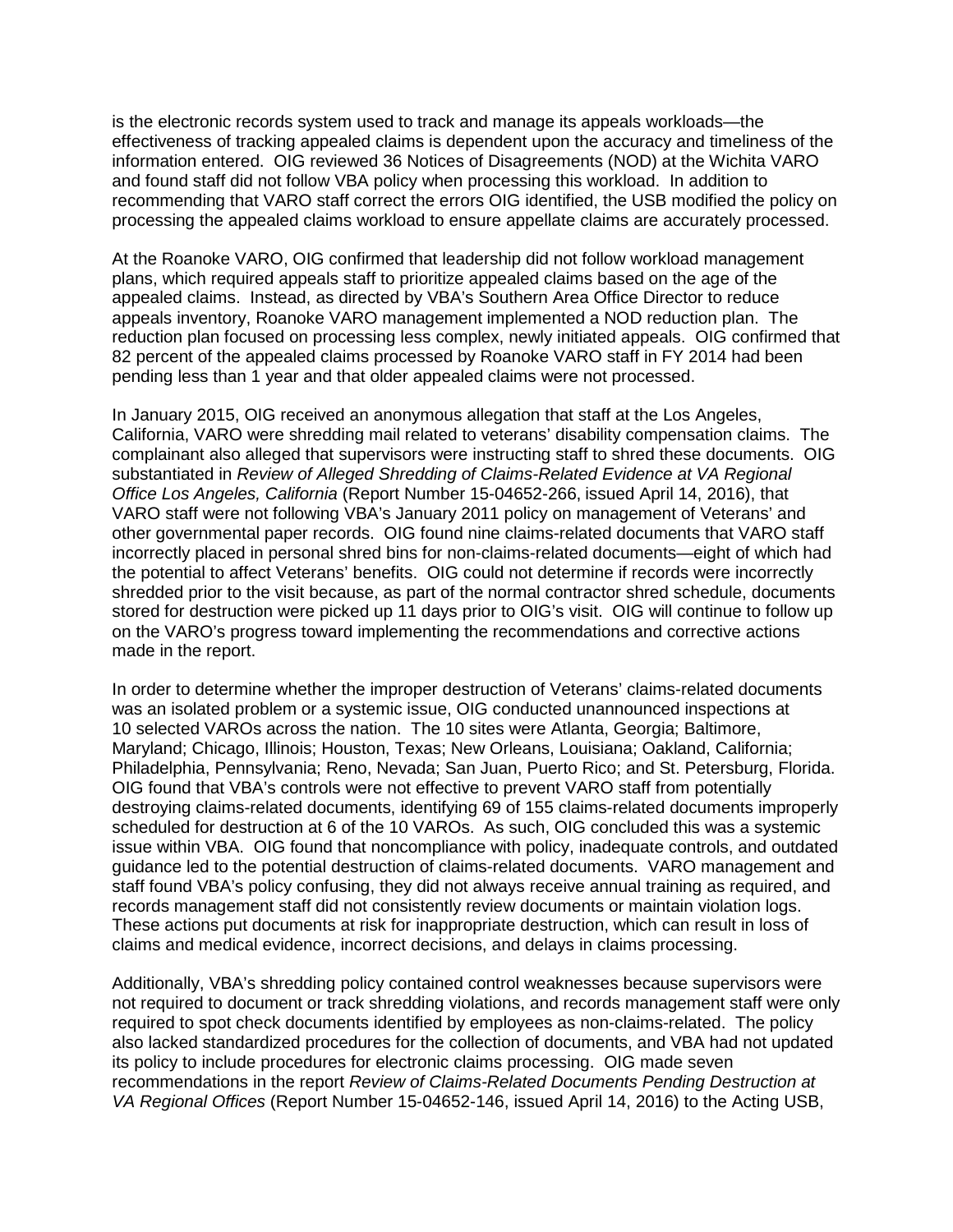is the electronic records system used to track and manage its appeals workloads—the effectiveness of tracking appealed claims is dependent upon the accuracy and timeliness of the information entered. OIG reviewed 36 Notices of Disagreements (NOD) at the Wichita VARO and found staff did not follow VBA policy when processing this workload. In addition to recommending that VARO staff correct the errors OIG identified, the USB modified the policy on processing the appealed claims workload to ensure appellate claims are accurately processed.

At the Roanoke VARO, OIG confirmed that leadership did not follow workload management plans, which required appeals staff to prioritize appealed claims based on the age of the appealed claims. Instead, as directed by VBA's Southern Area Office Director to reduce appeals inventory, Roanoke VARO management implemented a NOD reduction plan. The reduction plan focused on processing less complex, newly initiated appeals. OIG confirmed that 82 percent of the appealed claims processed by Roanoke VARO staff in FY 2014 had been pending less than 1 year and that older appealed claims were not processed.

In January 2015, OIG received an anonymous allegation that staff at the Los Angeles, California, VARO were shredding mail related to veterans' disability compensation claims. The complainant also alleged that supervisors were instructing staff to shred these documents. OIG substantiated in *Review of Alleged Shredding of Claims-Related Evidence at VA Regional Office Los Angeles, California* (Report Number 15-04652-266, issued April 14, 2016), that VARO staff were not following VBA's January 2011 policy on management of Veterans' and other governmental paper records. OIG found nine claims-related documents that VARO staff incorrectly placed in personal shred bins for non-claims-related documents—eight of which had the potential to affect Veterans' benefits. OIG could not determine if records were incorrectly shredded prior to the visit because, as part of the normal contractor shred schedule, documents stored for destruction were picked up 11 days prior to OIG's visit. OIG will continue to follow up on the VARO's progress toward implementing the recommendations and corrective actions made in the report.

In order to determine whether the improper destruction of Veterans' claims-related documents was an isolated problem or a systemic issue, OIG conducted unannounced inspections at 10 selected VAROs across the nation. The 10 sites were Atlanta, Georgia; Baltimore, Maryland; Chicago, Illinois; Houston, Texas; New Orleans, Louisiana; Oakland, California; Philadelphia, Pennsylvania; Reno, Nevada; San Juan, Puerto Rico; and St. Petersburg, Florida. OIG found that VBA's controls were not effective to prevent VARO staff from potentially destroying claims-related documents, identifying 69 of 155 claims-related documents improperly scheduled for destruction at 6 of the 10 VAROs. As such, OIG concluded this was a systemic issue within VBA. OIG found that noncompliance with policy, inadequate controls, and outdated guidance led to the potential destruction of claims-related documents. VARO management and staff found VBA's policy confusing, they did not always receive annual training as required, and records management staff did not consistently review documents or maintain violation logs. These actions put documents at risk for inappropriate destruction, which can result in loss of claims and medical evidence, incorrect decisions, and delays in claims processing.

Additionally, VBA's shredding policy contained control weaknesses because supervisors were not required to document or track shredding violations, and records management staff were only required to spot check documents identified by employees as non-claims-related. The policy also lacked standardized procedures for the collection of documents, and VBA had not updated its policy to include procedures for electronic claims processing. OIG made seven recommendations in the report *Review of Claims-Related Documents Pending Destruction at VA Regional Offices* (Report Number 15-04652-146, issued April 14, 2016) to the Acting USB,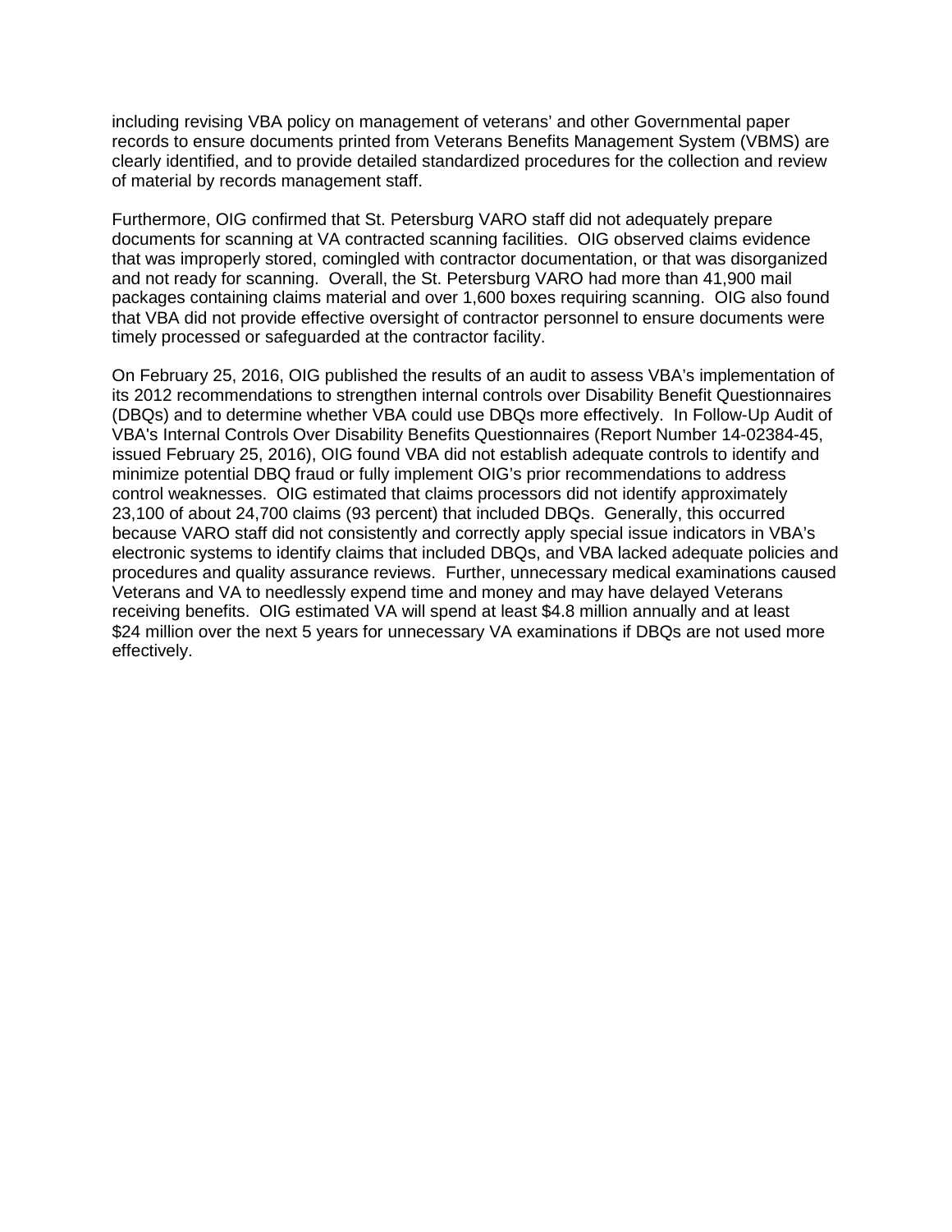including revising VBA policy on management of veterans' and other Governmental paper records to ensure documents printed from Veterans Benefits Management System (VBMS) are clearly identified, and to provide detailed standardized procedures for the collection and review of material by records management staff.

Furthermore, OIG confirmed that St. Petersburg VARO staff did not adequately prepare documents for scanning at VA contracted scanning facilities. OIG observed claims evidence that was improperly stored, comingled with contractor documentation, or that was disorganized and not ready for scanning. Overall, the St. Petersburg VARO had more than 41,900 mail packages containing claims material and over 1,600 boxes requiring scanning. OIG also found that VBA did not provide effective oversight of contractor personnel to ensure documents were timely processed or safeguarded at the contractor facility.

On February 25, 2016, OIG published the results of an audit to assess VBA's implementation of its 2012 recommendations to strengthen internal controls over Disability Benefit Questionnaires (DBQs) and to determine whether VBA could use DBQs more effectively. In Follow-Up Audit of VBA's Internal Controls Over Disability Benefits Questionnaires (Report Number 14-02384-45, issued February 25, 2016), OIG found VBA did not establish adequate controls to identify and minimize potential DBQ fraud or fully implement OIG's prior recommendations to address control weaknesses. OIG estimated that claims processors did not identify approximately 23,100 of about 24,700 claims (93 percent) that included DBQs. Generally, this occurred because VARO staff did not consistently and correctly apply special issue indicators in VBA's electronic systems to identify claims that included DBQs, and VBA lacked adequate policies and procedures and quality assurance reviews. Further, unnecessary medical examinations caused Veterans and VA to needlessly expend time and money and may have delayed Veterans receiving benefits. OIG estimated VA will spend at least $4.8 million annually and at least $24 million over the next 5 years for unnecessary VA examinations if DBQs are not used more effectively.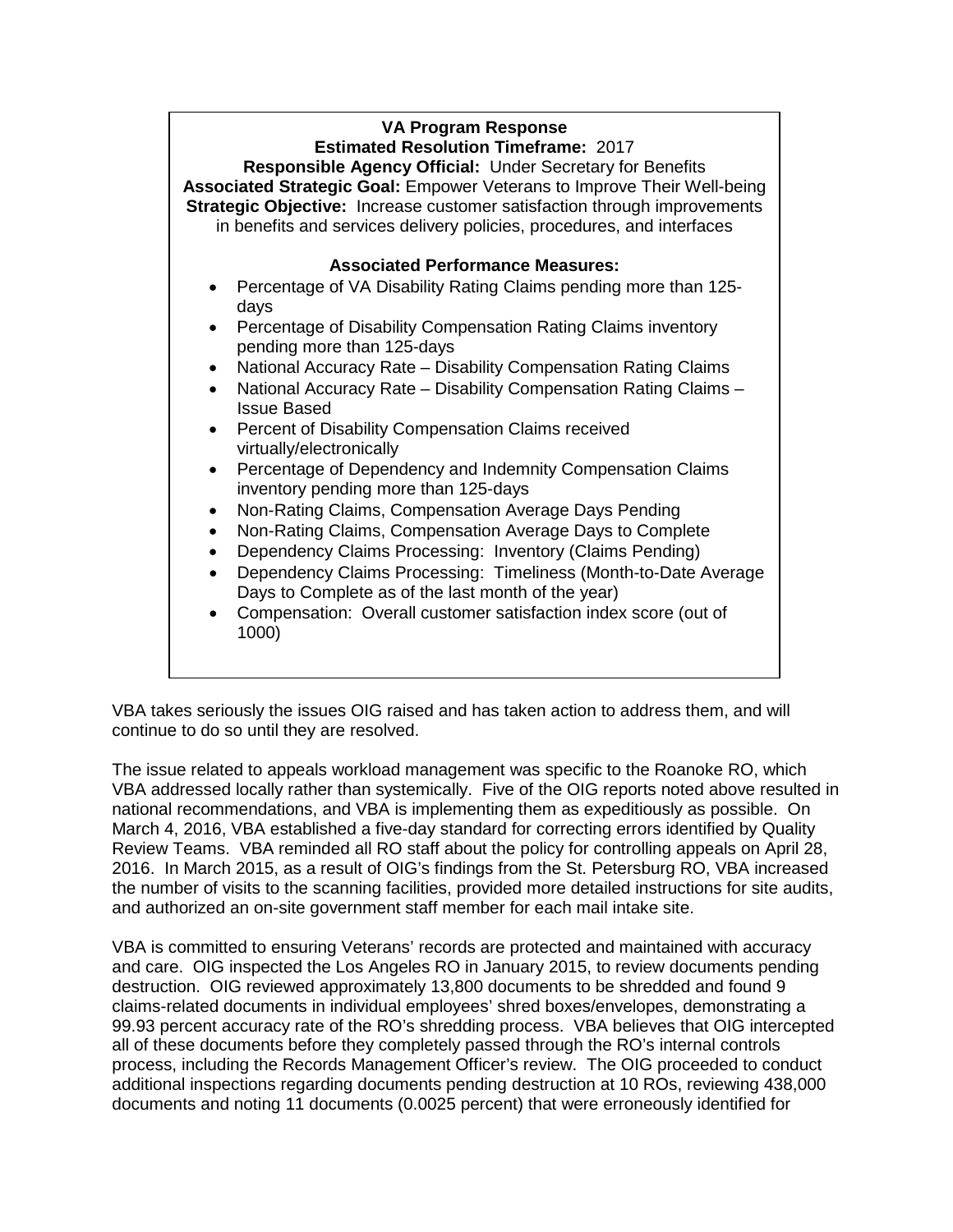**VA Program Response**

**Estimated Resolution Timeframe:** 2017

**Responsible Agency Official:** Under Secretary for Benefits

**Associated Strategic Goal:** Empower Veterans to Improve Their Well-being

**Strategic Objective:** Increase customer satisfaction through improvements in benefits and services delivery policies, procedures, and interfaces

**Associated Performance Measures:**

- Percentage of VA Disability Rating Claims pending more than 125-days
- Percentage of Disability Compensation Rating Claims inventory pending more than 125-days
- National Accuracy Rate – Disability Compensation Rating Claims
- National Accuracy Rate – Disability Compensation Rating Claims – Issue Based
- Percent of Disability Compensation Claims received virtually/electronically
- Percentage of Dependency and Indemnity Compensation Claims inventory pending more than 125-days
- Non-Rating Claims, Compensation Average Days Pending
- Non-Rating Claims, Compensation Average Days to Complete
- Dependency Claims Processing: Inventory (Claims Pending)
- Dependency Claims Processing: Timeliness (Month-to-Date Average Days to Complete as of the last month of the year)
- Compensation: Overall customer satisfaction index score (out of 1000)

VBA takes seriously the issues OIG raised and has taken action to address them, and will continue to do so until they are resolved.

The issue related to appeals workload management was specific to the Roanoke RO, which VBA addressed locally rather than systemically. Five of the OIG reports noted above resulted in national recommendations, and VBA is implementing them as expeditiously as possible. On March 4, 2016, VBA established a five-day standard for correcting errors identified by Quality Review Teams. VBA reminded all RO staff about the policy for controlling appeals on April 28, 2016. In March 2015, as a result of OIG's findings from the St. Petersburg RO, VBA increased the number of visits to the scanning facilities, provided more detailed instructions for site audits, and authorized an on-site government staff member for each mail intake site.

VBA is committed to ensuring Veterans' records are protected and maintained with accuracy and care. OIG inspected the Los Angeles RO in January 2015, to review documents pending destruction. OIG reviewed approximately 13,800 documents to be shredded and found 9 claims-related documents in individual employees' shred boxes/envelopes, demonstrating a 99.93 percent accuracy rate of the RO's shredding process. VBA believes that OIG intercepted all of these documents before they completely passed through the RO's internal controls process, including the Records Management Officer's review. The OIG proceeded to conduct additional inspections regarding documents pending destruction at 10 ROs, reviewing 438,000 documents and noting 11 documents (0.0025 percent) that were erroneously identified for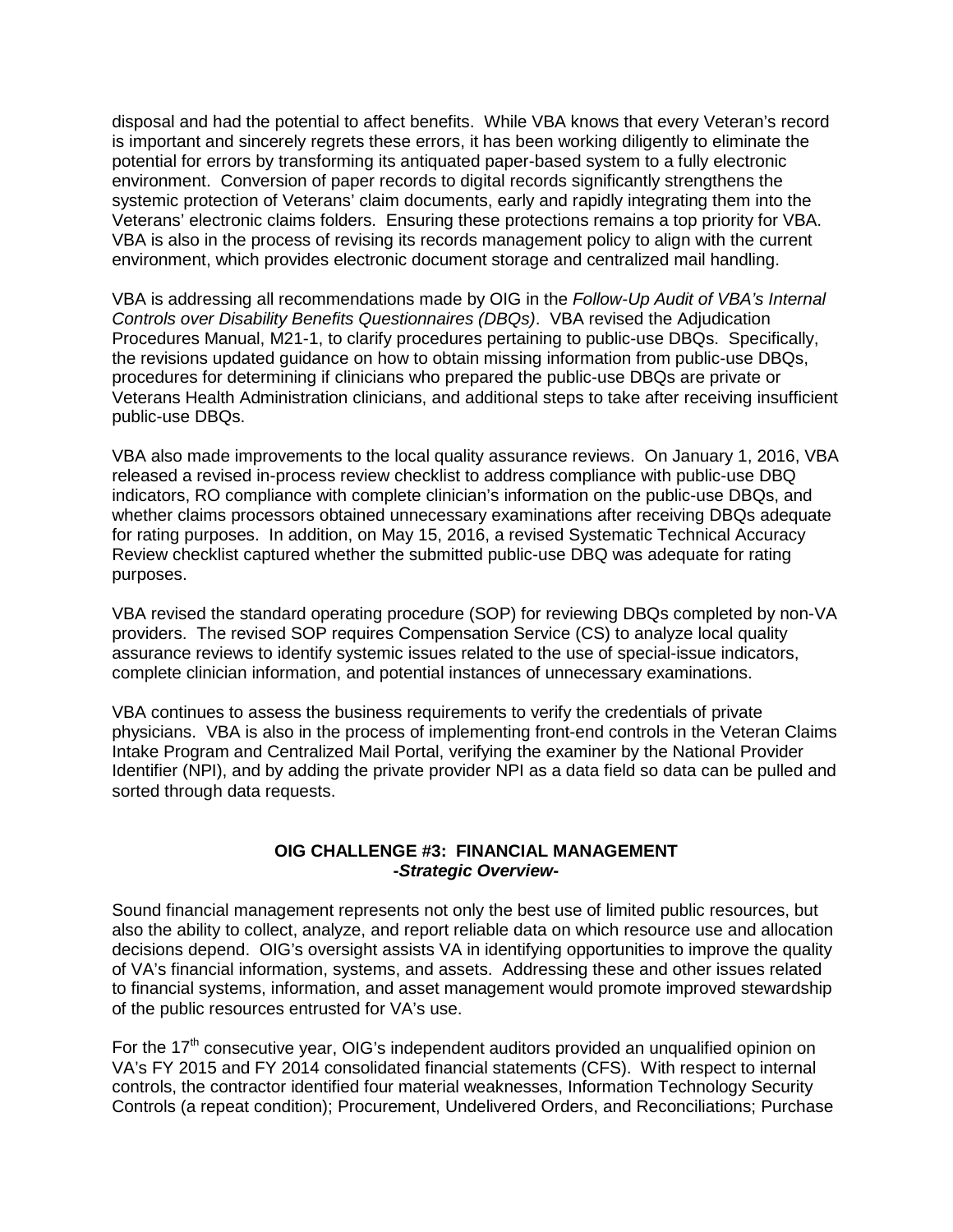disposal and had the potential to affect benefits. While VBA knows that every Veteran's record is important and sincerely regrets these errors, it has been working diligently to eliminate the potential for errors by transforming its antiquated paper-based system to a fully electronic environment. Conversion of paper records to digital records significantly strengthens the systemic protection of Veterans' claim documents, early and rapidly integrating them into the Veterans' electronic claims folders. Ensuring these protections remains a top priority for VBA. VBA is also in the process of revising its records management policy to align with the current environment, which provides electronic document storage and centralized mail handling.

VBA is addressing all recommendations made by OIG in the *Follow-Up Audit of VBA's Internal Controls over Disability Benefits Questionnaires (DBQs)*. VBA revised the Adjudication Procedures Manual, M21-1, to clarify procedures pertaining to public-use DBQs. Specifically, the revisions updated guidance on how to obtain missing information from public-use DBQs, procedures for determining if clinicians who prepared the public-use DBQs are private or Veterans Health Administration clinicians, and additional steps to take after receiving insufficient public-use DBQs.

VBA also made improvements to the local quality assurance reviews. On January 1, 2016, VBA released a revised in-process review checklist to address compliance with public-use DBQ indicators, RO compliance with complete clinician's information on the public-use DBQs, and whether claims processors obtained unnecessary examinations after receiving DBQs adequate for rating purposes. In addition, on May 15, 2016, a revised Systematic Technical Accuracy Review checklist captured whether the submitted public-use DBQ was adequate for rating purposes.

VBA revised the standard operating procedure (SOP) for reviewing DBQs completed by non-VA providers. The revised SOP requires Compensation Service (CS) to analyze local quality assurance reviews to identify systemic issues related to the use of special-issue indicators, complete clinician information, and potential instances of unnecessary examinations.

VBA continues to assess the business requirements to verify the credentials of private physicians. VBA is also in the process of implementing front-end controls in the Veteran Claims Intake Program and Centralized Mail Portal, verifying the examiner by the National Provider Identifier (NPI), and by adding the private provider NPI as a data field so data can be pulled and sorted through data requests.

## OIG CHALLENGE #3: FINANCIAL MANAGEMENT

***-Strategic Overview-***

Sound financial management represents not only the best use of limited public resources, but also the ability to collect, analyze, and report reliable data on which resource use and allocation decisions depend. OIG's oversight assists VA in identifying opportunities to improve the quality of VA's financial information, systems, and assets. Addressing these and other issues related to financial systems, information, and asset management would promote improved stewardship of the public resources entrusted for VA's use.

For the 17th consecutive year, OIG's independent auditors provided an unqualified opinion on VA's FY 2015 and FY 2014 consolidated financial statements (CFS). With respect to internal controls, the contractor identified four material weaknesses, Information Technology Security Controls (a repeat condition); Procurement, Undelivered Orders, and Reconciliations; Purchase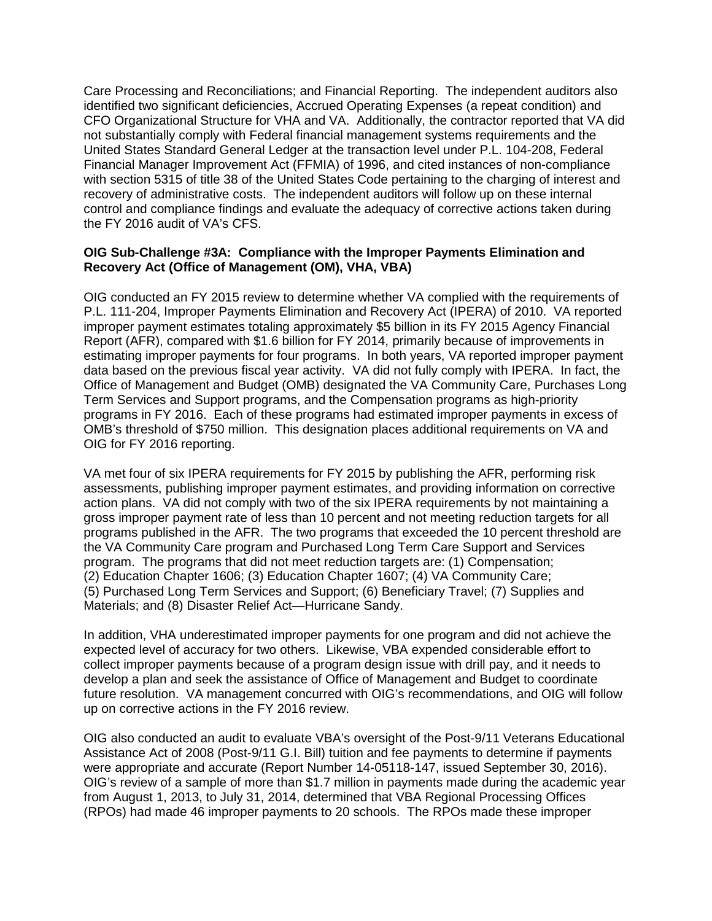Care Processing and Reconciliations; and Financial Reporting. The independent auditors also identified two significant deficiencies, Accrued Operating Expenses (a repeat condition) and CFO Organizational Structure for VHA and VA. Additionally, the contractor reported that VA did not substantially comply with Federal financial management systems requirements and the United States Standard General Ledger at the transaction level under P.L. 104-208, Federal Financial Manager Improvement Act (FFMIA) of 1996, and cited instances of non-compliance with section 5315 of title 38 of the United States Code pertaining to the charging of interest and recovery of administrative costs. The independent auditors will follow up on these internal control and compliance findings and evaluate the adequacy of corrective actions taken during the FY 2016 audit of VA's CFS.

**OIG Sub-Challenge #3A: Compliance with the Improper Payments Elimination and Recovery Act (Office of Management (OM), VHA, VBA)**

OIG conducted an FY 2015 review to determine whether VA complied with the requirements of P.L. 111-204, Improper Payments Elimination and Recovery Act (IPERA) of 2010. VA reported improper payment estimates totaling approximately $5 billion in its FY 2015 Agency Financial Report (AFR), compared with $1.6 billion for FY 2014, primarily because of improvements in estimating improper payments for four programs. In both years, VA reported improper payment data based on the previous fiscal year activity. VA did not fully comply with IPERA. In fact, the Office of Management and Budget (OMB) designated the VA Community Care, Purchases Long Term Services and Support programs, and the Compensation programs as high-priority programs in FY 2016. Each of these programs had estimated improper payments in excess of OMB's threshold of $750 million. This designation places additional requirements on VA and OIG for FY 2016 reporting.

VA met four of six IPERA requirements for FY 2015 by publishing the AFR, performing risk assessments, publishing improper payment estimates, and providing information on corrective action plans. VA did not comply with two of the six IPERA requirements by not maintaining a gross improper payment rate of less than 10 percent and not meeting reduction targets for all programs published in the AFR. The two programs that exceeded the 10 percent threshold are the VA Community Care program and Purchased Long Term Care Support and Services program. The programs that did not meet reduction targets are: (1) Compensation; (2) Education Chapter 1606; (3) Education Chapter 1607; (4) VA Community Care; (5) Purchased Long Term Services and Support; (6) Beneficiary Travel; (7) Supplies and Materials; and (8) Disaster Relief Act—Hurricane Sandy.

In addition, VHA underestimated improper payments for one program and did not achieve the expected level of accuracy for two others. Likewise, VBA expended considerable effort to collect improper payments because of a program design issue with drill pay, and it needs to develop a plan and seek the assistance of Office of Management and Budget to coordinate future resolution. VA management concurred with OIG's recommendations, and OIG will follow up on corrective actions in the FY 2016 review.

OIG also conducted an audit to evaluate VBA's oversight of the Post-9/11 Veterans Educational Assistance Act of 2008 (Post-9/11 G.I. Bill) tuition and fee payments to determine if payments were appropriate and accurate (Report Number 14-05118-147, issued September 30, 2016). OIG's review of a sample of more than $1.7 million in payments made during the academic year from August 1, 2013, to July 31, 2014, determined that VBA Regional Processing Offices (RPOs) had made 46 improper payments to 20 schools. The RPOs made these improper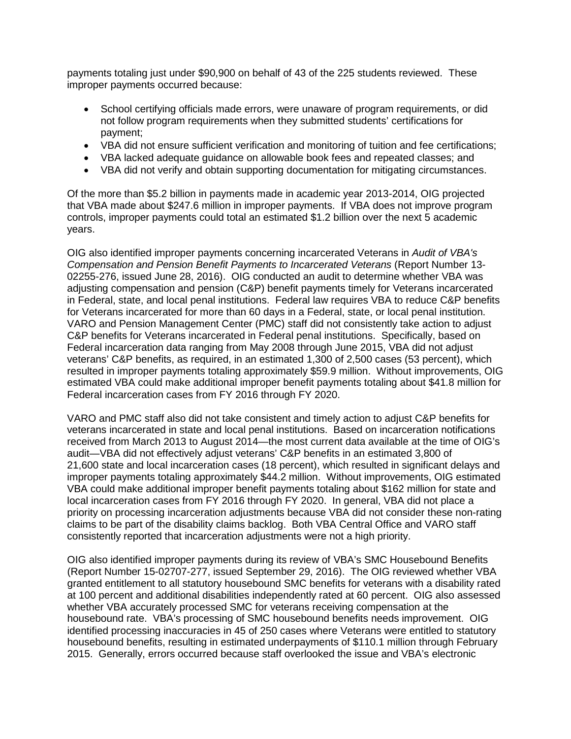payments totaling just under $90,900 on behalf of 43 of the 225 students reviewed. These improper payments occurred because:

- School certifying officials made errors, were unaware of program requirements, or did not follow program requirements when they submitted students' certifications for payment;
- VBA did not ensure sufficient verification and monitoring of tuition and fee certifications;
- VBA lacked adequate guidance on allowable book fees and repeated classes; and
- VBA did not verify and obtain supporting documentation for mitigating circumstances.

Of the more than $5.2 billion in payments made in academic year 2013-2014, OIG projected that VBA made about $247.6 million in improper payments. If VBA does not improve program controls, improper payments could total an estimated $1.2 billion over the next 5 academic years.

OIG also identified improper payments concerning incarcerated Veterans in *Audit of VBA's Compensation and Pension Benefit Payments to Incarcerated Veterans* (Report Number 13-02255-276, issued June 28, 2016). OIG conducted an audit to determine whether VBA was adjusting compensation and pension (C&P) benefit payments timely for Veterans incarcerated in Federal, state, and local penal institutions. Federal law requires VBA to reduce C&P benefits for Veterans incarcerated for more than 60 days in a Federal, state, or local penal institution. VARO and Pension Management Center (PMC) staff did not consistently take action to adjust C&P benefits for Veterans incarcerated in Federal penal institutions. Specifically, based on Federal incarceration data ranging from May 2008 through June 2015, VBA did not adjust veterans' C&P benefits, as required, in an estimated 1,300 of 2,500 cases (53 percent), which resulted in improper payments totaling approximately $59.9 million. Without improvements, OIG estimated VBA could make additional improper benefit payments totaling about $41.8 million for Federal incarceration cases from FY 2016 through FY 2020.

VARO and PMC staff also did not take consistent and timely action to adjust C&P benefits for veterans incarcerated in state and local penal institutions. Based on incarceration notifications received from March 2013 to August 2014—the most current data available at the time of OIG's audit—VBA did not effectively adjust veterans' C&P benefits in an estimated 3,800 of 21,600 state and local incarceration cases (18 percent), which resulted in significant delays and improper payments totaling approximately $44.2 million. Without improvements, OIG estimated VBA could make additional improper benefit payments totaling about $162 million for state and local incarceration cases from FY 2016 through FY 2020. In general, VBA did not place a priority on processing incarceration adjustments because VBA did not consider these non-rating claims to be part of the disability claims backlog. Both VBA Central Office and VARO staff consistently reported that incarceration adjustments were not a high priority.

OIG also identified improper payments during its review of VBA's SMC Housebound Benefits (Report Number 15-02707-277, issued September 29, 2016). The OIG reviewed whether VBA granted entitlement to all statutory housebound SMC benefits for veterans with a disability rated at 100 percent and additional disabilities independently rated at 60 percent. OIG also assessed whether VBA accurately processed SMC for veterans receiving compensation at the housebound rate. VBA's processing of SMC housebound benefits needs improvement. OIG identified processing inaccuracies in 45 of 250 cases where Veterans were entitled to statutory housebound benefits, resulting in estimated underpayments of $110.1 million through February 2015. Generally, errors occurred because staff overlooked the issue and VBA's electronic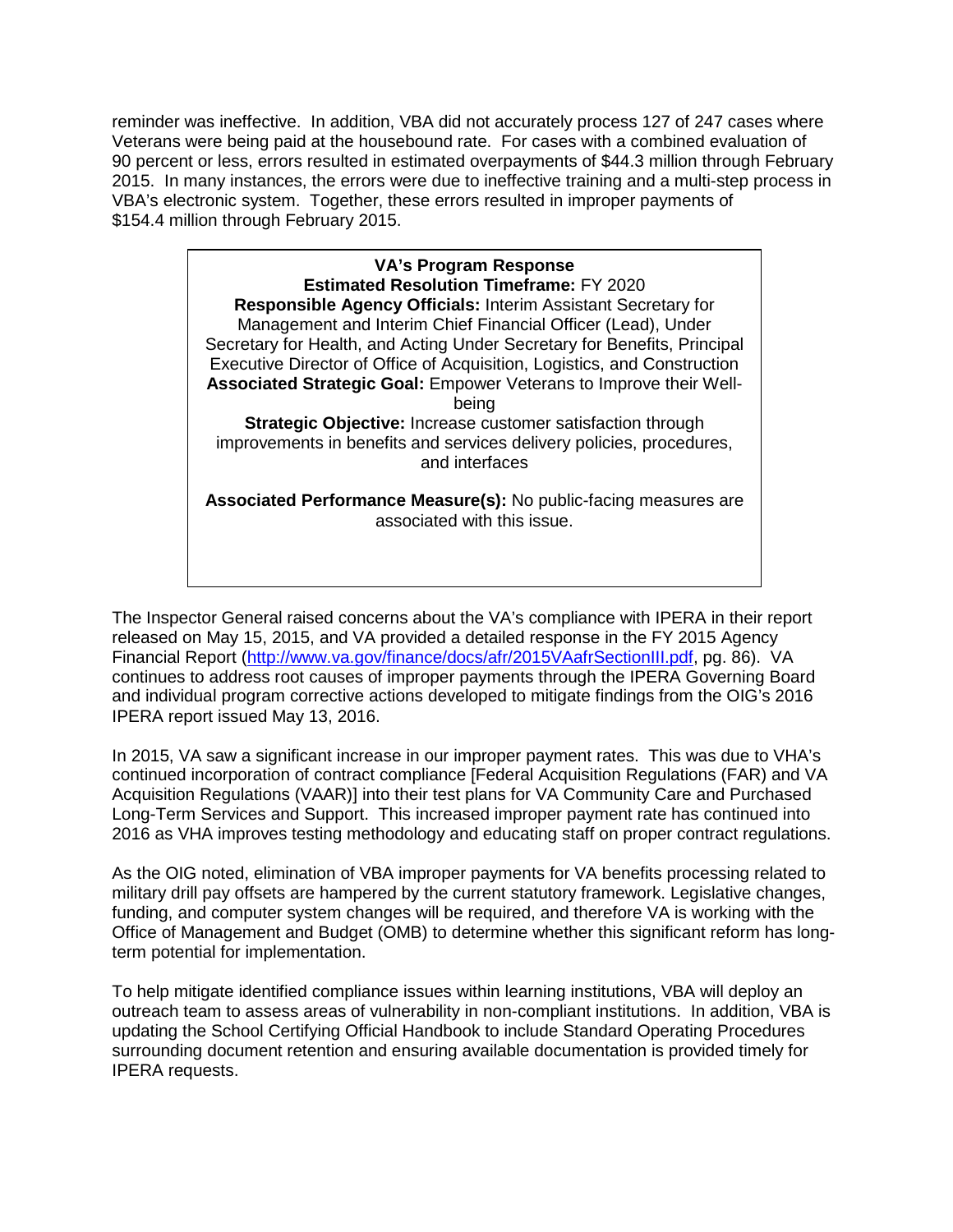reminder was ineffective. In addition, VBA did not accurately process 127 of 247 cases where Veterans were being paid at the housebound rate. For cases with a combined evaluation of 90 percent or less, errors resulted in estimated overpayments of $44.3 million through February 2015. In many instances, the errors were due to ineffective training and a multi-step process in VBA's electronic system. Together, these errors resulted in improper payments of $154.4 million through February 2015.

> **VA's Program Response**
> **Estimated Resolution Timeframe:** FY 2020
> **Responsible Agency Officials:** Interim Assistant Secretary for Management and Interim Chief Financial Officer (Lead), Under Secretary for Health, and Acting Under Secretary for Benefits, Principal Executive Director of Office of Acquisition, Logistics, and Construction
> **Associated Strategic Goal:** Empower Veterans to Improve their Well-being
> **Strategic Objective:** Increase customer satisfaction through improvements in benefits and services delivery policies, procedures, and interfaces
>
> **Associated Performance Measure(s):** No public-facing measures are associated with this issue.

The Inspector General raised concerns about the VA's compliance with IPERA in their report released on May 15, 2015, and VA provided a detailed response in the FY 2015 Agency Financial Report (http://www.va.gov/finance/docs/afr/2015VAafrSectionIII.pdf, pg. 86). VA continues to address root causes of improper payments through the IPERA Governing Board and individual program corrective actions developed to mitigate findings from the OIG's 2016 IPERA report issued May 13, 2016.

In 2015, VA saw a significant increase in our improper payment rates. This was due to VHA's continued incorporation of contract compliance [Federal Acquisition Regulations (FAR) and VA Acquisition Regulations (VAAR)] into their test plans for VA Community Care and Purchased Long-Term Services and Support. This increased improper payment rate has continued into 2016 as VHA improves testing methodology and educating staff on proper contract regulations.

As the OIG noted, elimination of VBA improper payments for VA benefits processing related to military drill pay offsets are hampered by the current statutory framework. Legislative changes, funding, and computer system changes will be required, and therefore VA is working with the Office of Management and Budget (OMB) to determine whether this significant reform has long-term potential for implementation.

To help mitigate identified compliance issues within learning institutions, VBA will deploy an outreach team to assess areas of vulnerability in non-compliant institutions. In addition, VBA is updating the School Certifying Official Handbook to include Standard Operating Procedures surrounding document retention and ensuring available documentation is provided timely for IPERA requests.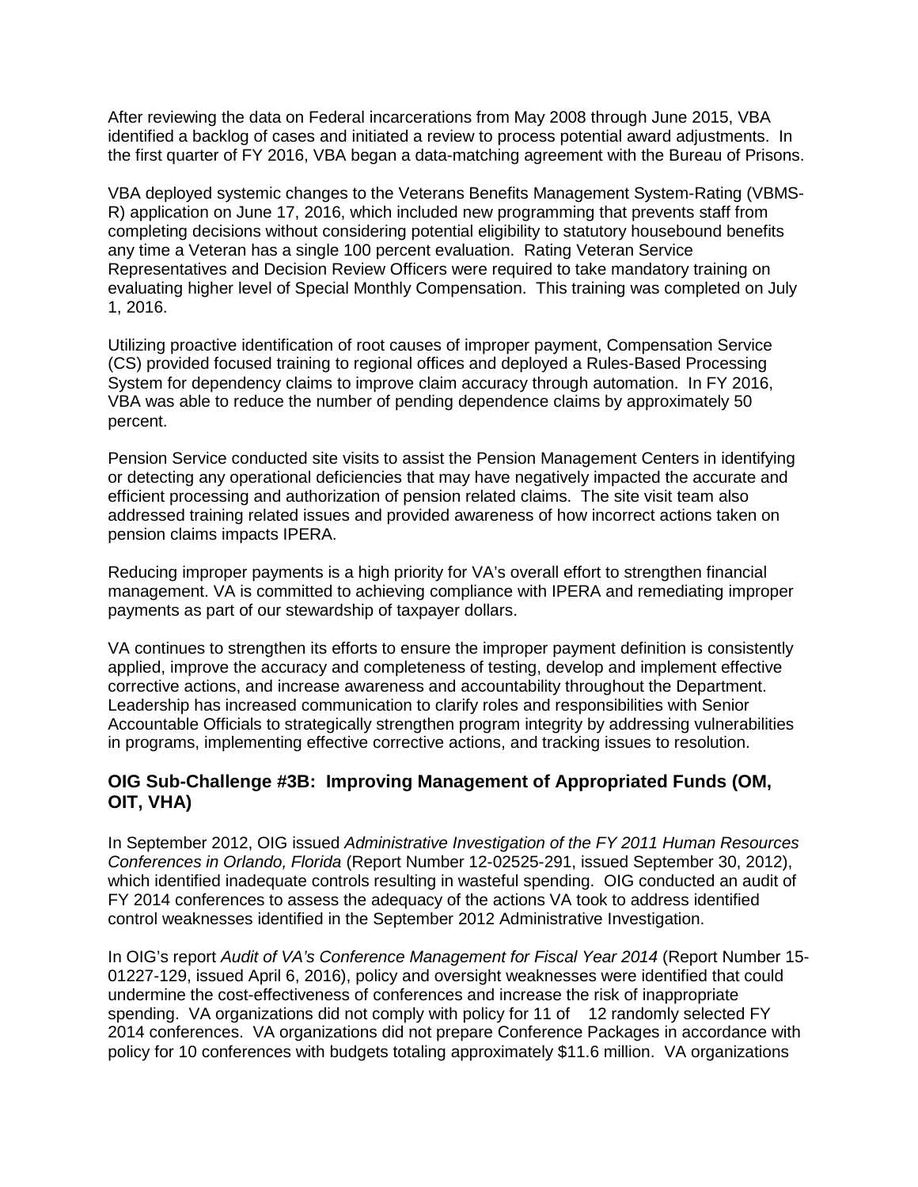After reviewing the data on Federal incarcerations from May 2008 through June 2015, VBA identified a backlog of cases and initiated a review to process potential award adjustments. In the first quarter of FY 2016, VBA began a data-matching agreement with the Bureau of Prisons.

VBA deployed systemic changes to the Veterans Benefits Management System-Rating (VBMS-R) application on June 17, 2016, which included new programming that prevents staff from completing decisions without considering potential eligibility to statutory housebound benefits any time a Veteran has a single 100 percent evaluation. Rating Veteran Service Representatives and Decision Review Officers were required to take mandatory training on evaluating higher level of Special Monthly Compensation. This training was completed on July 1, 2016.

Utilizing proactive identification of root causes of improper payment, Compensation Service (CS) provided focused training to regional offices and deployed a Rules-Based Processing System for dependency claims to improve claim accuracy through automation. In FY 2016, VBA was able to reduce the number of pending dependence claims by approximately 50 percent.

Pension Service conducted site visits to assist the Pension Management Centers in identifying or detecting any operational deficiencies that may have negatively impacted the accurate and efficient processing and authorization of pension related claims. The site visit team also addressed training related issues and provided awareness of how incorrect actions taken on pension claims impacts IPERA.

Reducing improper payments is a high priority for VA's overall effort to strengthen financial management. VA is committed to achieving compliance with IPERA and remediating improper payments as part of our stewardship of taxpayer dollars.

VA continues to strengthen its efforts to ensure the improper payment definition is consistently applied, improve the accuracy and completeness of testing, develop and implement effective corrective actions, and increase awareness and accountability throughout the Department. Leadership has increased communication to clarify roles and responsibilities with Senior Accountable Officials to strategically strengthen program integrity by addressing vulnerabilities in programs, implementing effective corrective actions, and tracking issues to resolution.

### OIG Sub-Challenge #3B: Improving Management of Appropriated Funds (OM, OIT, VHA)

In September 2012, OIG issued *Administrative Investigation of the FY 2011 Human Resources Conferences in Orlando, Florida* (Report Number 12-02525-291, issued September 30, 2012), which identified inadequate controls resulting in wasteful spending. OIG conducted an audit of FY 2014 conferences to assess the adequacy of the actions VA took to address identified control weaknesses identified in the September 2012 Administrative Investigation.

In OIG's report *Audit of VA's Conference Management for Fiscal Year 2014* (Report Number 15-01227-129, issued April 6, 2016), policy and oversight weaknesses were identified that could undermine the cost-effectiveness of conferences and increase the risk of inappropriate spending. VA organizations did not comply with policy for 11 of 12 randomly selected FY 2014 conferences. VA organizations did not prepare Conference Packages in accordance with policy for 10 conferences with budgets totaling approximately $11.6 million. VA organizations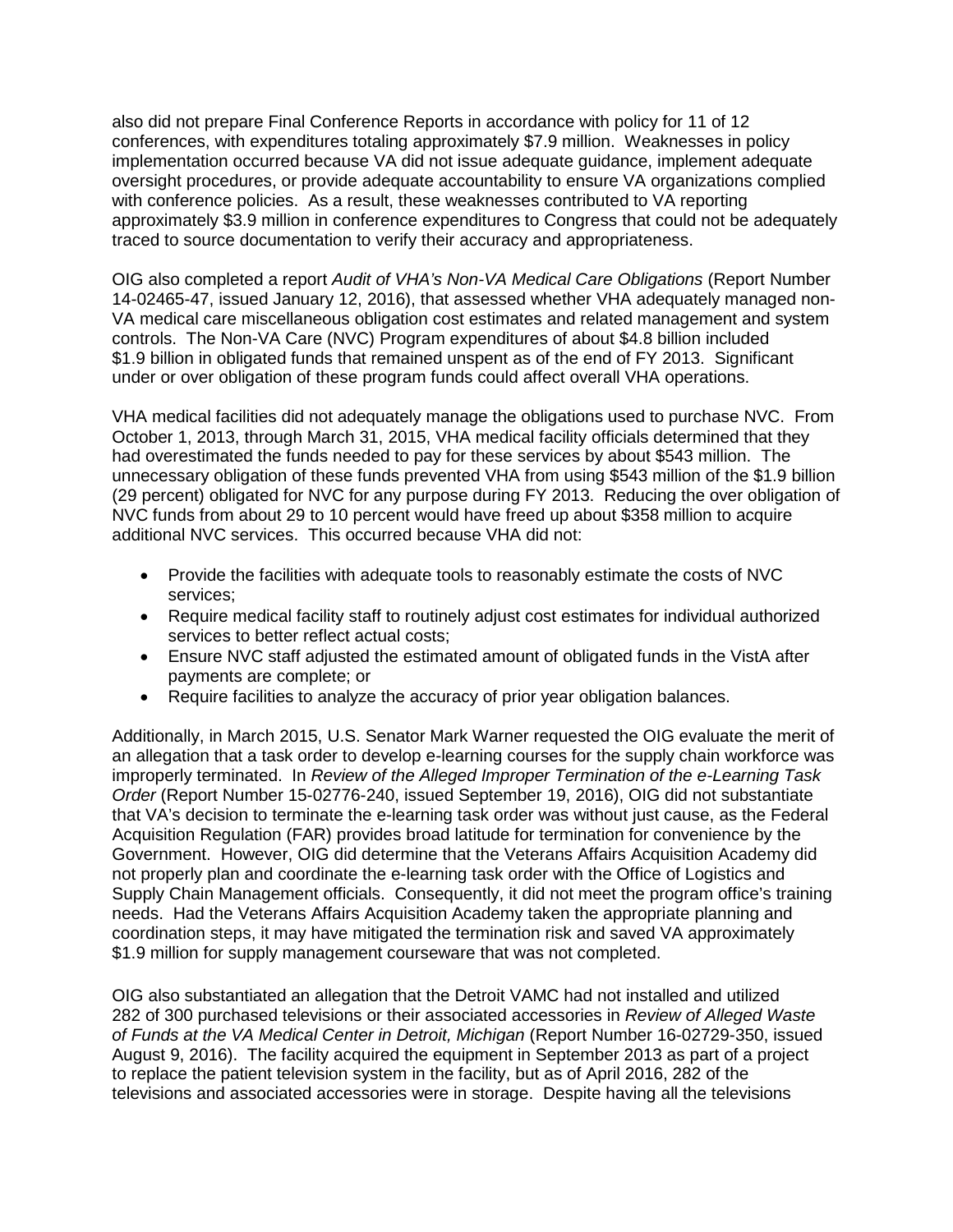also did not prepare Final Conference Reports in accordance with policy for 11 of 12 conferences, with expenditures totaling approximately $7.9 million. Weaknesses in policy implementation occurred because VA did not issue adequate guidance, implement adequate oversight procedures, or provide adequate accountability to ensure VA organizations complied with conference policies. As a result, these weaknesses contributed to VA reporting approximately $3.9 million in conference expenditures to Congress that could not be adequately traced to source documentation to verify their accuracy and appropriateness.

OIG also completed a report *Audit of VHA's Non-VA Medical Care Obligations* (Report Number 14-02465-47, issued January 12, 2016), that assessed whether VHA adequately managed non-VA medical care miscellaneous obligation cost estimates and related management and system controls. The Non-VA Care (NVC) Program expenditures of about $4.8 billion included $1.9 billion in obligated funds that remained unspent as of the end of FY 2013. Significant under or over obligation of these program funds could affect overall VHA operations.

VHA medical facilities did not adequately manage the obligations used to purchase NVC. From October 1, 2013, through March 31, 2015, VHA medical facility officials determined that they had overestimated the funds needed to pay for these services by about $543 million. The unnecessary obligation of these funds prevented VHA from using $543 million of the $1.9 billion (29 percent) obligated for NVC for any purpose during FY 2013. Reducing the over obligation of NVC funds from about 29 to 10 percent would have freed up about $358 million to acquire additional NVC services. This occurred because VHA did not:

- Provide the facilities with adequate tools to reasonably estimate the costs of NVC services;
- Require medical facility staff to routinely adjust cost estimates for individual authorized services to better reflect actual costs;
- Ensure NVC staff adjusted the estimated amount of obligated funds in the VistA after payments are complete; or
- Require facilities to analyze the accuracy of prior year obligation balances.

Additionally, in March 2015, U.S. Senator Mark Warner requested the OIG evaluate the merit of an allegation that a task order to develop e-learning courses for the supply chain workforce was improperly terminated. In *Review of the Alleged Improper Termination of the e-Learning Task Order* (Report Number 15-02776-240, issued September 19, 2016), OIG did not substantiate that VA's decision to terminate the e-learning task order was without just cause, as the Federal Acquisition Regulation (FAR) provides broad latitude for termination for convenience by the Government. However, OIG did determine that the Veterans Affairs Acquisition Academy did not properly plan and coordinate the e-learning task order with the Office of Logistics and Supply Chain Management officials. Consequently, it did not meet the program office's training needs. Had the Veterans Affairs Acquisition Academy taken the appropriate planning and coordination steps, it may have mitigated the termination risk and saved VA approximately $1.9 million for supply management courseware that was not completed.

OIG also substantiated an allegation that the Detroit VAMC had not installed and utilized 282 of 300 purchased televisions or their associated accessories in *Review of Alleged Waste of Funds at the VA Medical Center in Detroit, Michigan* (Report Number 16-02729-350, issued August 9, 2016). The facility acquired the equipment in September 2013 as part of a project to replace the patient television system in the facility, but as of April 2016, 282 of the televisions and associated accessories were in storage. Despite having all the televisions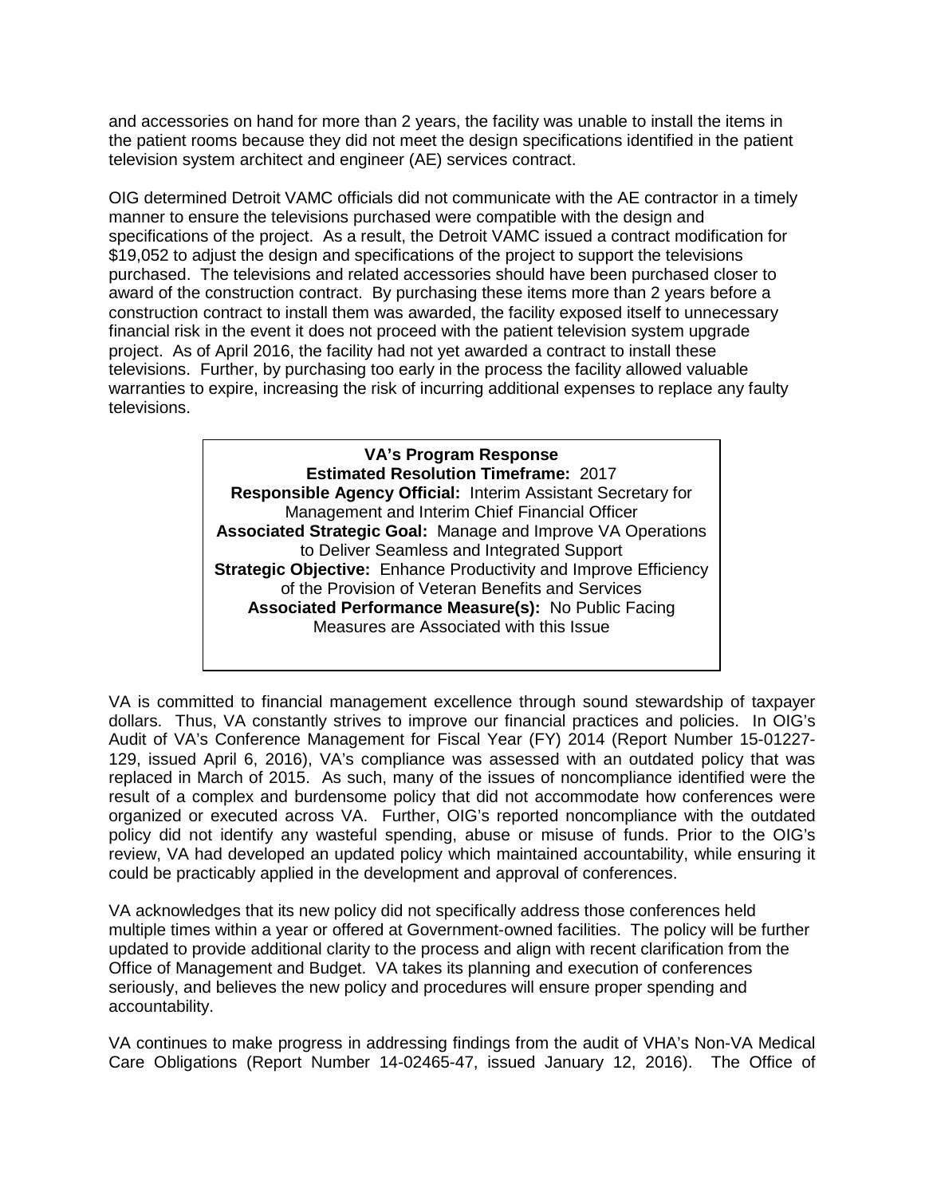and accessories on hand for more than 2 years, the facility was unable to install the items in the patient rooms because they did not meet the design specifications identified in the patient television system architect and engineer (AE) services contract.

OIG determined Detroit VAMC officials did not communicate with the AE contractor in a timely manner to ensure the televisions purchased were compatible with the design and specifications of the project. As a result, the Detroit VAMC issued a contract modification for $19,052 to adjust the design and specifications of the project to support the televisions purchased. The televisions and related accessories should have been purchased closer to award of the construction contract. By purchasing these items more than 2 years before a construction contract to install them was awarded, the facility exposed itself to unnecessary financial risk in the event it does not proceed with the patient television system upgrade project. As of April 2016, the facility had not yet awarded a contract to install these televisions. Further, by purchasing too early in the process the facility allowed valuable warranties to expire, increasing the risk of incurring additional expenses to replace any faulty televisions.

**VA's Program Response**
**Estimated Resolution Timeframe:** 2017
**Responsible Agency Official:** Interim Assistant Secretary for Management and Interim Chief Financial Officer
**Associated Strategic Goal:** Manage and Improve VA Operations to Deliver Seamless and Integrated Support
**Strategic Objective:** Enhance Productivity and Improve Efficiency of the Provision of Veteran Benefits and Services
**Associated Performance Measure(s):** No Public Facing Measures are Associated with this Issue

VA is committed to financial management excellence through sound stewardship of taxpayer dollars. Thus, VA constantly strives to improve our financial practices and policies. In OIG's Audit of VA's Conference Management for Fiscal Year (FY) 2014 (Report Number 15-01227-129, issued April 6, 2016), VA's compliance was assessed with an outdated policy that was replaced in March of 2015. As such, many of the issues of noncompliance identified were the result of a complex and burdensome policy that did not accommodate how conferences were organized or executed across VA. Further, OIG's reported noncompliance with the outdated policy did not identify any wasteful spending, abuse or misuse of funds. Prior to the OIG's review, VA had developed an updated policy which maintained accountability, while ensuring it could be practicably applied in the development and approval of conferences.

VA acknowledges that its new policy did not specifically address those conferences held multiple times within a year or offered at Government-owned facilities. The policy will be further updated to provide additional clarity to the process and align with recent clarification from the Office of Management and Budget. VA takes its planning and execution of conferences seriously, and believes the new policy and procedures will ensure proper spending and accountability.

VA continues to make progress in addressing findings from the audit of VHA's Non-VA Medical Care Obligations (Report Number 14-02465-47, issued January 12, 2016). The Office of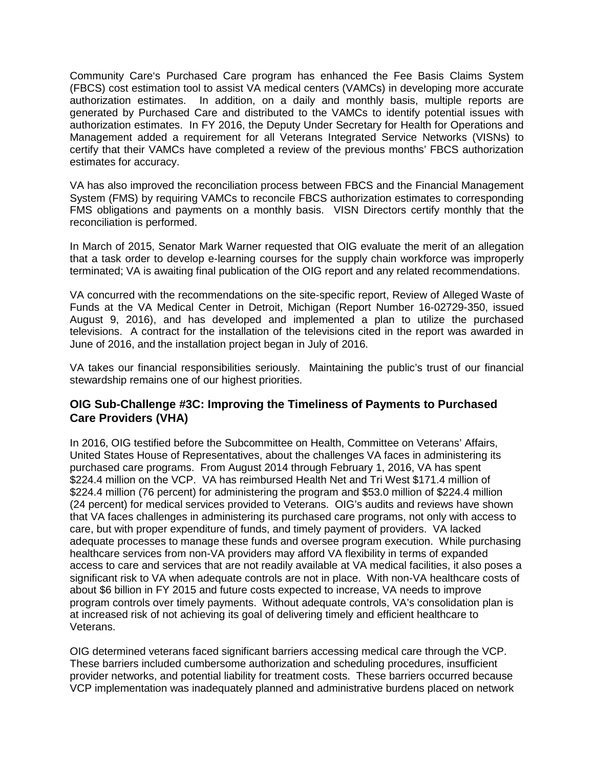Community Care's Purchased Care program has enhanced the Fee Basis Claims System (FBCS) cost estimation tool to assist VA medical centers (VAMCs) in developing more accurate authorization estimates. In addition, on a daily and monthly basis, multiple reports are generated by Purchased Care and distributed to the VAMCs to identify potential issues with authorization estimates. In FY 2016, the Deputy Under Secretary for Health for Operations and Management added a requirement for all Veterans Integrated Service Networks (VISNs) to certify that their VAMCs have completed a review of the previous months' FBCS authorization estimates for accuracy.

VA has also improved the reconciliation process between FBCS and the Financial Management System (FMS) by requiring VAMCs to reconcile FBCS authorization estimates to corresponding FMS obligations and payments on a monthly basis. VISN Directors certify monthly that the reconciliation is performed.

In March of 2015, Senator Mark Warner requested that OIG evaluate the merit of an allegation that a task order to develop e-learning courses for the supply chain workforce was improperly terminated; VA is awaiting final publication of the OIG report and any related recommendations.

VA concurred with the recommendations on the site-specific report, Review of Alleged Waste of Funds at the VA Medical Center in Detroit, Michigan (Report Number 16-02729-350, issued August 9, 2016), and has developed and implemented a plan to utilize the purchased televisions. A contract for the installation of the televisions cited in the report was awarded in June of 2016, and the installation project began in July of 2016.

VA takes our financial responsibilities seriously. Maintaining the public's trust of our financial stewardship remains one of our highest priorities.

### OIG Sub-Challenge #3C: Improving the Timeliness of Payments to Purchased Care Providers (VHA)

In 2016, OIG testified before the Subcommittee on Health, Committee on Veterans' Affairs, United States House of Representatives, about the challenges VA faces in administering its purchased care programs. From August 2014 through February 1, 2016, VA has spent $224.4 million on the VCP. VA has reimbursed Health Net and Tri West $171.4 million of $224.4 million (76 percent) for administering the program and $53.0 million of $224.4 million (24 percent) for medical services provided to Veterans. OIG's audits and reviews have shown that VA faces challenges in administering its purchased care programs, not only with access to care, but with proper expenditure of funds, and timely payment of providers. VA lacked adequate processes to manage these funds and oversee program execution. While purchasing healthcare services from non-VA providers may afford VA flexibility in terms of expanded access to care and services that are not readily available at VA medical facilities, it also poses a significant risk to VA when adequate controls are not in place. With non-VA healthcare costs of about $6 billion in FY 2015 and future costs expected to increase, VA needs to improve program controls over timely payments. Without adequate controls, VA's consolidation plan is at increased risk of not achieving its goal of delivering timely and efficient healthcare to Veterans.

OIG determined veterans faced significant barriers accessing medical care through the VCP. These barriers included cumbersome authorization and scheduling procedures, insufficient provider networks, and potential liability for treatment costs. These barriers occurred because VCP implementation was inadequately planned and administrative burdens placed on network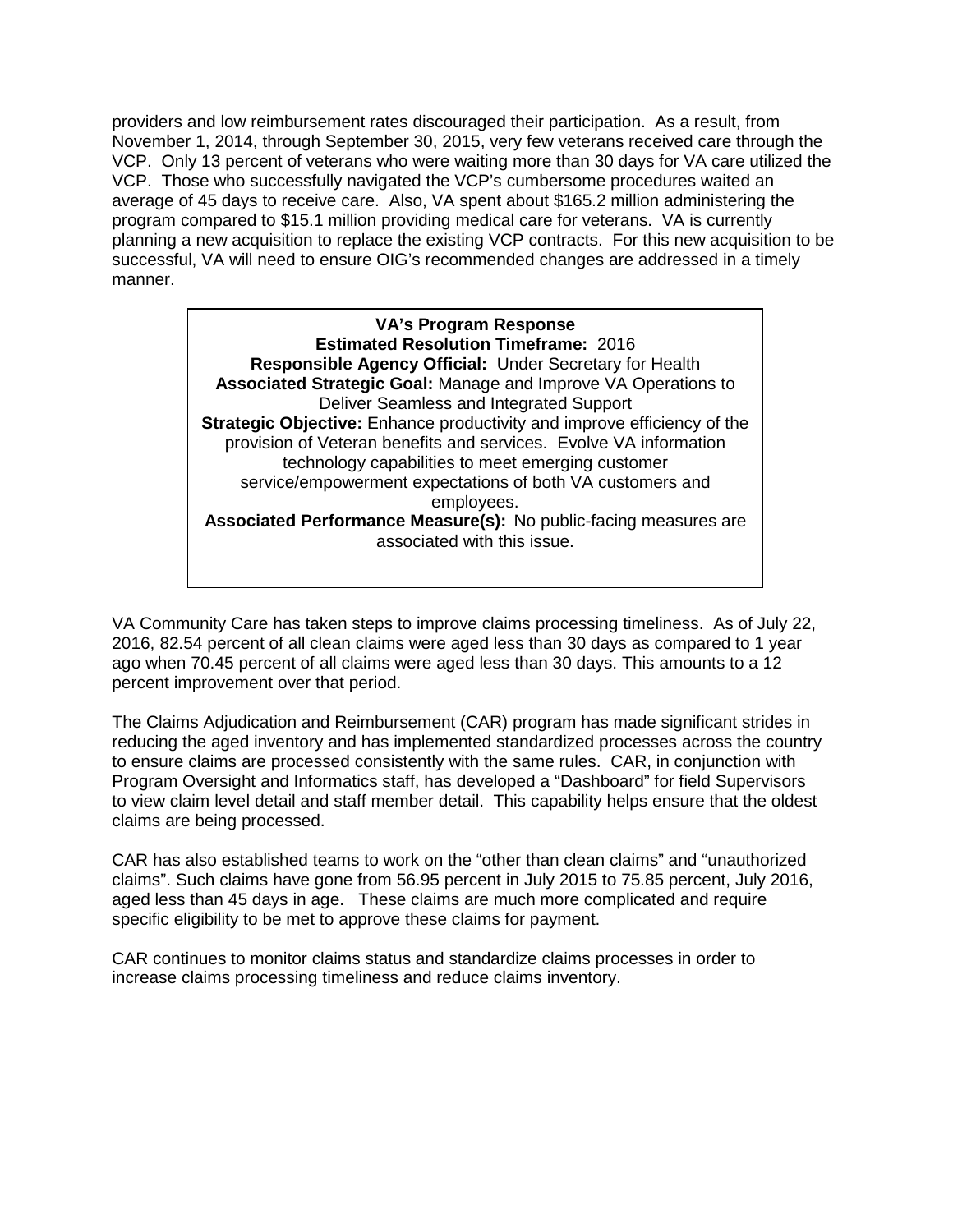providers and low reimbursement rates discouraged their participation. As a result, from November 1, 2014, through September 30, 2015, very few veterans received care through the VCP. Only 13 percent of veterans who were waiting more than 30 days for VA care utilized the VCP. Those who successfully navigated the VCP's cumbersome procedures waited an average of 45 days to receive care. Also, VA spent about $165.2 million administering the program compared to $15.1 million providing medical care for veterans. VA is currently planning a new acquisition to replace the existing VCP contracts. For this new acquisition to be successful, VA will need to ensure OIG's recommended changes are addressed in a timely manner.

**VA's Program Response**
**Estimated Resolution Timeframe:** 2016
**Responsible Agency Official:** Under Secretary for Health
**Associated Strategic Goal:** Manage and Improve VA Operations to Deliver Seamless and Integrated Support
**Strategic Objective:** Enhance productivity and improve efficiency of the provision of Veteran benefits and services. Evolve VA information technology capabilities to meet emerging customer service/empowerment expectations of both VA customers and employees.
**Associated Performance Measure(s):** No public-facing measures are associated with this issue.

VA Community Care has taken steps to improve claims processing timeliness. As of July 22, 2016, 82.54 percent of all clean claims were aged less than 30 days as compared to 1 year ago when 70.45 percent of all claims were aged less than 30 days. This amounts to a 12 percent improvement over that period.

The Claims Adjudication and Reimbursement (CAR) program has made significant strides in reducing the aged inventory and has implemented standardized processes across the country to ensure claims are processed consistently with the same rules. CAR, in conjunction with Program Oversight and Informatics staff, has developed a "Dashboard" for field Supervisors to view claim level detail and staff member detail. This capability helps ensure that the oldest claims are being processed.

CAR has also established teams to work on the "other than clean claims" and "unauthorized claims". Such claims have gone from 56.95 percent in July 2015 to 75.85 percent, July 2016, aged less than 45 days in age. These claims are much more complicated and require specific eligibility to be met to approve these claims for payment.

CAR continues to monitor claims status and standardize claims processes in order to increase claims processing timeliness and reduce claims inventory.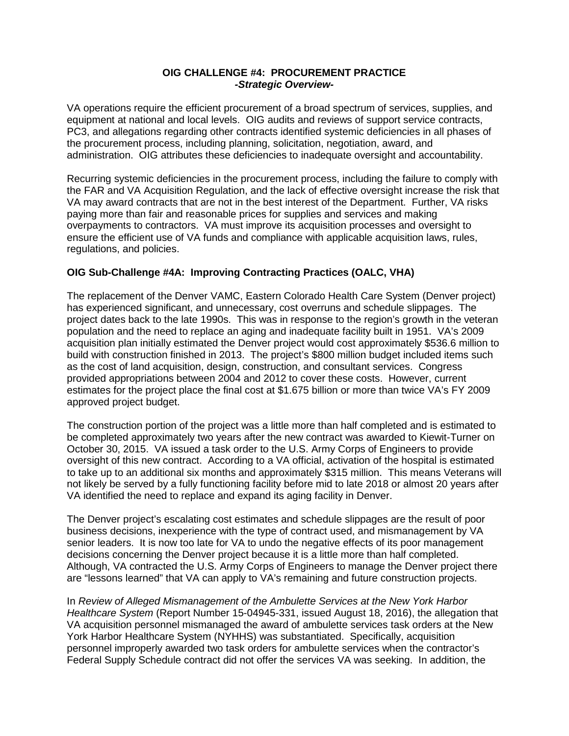**OIG CHALLENGE #4: PROCUREMENT PRACTICE**
***-Strategic Overview-***

VA operations require the efficient procurement of a broad spectrum of services, supplies, and equipment at national and local levels. OIG audits and reviews of support service contracts, PC3, and allegations regarding other contracts identified systemic deficiencies in all phases of the procurement process, including planning, solicitation, negotiation, award, and administration. OIG attributes these deficiencies to inadequate oversight and accountability.

Recurring systemic deficiencies in the procurement process, including the failure to comply with the FAR and VA Acquisition Regulation, and the lack of effective oversight increase the risk that VA may award contracts that are not in the best interest of the Department. Further, VA risks paying more than fair and reasonable prices for supplies and services and making overpayments to contractors. VA must improve its acquisition processes and oversight to ensure the efficient use of VA funds and compliance with applicable acquisition laws, rules, regulations, and policies.

**OIG Sub-Challenge #4A: Improving Contracting Practices (OALC, VHA)**

The replacement of the Denver VAMC, Eastern Colorado Health Care System (Denver project) has experienced significant, and unnecessary, cost overruns and schedule slippages. The project dates back to the late 1990s. This was in response to the region's growth in the veteran population and the need to replace an aging and inadequate facility built in 1951. VA's 2009 acquisition plan initially estimated the Denver project would cost approximately $536.6 million to build with construction finished in 2013. The project's $800 million budget included items such as the cost of land acquisition, design, construction, and consultant services. Congress provided appropriations between 2004 and 2012 to cover these costs. However, current estimates for the project place the final cost at $1.675 billion or more than twice VA's FY 2009 approved project budget.

The construction portion of the project was a little more than half completed and is estimated to be completed approximately two years after the new contract was awarded to Kiewit-Turner on October 30, 2015. VA issued a task order to the U.S. Army Corps of Engineers to provide oversight of this new contract. According to a VA official, activation of the hospital is estimated to take up to an additional six months and approximately $315 million. This means Veterans will not likely be served by a fully functioning facility before mid to late 2018 or almost 20 years after VA identified the need to replace and expand its aging facility in Denver.

The Denver project's escalating cost estimates and schedule slippages are the result of poor business decisions, inexperience with the type of contract used, and mismanagement by VA senior leaders. It is now too late for VA to undo the negative effects of its poor management decisions concerning the Denver project because it is a little more than half completed. Although, VA contracted the U.S. Army Corps of Engineers to manage the Denver project there are "lessons learned" that VA can apply to VA's remaining and future construction projects.

In *Review of Alleged Mismanagement of the Ambulette Services at the New York Harbor Healthcare System* (Report Number 15-04945-331, issued August 18, 2016), the allegation that VA acquisition personnel mismanaged the award of ambulette services task orders at the New York Harbor Healthcare System (NYHHS) was substantiated. Specifically, acquisition personnel improperly awarded two task orders for ambulette services when the contractor's Federal Supply Schedule contract did not offer the services VA was seeking. In addition, the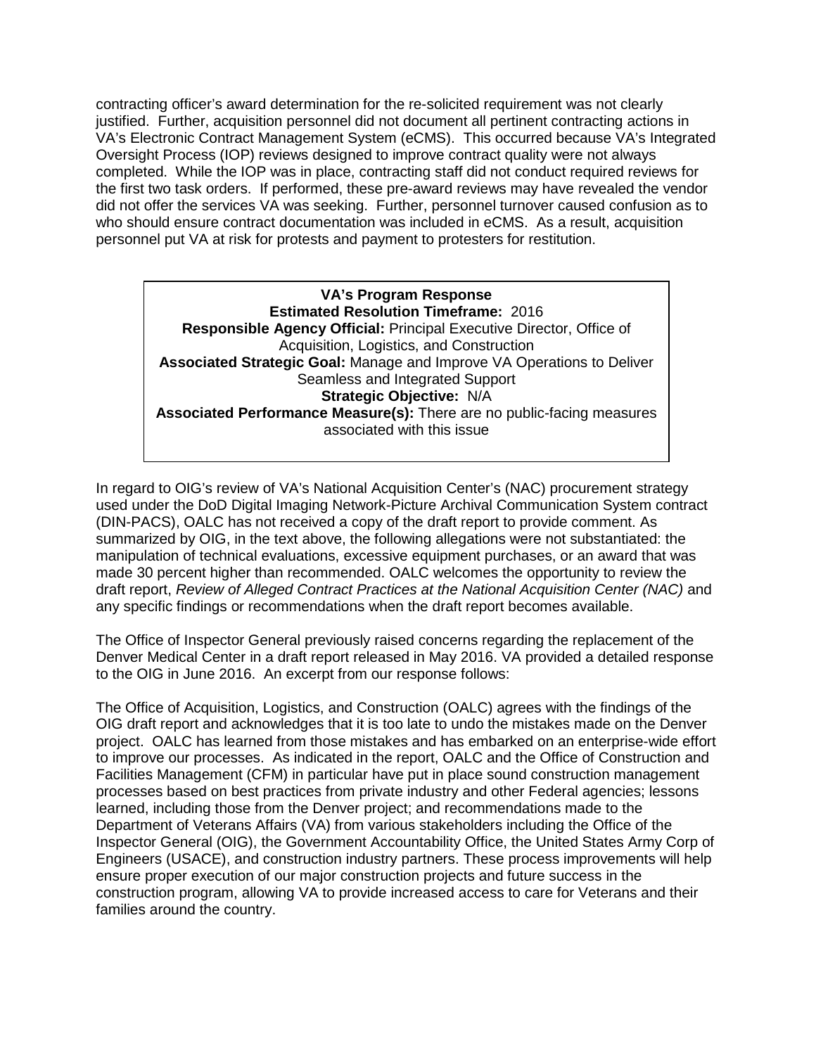contracting officer's award determination for the re-solicited requirement was not clearly justified. Further, acquisition personnel did not document all pertinent contracting actions in VA's Electronic Contract Management System (eCMS). This occurred because VA's Integrated Oversight Process (IOP) reviews designed to improve contract quality were not always completed. While the IOP was in place, contracting staff did not conduct required reviews for the first two task orders. If performed, these pre-award reviews may have revealed the vendor did not offer the services VA was seeking. Further, personnel turnover caused confusion as to who should ensure contract documentation was included in eCMS. As a result, acquisition personnel put VA at risk for protests and payment to protesters for restitution.

**VA's Program Response**
**Estimated Resolution Timeframe:** 2016
**Responsible Agency Official:** Principal Executive Director, Office of Acquisition, Logistics, and Construction
**Associated Strategic Goal:** Manage and Improve VA Operations to Deliver Seamless and Integrated Support
**Strategic Objective:** N/A
**Associated Performance Measure(s):** There are no public-facing measures associated with this issue

In regard to OIG's review of VA's National Acquisition Center's (NAC) procurement strategy used under the DoD Digital Imaging Network-Picture Archival Communication System contract (DIN-PACS), OALC has not received a copy of the draft report to provide comment. As summarized by OIG, in the text above, the following allegations were not substantiated: the manipulation of technical evaluations, excessive equipment purchases, or an award that was made 30 percent higher than recommended. OALC welcomes the opportunity to review the draft report, *Review of Alleged Contract Practices at the National Acquisition Center (NAC)* and any specific findings or recommendations when the draft report becomes available.

The Office of Inspector General previously raised concerns regarding the replacement of the Denver Medical Center in a draft report released in May 2016. VA provided a detailed response to the OIG in June 2016. An excerpt from our response follows:

The Office of Acquisition, Logistics, and Construction (OALC) agrees with the findings of the OIG draft report and acknowledges that it is too late to undo the mistakes made on the Denver project. OALC has learned from those mistakes and has embarked on an enterprise-wide effort to improve our processes. As indicated in the report, OALC and the Office of Construction and Facilities Management (CFM) in particular have put in place sound construction management processes based on best practices from private industry and other Federal agencies; lessons learned, including those from the Denver project; and recommendations made to the Department of Veterans Affairs (VA) from various stakeholders including the Office of the Inspector General (OIG), the Government Accountability Office, the United States Army Corp of Engineers (USACE), and construction industry partners. These process improvements will help ensure proper execution of our major construction projects and future success in the construction program, allowing VA to provide increased access to care for Veterans and their families around the country.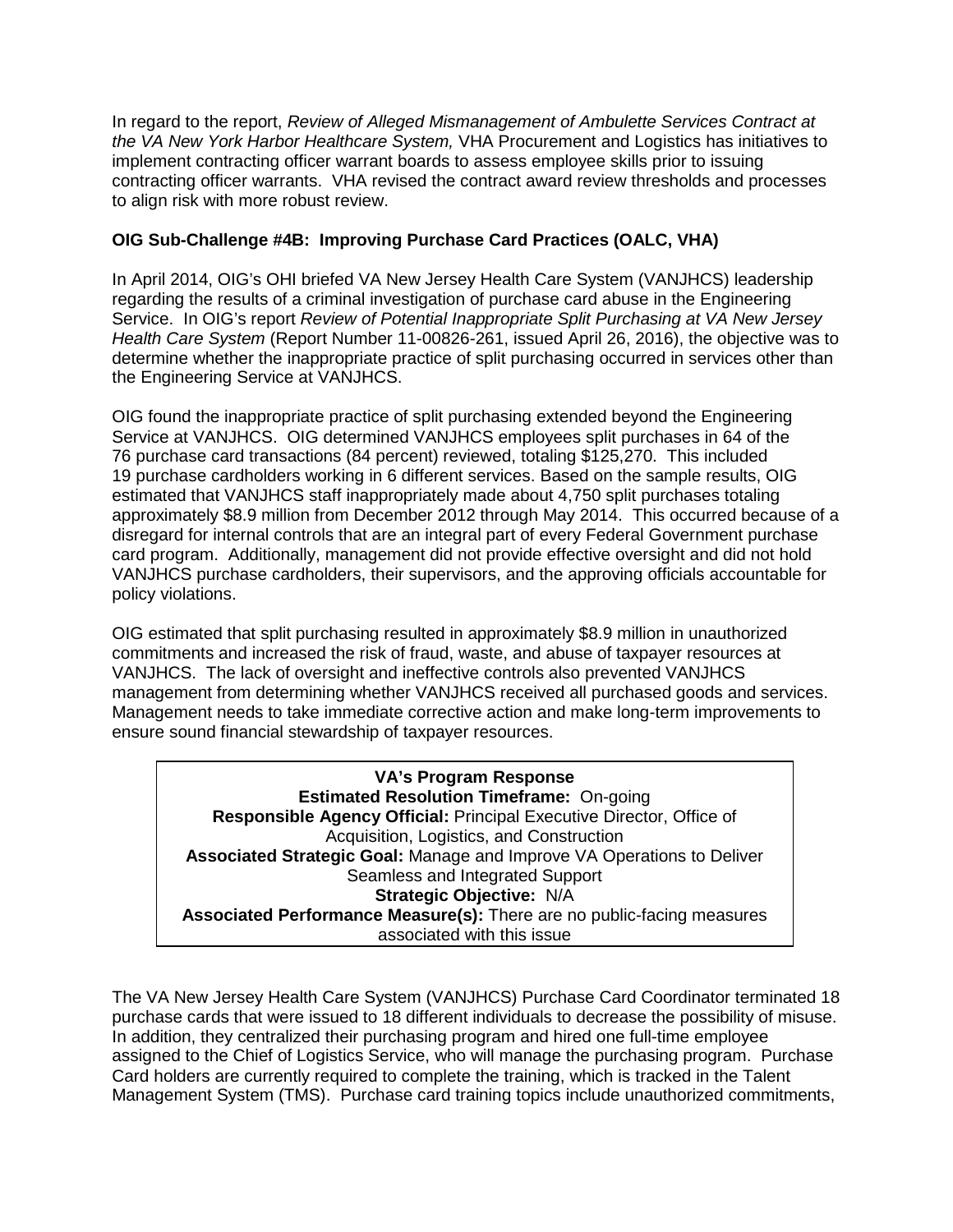In regard to the report, *Review of Alleged Mismanagement of Ambulette Services Contract at the VA New York Harbor Healthcare System,* VHA Procurement and Logistics has initiatives to implement contracting officer warrant boards to assess employee skills prior to issuing contracting officer warrants. VHA revised the contract award review thresholds and processes to align risk with more robust review.

**OIG Sub-Challenge #4B: Improving Purchase Card Practices (OALC, VHA)**

In April 2014, OIG's OHI briefed VA New Jersey Health Care System (VANJHCS) leadership regarding the results of a criminal investigation of purchase card abuse in the Engineering Service. In OIG's report *Review of Potential Inappropriate Split Purchasing at VA New Jersey Health Care System* (Report Number 11-00826-261, issued April 26, 2016), the objective was to determine whether the inappropriate practice of split purchasing occurred in services other than the Engineering Service at VANJHCS.

OIG found the inappropriate practice of split purchasing extended beyond the Engineering Service at VANJHCS. OIG determined VANJHCS employees split purchases in 64 of the 76 purchase card transactions (84 percent) reviewed, totaling $125,270. This included 19 purchase cardholders working in 6 different services. Based on the sample results, OIG estimated that VANJHCS staff inappropriately made about 4,750 split purchases totaling approximately $8.9 million from December 2012 through May 2014. This occurred because of a disregard for internal controls that are an integral part of every Federal Government purchase card program. Additionally, management did not provide effective oversight and did not hold VANJHCS purchase cardholders, their supervisors, and the approving officials accountable for policy violations.

OIG estimated that split purchasing resulted in approximately $8.9 million in unauthorized commitments and increased the risk of fraud, waste, and abuse of taxpayer resources at VANJHCS. The lack of oversight and ineffective controls also prevented VANJHCS management from determining whether VANJHCS received all purchased goods and services. Management needs to take immediate corrective action and make long-term improvements to ensure sound financial stewardship of taxpayer resources.

**VA's Program Response**
**Estimated Resolution Timeframe:** On-going
**Responsible Agency Official:** Principal Executive Director, Office of Acquisition, Logistics, and Construction
**Associated Strategic Goal:** Manage and Improve VA Operations to Deliver Seamless and Integrated Support
**Strategic Objective:** N/A
**Associated Performance Measure(s):** There are no public-facing measures associated with this issue

The VA New Jersey Health Care System (VANJHCS) Purchase Card Coordinator terminated 18 purchase cards that were issued to 18 different individuals to decrease the possibility of misuse. In addition, they centralized their purchasing program and hired one full-time employee assigned to the Chief of Logistics Service, who will manage the purchasing program. Purchase Card holders are currently required to complete the training, which is tracked in the Talent Management System (TMS). Purchase card training topics include unauthorized commitments,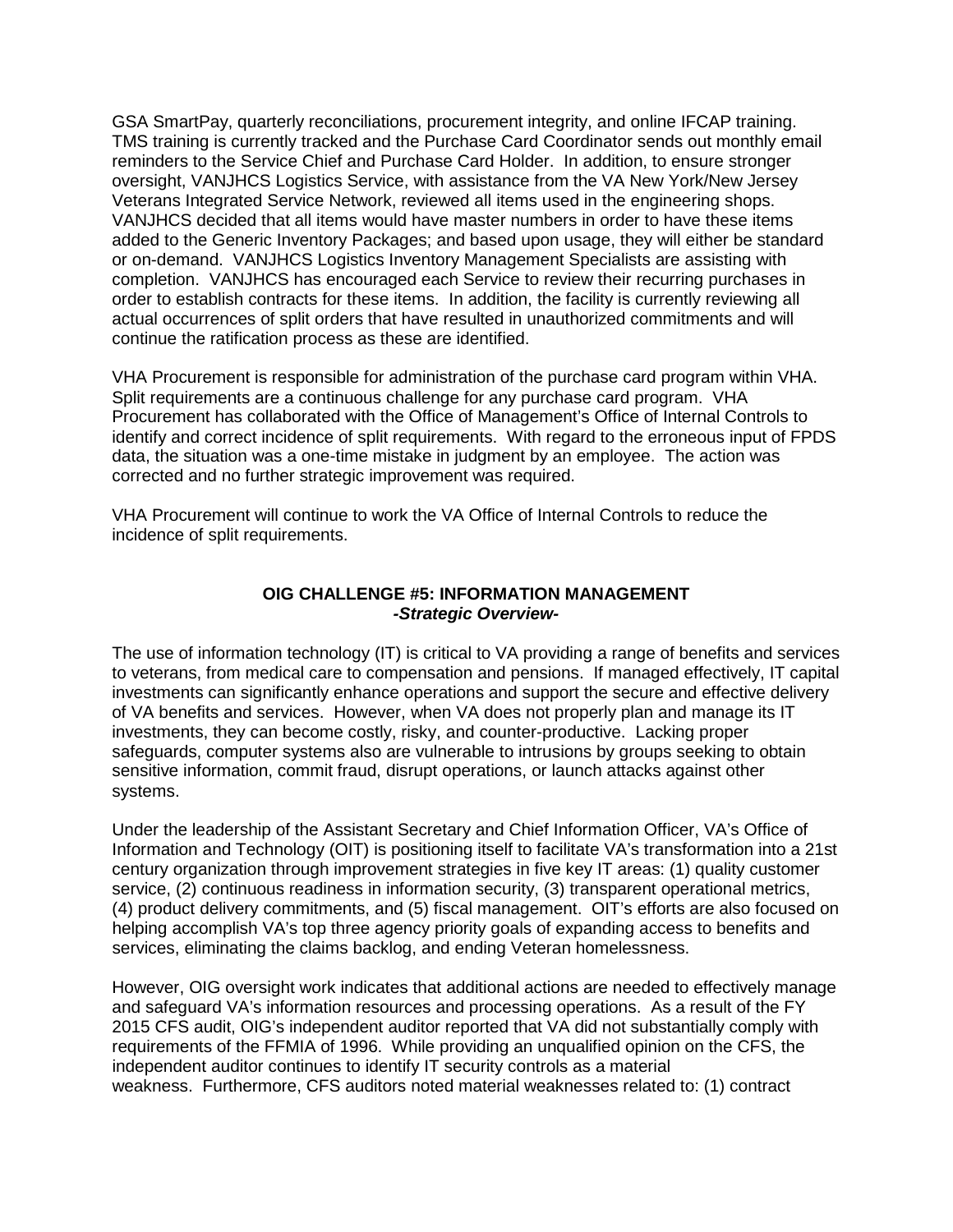GSA SmartPay, quarterly reconciliations, procurement integrity, and online IFCAP training. TMS training is currently tracked and the Purchase Card Coordinator sends out monthly email reminders to the Service Chief and Purchase Card Holder. In addition, to ensure stronger oversight, VANJHCS Logistics Service, with assistance from the VA New York/New Jersey Veterans Integrated Service Network, reviewed all items used in the engineering shops. VANJHCS decided that all items would have master numbers in order to have these items added to the Generic Inventory Packages; and based upon usage, they will either be standard or on-demand. VANJHCS Logistics Inventory Management Specialists are assisting with completion. VANJHCS has encouraged each Service to review their recurring purchases in order to establish contracts for these items. In addition, the facility is currently reviewing all actual occurrences of split orders that have resulted in unauthorized commitments and will continue the ratification process as these are identified.

VHA Procurement is responsible for administration of the purchase card program within VHA. Split requirements are a continuous challenge for any purchase card program. VHA Procurement has collaborated with the Office of Management's Office of Internal Controls to identify and correct incidence of split requirements. With regard to the erroneous input of FPDS data, the situation was a one-time mistake in judgment by an employee. The action was corrected and no further strategic improvement was required.

VHA Procurement will continue to work the VA Office of Internal Controls to reduce the incidence of split requirements.

### OIG CHALLENGE #5: INFORMATION MANAGEMENT
***-Strategic Overview-***

The use of information technology (IT) is critical to VA providing a range of benefits and services to veterans, from medical care to compensation and pensions. If managed effectively, IT capital investments can significantly enhance operations and support the secure and effective delivery of VA benefits and services. However, when VA does not properly plan and manage its IT investments, they can become costly, risky, and counter-productive. Lacking proper safeguards, computer systems also are vulnerable to intrusions by groups seeking to obtain sensitive information, commit fraud, disrupt operations, or launch attacks against other systems.

Under the leadership of the Assistant Secretary and Chief Information Officer, VA's Office of Information and Technology (OIT) is positioning itself to facilitate VA's transformation into a 21st century organization through improvement strategies in five key IT areas: (1) quality customer service, (2) continuous readiness in information security, (3) transparent operational metrics, (4) product delivery commitments, and (5) fiscal management. OIT's efforts are also focused on helping accomplish VA's top three agency priority goals of expanding access to benefits and services, eliminating the claims backlog, and ending Veteran homelessness.

However, OIG oversight work indicates that additional actions are needed to effectively manage and safeguard VA's information resources and processing operations. As a result of the FY 2015 CFS audit, OIG's independent auditor reported that VA did not substantially comply with requirements of the FFMIA of 1996. While providing an unqualified opinion on the CFS, the independent auditor continues to identify IT security controls as a material weakness. Furthermore, CFS auditors noted material weaknesses related to: (1) contract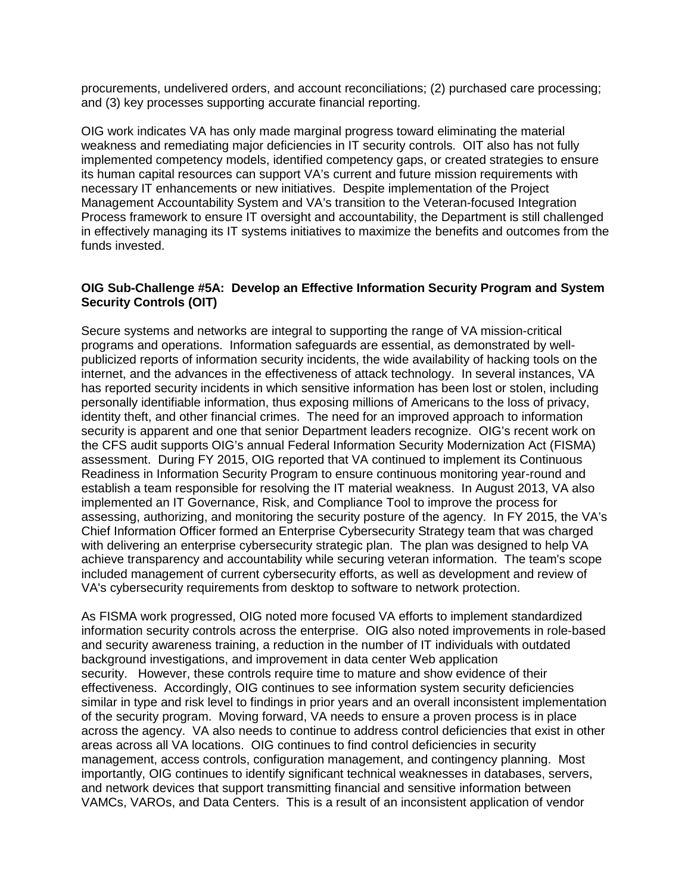procurements, undelivered orders, and account reconciliations; (2) purchased care processing; and (3) key processes supporting accurate financial reporting.

OIG work indicates VA has only made marginal progress toward eliminating the material weakness and remediating major deficiencies in IT security controls. OIT also has not fully implemented competency models, identified competency gaps, or created strategies to ensure its human capital resources can support VA's current and future mission requirements with necessary IT enhancements or new initiatives. Despite implementation of the Project Management Accountability System and VA's transition to the Veteran-focused Integration Process framework to ensure IT oversight and accountability, the Department is still challenged in effectively managing its IT systems initiatives to maximize the benefits and outcomes from the funds invested.

**OIG Sub-Challenge #5A: Develop an Effective Information Security Program and System Security Controls (OIT)**

Secure systems and networks are integral to supporting the range of VA mission-critical programs and operations. Information safeguards are essential, as demonstrated by well-publicized reports of information security incidents, the wide availability of hacking tools on the internet, and the advances in the effectiveness of attack technology. In several instances, VA has reported security incidents in which sensitive information has been lost or stolen, including personally identifiable information, thus exposing millions of Americans to the loss of privacy, identity theft, and other financial crimes. The need for an improved approach to information security is apparent and one that senior Department leaders recognize. OIG's recent work on the CFS audit supports OIG's annual Federal Information Security Modernization Act (FISMA) assessment. During FY 2015, OIG reported that VA continued to implement its Continuous Readiness in Information Security Program to ensure continuous monitoring year-round and establish a team responsible for resolving the IT material weakness. In August 2013, VA also implemented an IT Governance, Risk, and Compliance Tool to improve the process for assessing, authorizing, and monitoring the security posture of the agency. In FY 2015, the VA's Chief Information Officer formed an Enterprise Cybersecurity Strategy team that was charged with delivering an enterprise cybersecurity strategic plan. The plan was designed to help VA achieve transparency and accountability while securing veteran information. The team's scope included management of current cybersecurity efforts, as well as development and review of VA's cybersecurity requirements from desktop to software to network protection.

As FISMA work progressed, OIG noted more focused VA efforts to implement standardized information security controls across the enterprise. OIG also noted improvements in role-based and security awareness training, a reduction in the number of IT individuals with outdated background investigations, and improvement in data center Web application security. However, these controls require time to mature and show evidence of their effectiveness. Accordingly, OIG continues to see information system security deficiencies similar in type and risk level to findings in prior years and an overall inconsistent implementation of the security program. Moving forward, VA needs to ensure a proven process is in place across the agency. VA also needs to continue to address control deficiencies that exist in other areas across all VA locations. OIG continues to find control deficiencies in security management, access controls, configuration management, and contingency planning. Most importantly, OIG continues to identify significant technical weaknesses in databases, servers, and network devices that support transmitting financial and sensitive information between VAMCs, VAROs, and Data Centers. This is a result of an inconsistent application of vendor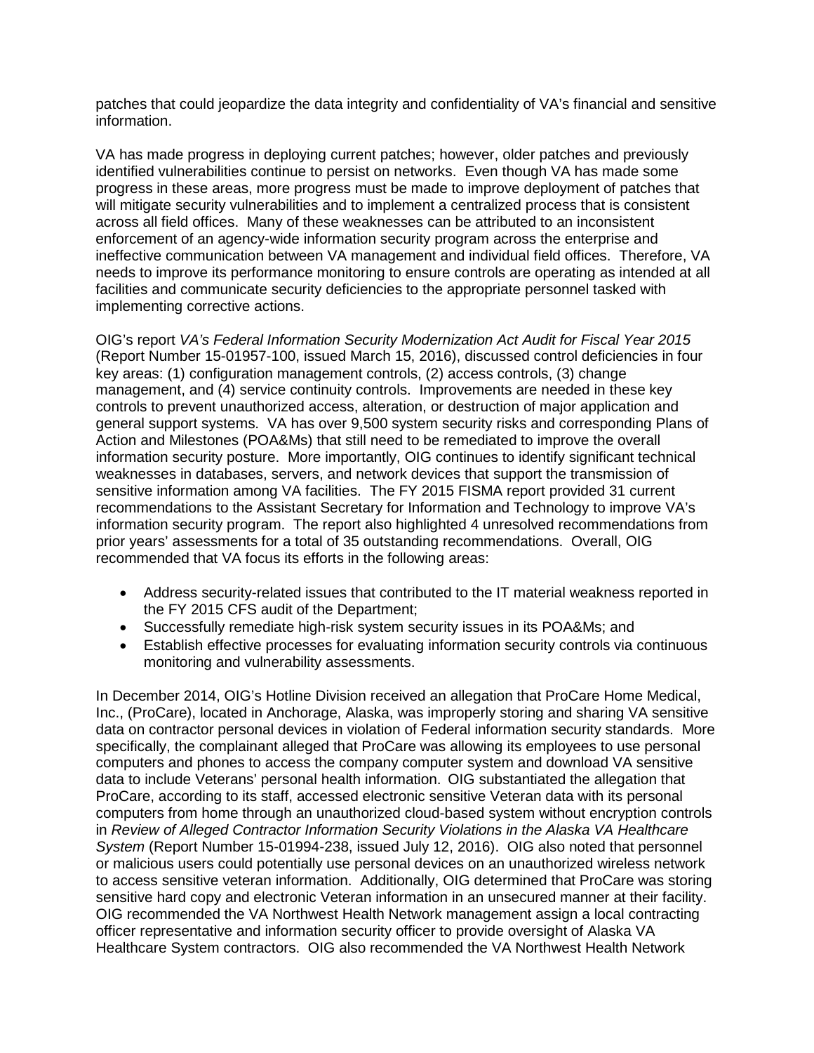patches that could jeopardize the data integrity and confidentiality of VA's financial and sensitive information.

VA has made progress in deploying current patches; however, older patches and previously identified vulnerabilities continue to persist on networks. Even though VA has made some progress in these areas, more progress must be made to improve deployment of patches that will mitigate security vulnerabilities and to implement a centralized process that is consistent across all field offices. Many of these weaknesses can be attributed to an inconsistent enforcement of an agency-wide information security program across the enterprise and ineffective communication between VA management and individual field offices. Therefore, VA needs to improve its performance monitoring to ensure controls are operating as intended at all facilities and communicate security deficiencies to the appropriate personnel tasked with implementing corrective actions.

OIG's report *VA's Federal Information Security Modernization Act Audit for Fiscal Year 2015* (Report Number 15-01957-100, issued March 15, 2016), discussed control deficiencies in four key areas: (1) configuration management controls, (2) access controls, (3) change management, and (4) service continuity controls. Improvements are needed in these key controls to prevent unauthorized access, alteration, or destruction of major application and general support systems. VA has over 9,500 system security risks and corresponding Plans of Action and Milestones (POA&Ms) that still need to be remediated to improve the overall information security posture. More importantly, OIG continues to identify significant technical weaknesses in databases, servers, and network devices that support the transmission of sensitive information among VA facilities. The FY 2015 FISMA report provided 31 current recommendations to the Assistant Secretary for Information and Technology to improve VA's information security program. The report also highlighted 4 unresolved recommendations from prior years' assessments for a total of 35 outstanding recommendations. Overall, OIG recommended that VA focus its efforts in the following areas:

- Address security-related issues that contributed to the IT material weakness reported in the FY 2015 CFS audit of the Department;
- Successfully remediate high-risk system security issues in its POA&Ms; and
- Establish effective processes for evaluating information security controls via continuous monitoring and vulnerability assessments.

In December 2014, OIG's Hotline Division received an allegation that ProCare Home Medical, Inc., (ProCare), located in Anchorage, Alaska, was improperly storing and sharing VA sensitive data on contractor personal devices in violation of Federal information security standards. More specifically, the complainant alleged that ProCare was allowing its employees to use personal computers and phones to access the company computer system and download VA sensitive data to include Veterans' personal health information. OIG substantiated the allegation that ProCare, according to its staff, accessed electronic sensitive Veteran data with its personal computers from home through an unauthorized cloud-based system without encryption controls in *Review of Alleged Contractor Information Security Violations in the Alaska VA Healthcare System* (Report Number 15-01994-238, issued July 12, 2016). OIG also noted that personnel or malicious users could potentially use personal devices on an unauthorized wireless network to access sensitive veteran information. Additionally, OIG determined that ProCare was storing sensitive hard copy and electronic Veteran information in an unsecured manner at their facility. OIG recommended the VA Northwest Health Network management assign a local contracting officer representative and information security officer to provide oversight of Alaska VA Healthcare System contractors. OIG also recommended the VA Northwest Health Network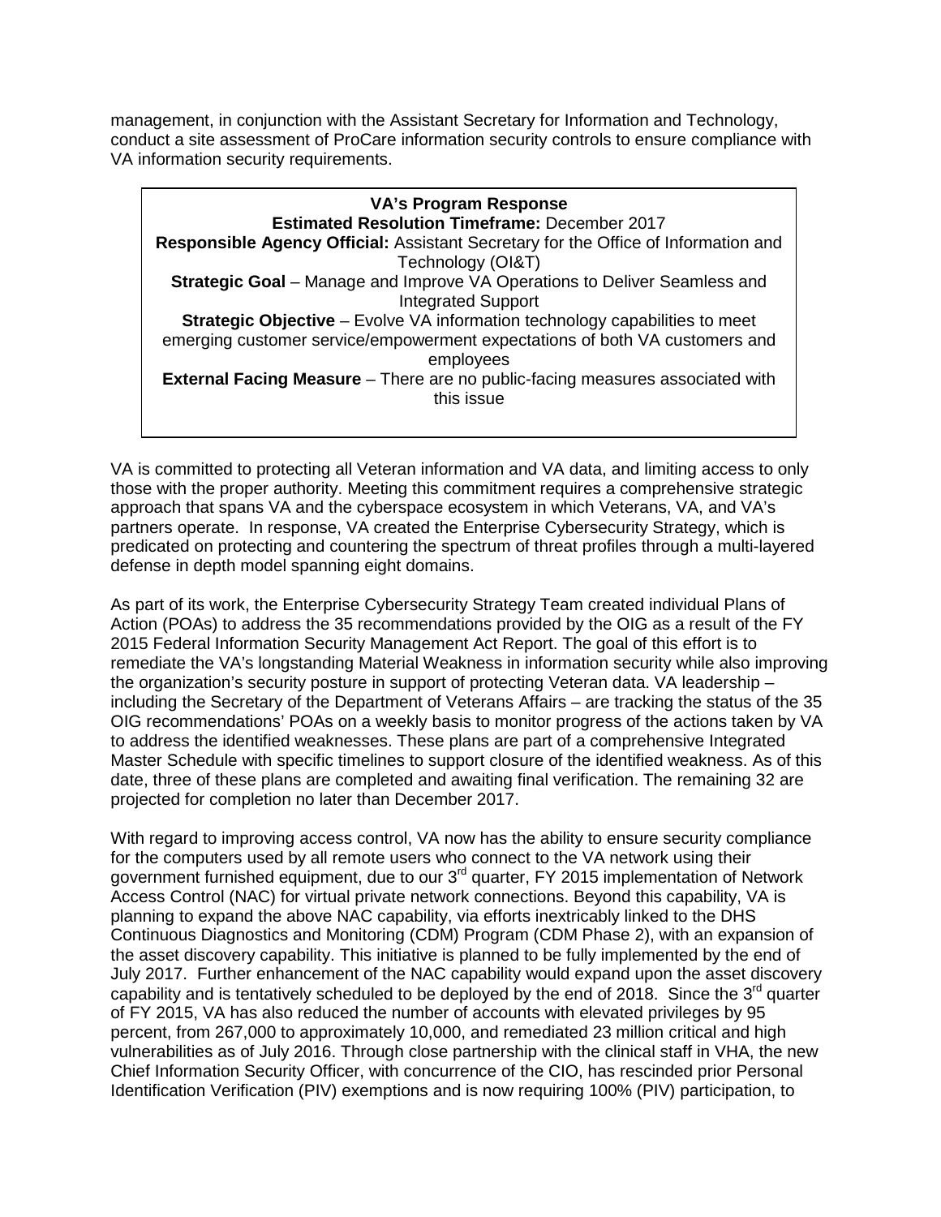management, in conjunction with the Assistant Secretary for Information and Technology, conduct a site assessment of ProCare information security controls to ensure compliance with VA information security requirements.

> **VA's Program Response**
> **Estimated Resolution Timeframe:** December 2017
> **Responsible Agency Official:** Assistant Secretary for the Office of Information and Technology (OI&T)
> **Strategic Goal** – Manage and Improve VA Operations to Deliver Seamless and Integrated Support
> **Strategic Objective** – Evolve VA information technology capabilities to meet emerging customer service/empowerment expectations of both VA customers and employees
> **External Facing Measure** – There are no public-facing measures associated with this issue

VA is committed to protecting all Veteran information and VA data, and limiting access to only those with the proper authority. Meeting this commitment requires a comprehensive strategic approach that spans VA and the cyberspace ecosystem in which Veterans, VA, and VA's partners operate. In response, VA created the Enterprise Cybersecurity Strategy, which is predicated on protecting and countering the spectrum of threat profiles through a multi-layered defense in depth model spanning eight domains.

As part of its work, the Enterprise Cybersecurity Strategy Team created individual Plans of Action (POAs) to address the 35 recommendations provided by the OIG as a result of the FY 2015 Federal Information Security Management Act Report. The goal of this effort is to remediate the VA's longstanding Material Weakness in information security while also improving the organization's security posture in support of protecting Veteran data. VA leadership – including the Secretary of the Department of Veterans Affairs – are tracking the status of the 35 OIG recommendations' POAs on a weekly basis to monitor progress of the actions taken by VA to address the identified weaknesses. These plans are part of a comprehensive Integrated Master Schedule with specific timelines to support closure of the identified weakness. As of this date, three of these plans are completed and awaiting final verification. The remaining 32 are projected for completion no later than December 2017.

With regard to improving access control, VA now has the ability to ensure security compliance for the computers used by all remote users who connect to the VA network using their government furnished equipment, due to our 3rd quarter, FY 2015 implementation of Network Access Control (NAC) for virtual private network connections. Beyond this capability, VA is planning to expand the above NAC capability, via efforts inextricably linked to the DHS Continuous Diagnostics and Monitoring (CDM) Program (CDM Phase 2), with an expansion of the asset discovery capability. This initiative is planned to be fully implemented by the end of July 2017. Further enhancement of the NAC capability would expand upon the asset discovery capability and is tentatively scheduled to be deployed by the end of 2018. Since the 3rd quarter of FY 2015, VA has also reduced the number of accounts with elevated privileges by 95 percent, from 267,000 to approximately 10,000, and remediated 23 million critical and high vulnerabilities as of July 2016. Through close partnership with the clinical staff in VHA, the new Chief Information Security Officer, with concurrence of the CIO, has rescinded prior Personal Identification Verification (PIV) exemptions and is now requiring 100% (PIV) participation, to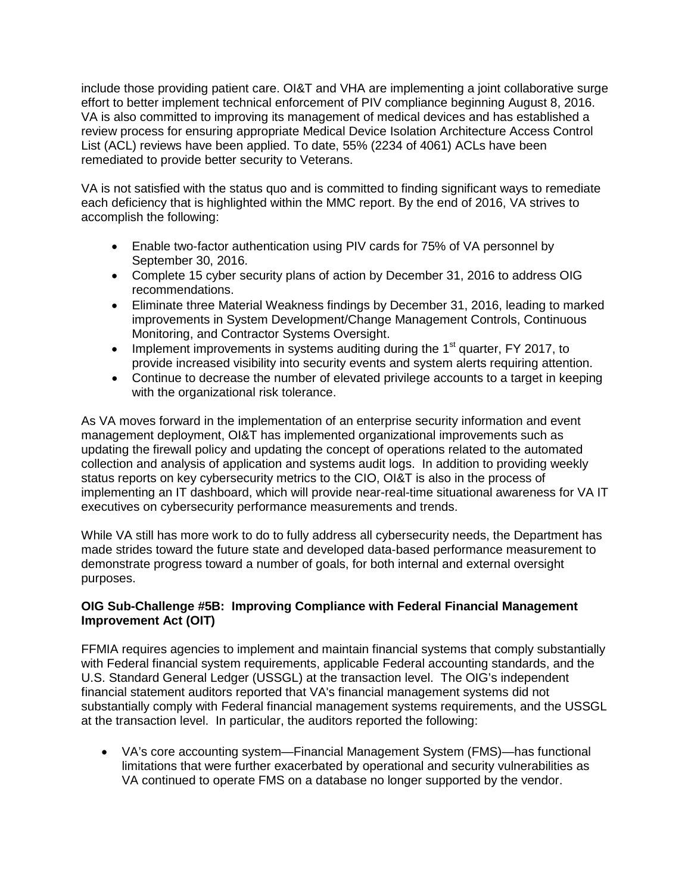include those providing patient care. OI&T and VHA are implementing a joint collaborative surge effort to better implement technical enforcement of PIV compliance beginning August 8, 2016. VA is also committed to improving its management of medical devices and has established a review process for ensuring appropriate Medical Device Isolation Architecture Access Control List (ACL) reviews have been applied. To date, 55% (2234 of 4061) ACLs have been remediated to provide better security to Veterans.

VA is not satisfied with the status quo and is committed to finding significant ways to remediate each deficiency that is highlighted within the MMC report. By the end of 2016, VA strives to accomplish the following:

- Enable two-factor authentication using PIV cards for 75% of VA personnel by September 30, 2016.
- Complete 15 cyber security plans of action by December 31, 2016 to address OIG recommendations.
- Eliminate three Material Weakness findings by December 31, 2016, leading to marked improvements in System Development/Change Management Controls, Continuous Monitoring, and Contractor Systems Oversight.
- Implement improvements in systems auditing during the 1st quarter, FY 2017, to provide increased visibility into security events and system alerts requiring attention.
- Continue to decrease the number of elevated privilege accounts to a target in keeping with the organizational risk tolerance.

As VA moves forward in the implementation of an enterprise security information and event management deployment, OI&T has implemented organizational improvements such as updating the firewall policy and updating the concept of operations related to the automated collection and analysis of application and systems audit logs. In addition to providing weekly status reports on key cybersecurity metrics to the CIO, OI&T is also in the process of implementing an IT dashboard, which will provide near-real-time situational awareness for VA IT executives on cybersecurity performance measurements and trends.

While VA still has more work to do to fully address all cybersecurity needs, the Department has made strides toward the future state and developed data-based performance measurement to demonstrate progress toward a number of goals, for both internal and external oversight purposes.

**OIG Sub-Challenge #5B: Improving Compliance with Federal Financial Management Improvement Act (OIT)**

FFMIA requires agencies to implement and maintain financial systems that comply substantially with Federal financial system requirements, applicable Federal accounting standards, and the U.S. Standard General Ledger (USSGL) at the transaction level. The OIG's independent financial statement auditors reported that VA's financial management systems did not substantially comply with Federal financial management systems requirements, and the USSGL at the transaction level. In particular, the auditors reported the following:

- VA's core accounting system—Financial Management System (FMS)—has functional limitations that were further exacerbated by operational and security vulnerabilities as VA continued to operate FMS on a database no longer supported by the vendor.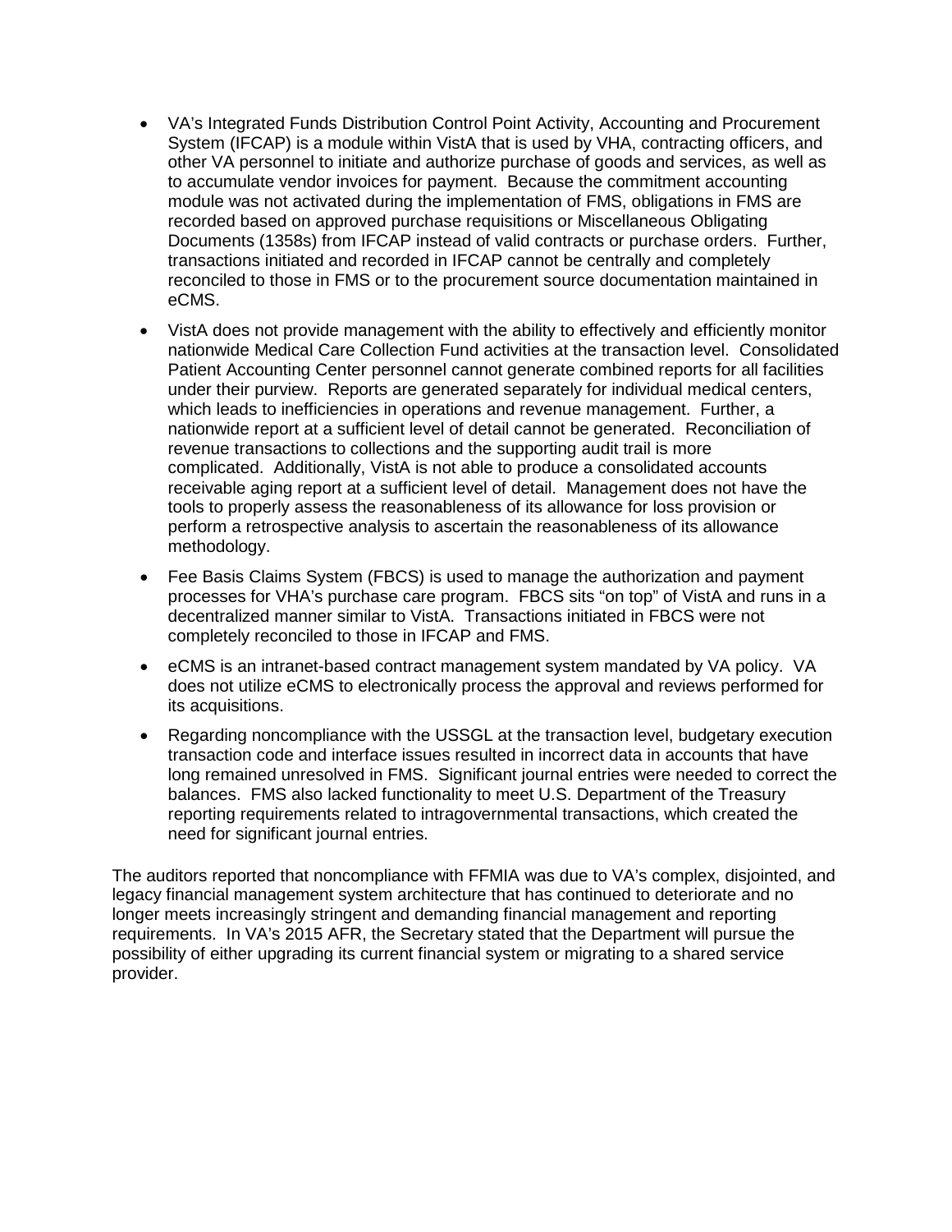- VA's Integrated Funds Distribution Control Point Activity, Accounting and Procurement System (IFCAP) is a module within VistA that is used by VHA, contracting officers, and other VA personnel to initiate and authorize purchase of goods and services, as well as to accumulate vendor invoices for payment. Because the commitment accounting module was not activated during the implementation of FMS, obligations in FMS are recorded based on approved purchase requisitions or Miscellaneous Obligating Documents (1358s) from IFCAP instead of valid contracts or purchase orders. Further, transactions initiated and recorded in IFCAP cannot be centrally and completely reconciled to those in FMS or to the procurement source documentation maintained in eCMS.
- VistA does not provide management with the ability to effectively and efficiently monitor nationwide Medical Care Collection Fund activities at the transaction level. Consolidated Patient Accounting Center personnel cannot generate combined reports for all facilities under their purview. Reports are generated separately for individual medical centers, which leads to inefficiencies in operations and revenue management. Further, a nationwide report at a sufficient level of detail cannot be generated. Reconciliation of revenue transactions to collections and the supporting audit trail is more complicated. Additionally, VistA is not able to produce a consolidated accounts receivable aging report at a sufficient level of detail. Management does not have the tools to properly assess the reasonableness of its allowance for loss provision or perform a retrospective analysis to ascertain the reasonableness of its allowance methodology.
- Fee Basis Claims System (FBCS) is used to manage the authorization and payment processes for VHA's purchase care program. FBCS sits "on top" of VistA and runs in a decentralized manner similar to VistA. Transactions initiated in FBCS were not completely reconciled to those in IFCAP and FMS.
- eCMS is an intranet-based contract management system mandated by VA policy. VA does not utilize eCMS to electronically process the approval and reviews performed for its acquisitions.
- Regarding noncompliance with the USSGL at the transaction level, budgetary execution transaction code and interface issues resulted in incorrect data in accounts that have long remained unresolved in FMS. Significant journal entries were needed to correct the balances. FMS also lacked functionality to meet U.S. Department of the Treasury reporting requirements related to intragovernmental transactions, which created the need for significant journal entries.

The auditors reported that noncompliance with FFMIA was due to VA's complex, disjointed, and legacy financial management system architecture that has continued to deteriorate and no longer meets increasingly stringent and demanding financial management and reporting requirements. In VA's 2015 AFR, the Secretary stated that the Department will pursue the possibility of either upgrading its current financial system or migrating to a shared service provider.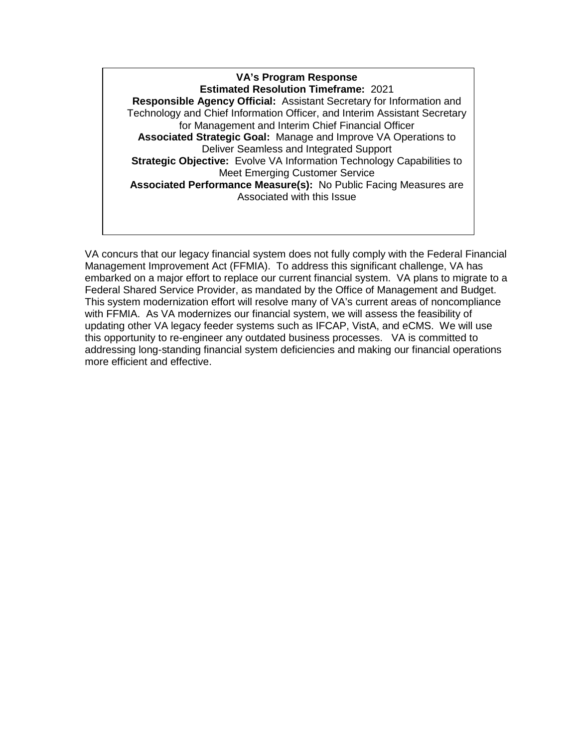**VA's Program Response**

**Estimated Resolution Timeframe:** 2021

**Responsible Agency Official:** Assistant Secretary for Information and Technology and Chief Information Officer, and Interim Assistant Secretary for Management and Interim Chief Financial Officer

**Associated Strategic Goal:** Manage and Improve VA Operations to Deliver Seamless and Integrated Support

**Strategic Objective:** Evolve VA Information Technology Capabilities to Meet Emerging Customer Service

**Associated Performance Measure(s):** No Public Facing Measures are Associated with this Issue

VA concurs that our legacy financial system does not fully comply with the Federal Financial Management Improvement Act (FFMIA). To address this significant challenge, VA has embarked on a major effort to replace our current financial system. VA plans to migrate to a Federal Shared Service Provider, as mandated by the Office of Management and Budget. This system modernization effort will resolve many of VA's current areas of noncompliance with FFMIA. As VA modernizes our financial system, we will assess the feasibility of updating other VA legacy feeder systems such as IFCAP, VistA, and eCMS. We will use this opportunity to re-engineer any outdated business processes. VA is committed to addressing long-standing financial system deficiencies and making our financial operations more efficient and effective.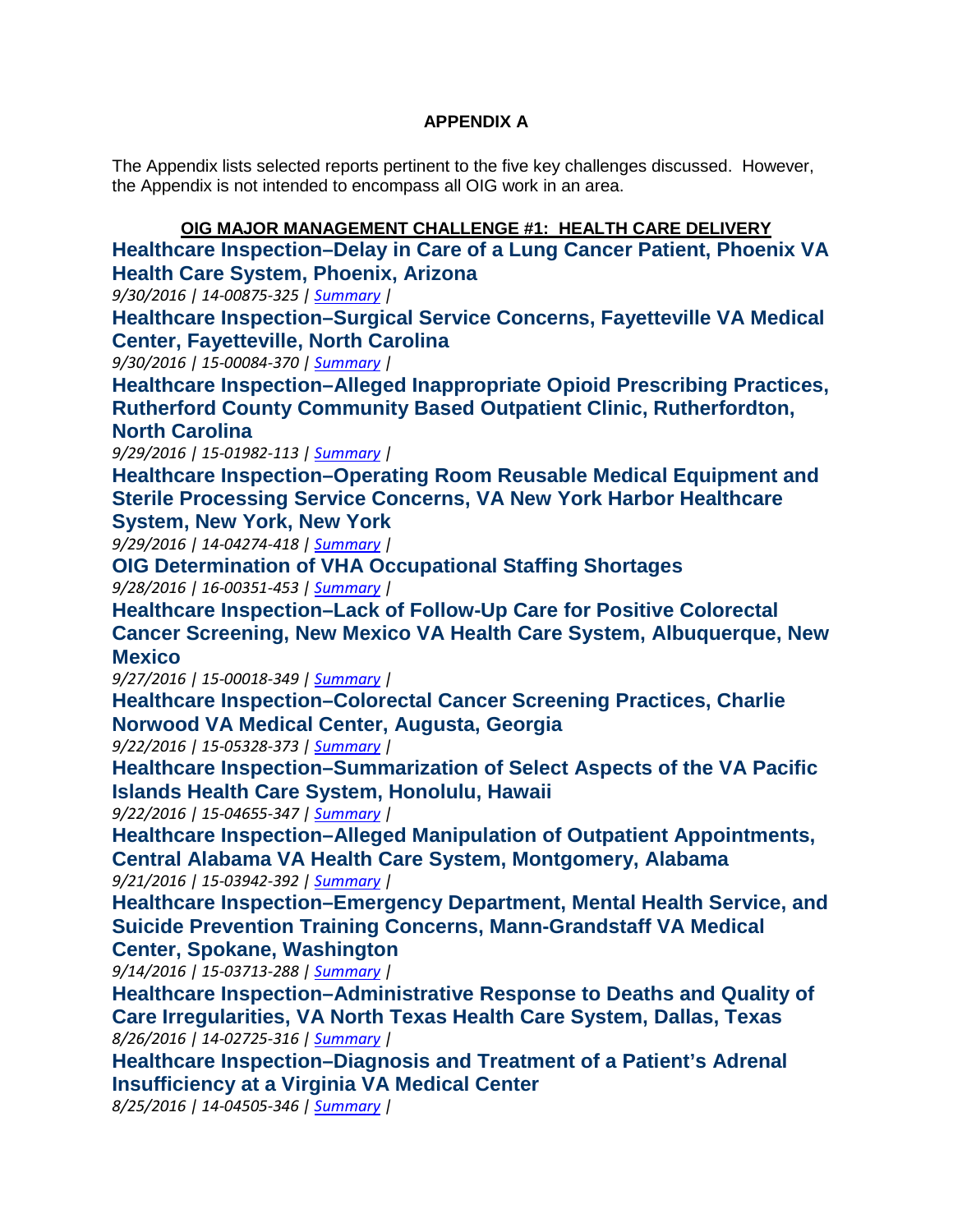## APPENDIX A

The Appendix lists selected reports pertinent to the five key challenges discussed. However, the Appendix is not intended to encompass all OIG work in an area.

### OIG MAJOR MANAGEMENT CHALLENGE #1: HEALTH CARE DELIVERY

**Healthcare Inspection–Delay in Care of a Lung Cancer Patient, Phoenix VA Health Care System, Phoenix, Arizona**

*9/30/2016 | 14-00875-325 | Summary |*

**Healthcare Inspection–Surgical Service Concerns, Fayetteville VA Medical Center, Fayetteville, North Carolina**

*9/30/2016 | 15-00084-370 | Summary |*

**Healthcare Inspection–Alleged Inappropriate Opioid Prescribing Practices, Rutherford County Community Based Outpatient Clinic, Rutherfordton, North Carolina**

*9/29/2016 | 15-01982-113 | Summary |*

**Healthcare Inspection–Operating Room Reusable Medical Equipment and Sterile Processing Service Concerns, VA New York Harbor Healthcare System, New York, New York**

*9/29/2016 | 14-04274-418 | Summary |*

**OIG Determination of VHA Occupational Staffing Shortages**

*9/28/2016 | 16-00351-453 | Summary |*

**Healthcare Inspection–Lack of Follow-Up Care for Positive Colorectal Cancer Screening, New Mexico VA Health Care System, Albuquerque, New Mexico**

*9/27/2016 | 15-00018-349 | Summary |*

**Healthcare Inspection–Colorectal Cancer Screening Practices, Charlie Norwood VA Medical Center, Augusta, Georgia**

*9/22/2016 | 15-05328-373 | Summary |*

**Healthcare Inspection–Summarization of Select Aspects of the VA Pacific Islands Health Care System, Honolulu, Hawaii**

*9/22/2016 | 15-04655-347 | Summary |*

**Healthcare Inspection–Alleged Manipulation of Outpatient Appointments, Central Alabama VA Health Care System, Montgomery, Alabama**

*9/21/2016 | 15-03942-392 | Summary |*

**Healthcare Inspection–Emergency Department, Mental Health Service, and Suicide Prevention Training Concerns, Mann-Grandstaff VA Medical Center, Spokane, Washington**

*9/14/2016 | 15-03713-288 | Summary |*

**Healthcare Inspection–Administrative Response to Deaths and Quality of Care Irregularities, VA North Texas Health Care System, Dallas, Texas**

*8/26/2016 | 14-02725-316 | Summary |*

**Healthcare Inspection–Diagnosis and Treatment of a Patient's Adrenal Insufficiency at a Virginia VA Medical Center**

*8/25/2016 | 14-04505-346 | Summary |*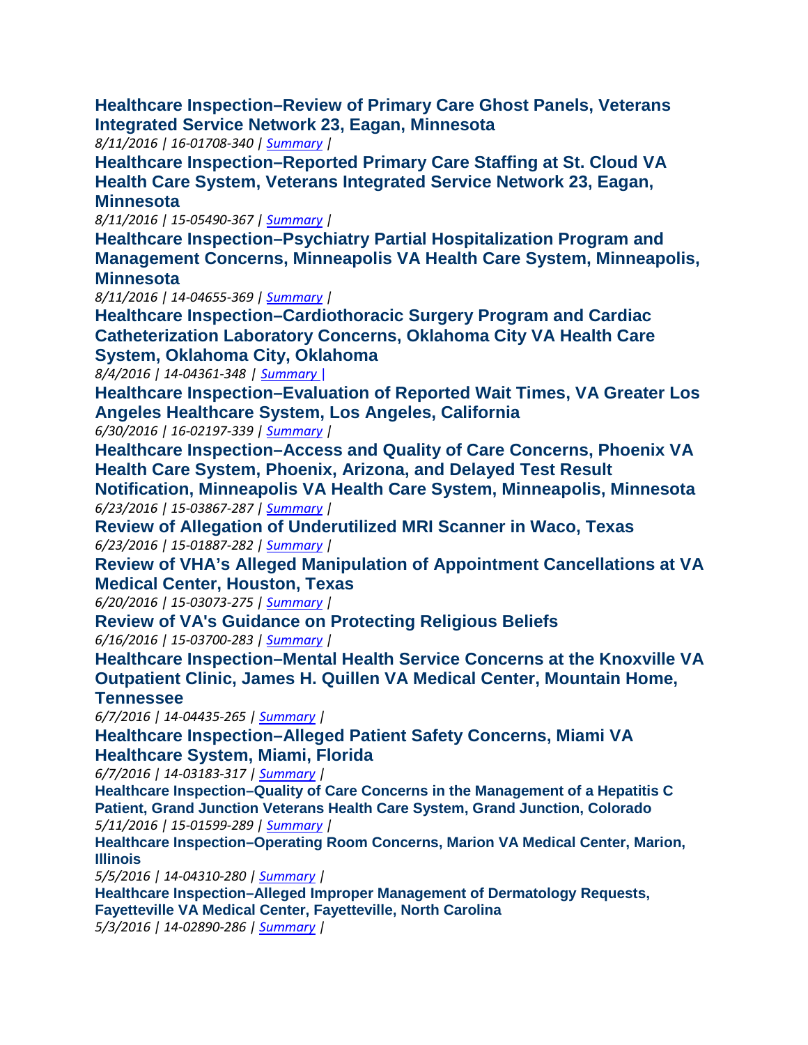**Healthcare Inspection–Review of Primary Care Ghost Panels, Veterans Integrated Service Network 23, Eagan, Minnesota**
*8/11/2016 | 16-01708-340 | Summary |*

**Healthcare Inspection–Reported Primary Care Staffing at St. Cloud VA Health Care System, Veterans Integrated Service Network 23, Eagan, Minnesota**
*8/11/2016 | 15-05490-367 | Summary |*

**Healthcare Inspection–Psychiatry Partial Hospitalization Program and Management Concerns, Minneapolis VA Health Care System, Minneapolis, Minnesota**
*8/11/2016 | 14-04655-369 | Summary |*

**Healthcare Inspection–Cardiothoracic Surgery Program and Cardiac Catheterization Laboratory Concerns, Oklahoma City VA Health Care System, Oklahoma City, Oklahoma**
*8/4/2016 | 14-04361-348 | Summary |*

**Healthcare Inspection–Evaluation of Reported Wait Times, VA Greater Los Angeles Healthcare System, Los Angeles, California**
*6/30/2016 | 16-02197-339 | Summary |*

**Healthcare Inspection–Access and Quality of Care Concerns, Phoenix VA Health Care System, Phoenix, Arizona, and Delayed Test Result Notification, Minneapolis VA Health Care System, Minneapolis, Minnesota**
*6/23/2016 | 15-03867-287 | Summary |*

**Review of Allegation of Underutilized MRI Scanner in Waco, Texas**
*6/23/2016 | 15-01887-282 | Summary |*

**Review of VHA's Alleged Manipulation of Appointment Cancellations at VA Medical Center, Houston, Texas**
*6/20/2016 | 15-03073-275 | Summary |*

**Review of VA's Guidance on Protecting Religious Beliefs**
*6/16/2016 | 15-03700-283 | Summary |*

**Healthcare Inspection–Mental Health Service Concerns at the Knoxville VA Outpatient Clinic, James H. Quillen VA Medical Center, Mountain Home, Tennessee**
*6/7/2016 | 14-04435-265 | Summary |*

**Healthcare Inspection–Alleged Patient Safety Concerns, Miami VA Healthcare System, Miami, Florida**
*6/7/2016 | 14-03183-317 | Summary |*

**Healthcare Inspection–Quality of Care Concerns in the Management of a Hepatitis C Patient, Grand Junction Veterans Health Care System, Grand Junction, Colorado**
*5/11/2016 | 15-01599-289 | Summary |*

**Healthcare Inspection–Operating Room Concerns, Marion VA Medical Center, Marion, Illinois**
*5/5/2016 | 14-04310-280 | Summary |*

**Healthcare Inspection–Alleged Improper Management of Dermatology Requests, Fayetteville VA Medical Center, Fayetteville, North Carolina**
*5/3/2016 | 14-02890-286 | Summary |*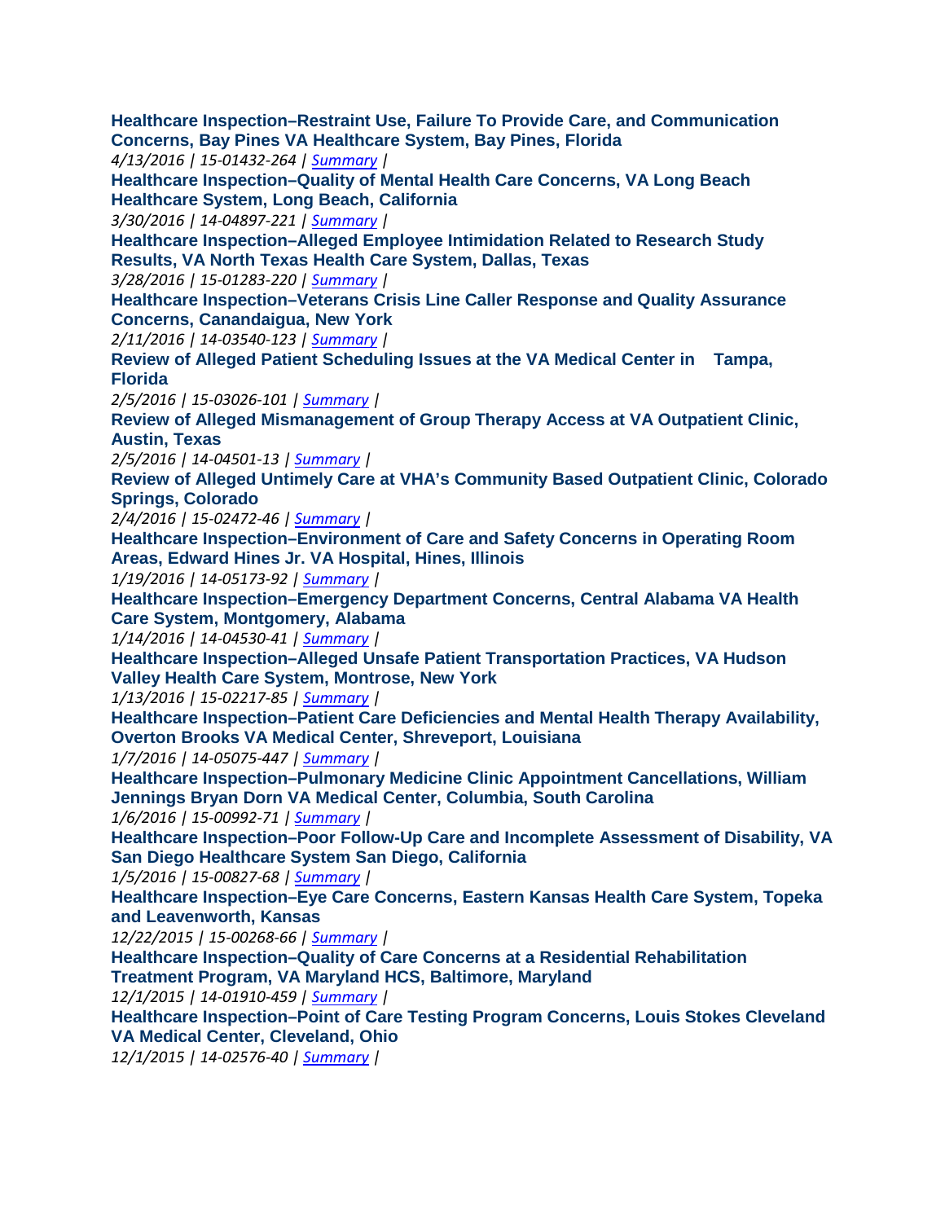**Healthcare Inspection–Restraint Use, Failure To Provide Care, and Communication Concerns, Bay Pines VA Healthcare System, Bay Pines, Florida**
*4/13/2016 | 15-01432-264 | Summary |*

**Healthcare Inspection–Quality of Mental Health Care Concerns, VA Long Beach Healthcare System, Long Beach, California**
*3/30/2016 | 14-04897-221 | Summary |*

**Healthcare Inspection–Alleged Employee Intimidation Related to Research Study Results, VA North Texas Health Care System, Dallas, Texas**
*3/28/2016 | 15-01283-220 | Summary |*

**Healthcare Inspection–Veterans Crisis Line Caller Response and Quality Assurance Concerns, Canandaigua, New York**
*2/11/2016 | 14-03540-123 | Summary |*

**Review of Alleged Patient Scheduling Issues at the VA Medical Center in Tampa, Florida**
*2/5/2016 | 15-03026-101 | Summary |*

**Review of Alleged Mismanagement of Group Therapy Access at VA Outpatient Clinic, Austin, Texas**
*2/5/2016 | 14-04501-13 | Summary |*

**Review of Alleged Untimely Care at VHA's Community Based Outpatient Clinic, Colorado Springs, Colorado**
*2/4/2016 | 15-02472-46 | Summary |*

**Healthcare Inspection–Environment of Care and Safety Concerns in Operating Room Areas, Edward Hines Jr. VA Hospital, Hines, Illinois**
*1/19/2016 | 14-05173-92 | Summary |*

**Healthcare Inspection–Emergency Department Concerns, Central Alabama VA Health Care System, Montgomery, Alabama**
*1/14/2016 | 14-04530-41 | Summary |*

**Healthcare Inspection–Alleged Unsafe Patient Transportation Practices, VA Hudson Valley Health Care System, Montrose, New York**
*1/13/2016 | 15-02217-85 | Summary |*

**Healthcare Inspection–Patient Care Deficiencies and Mental Health Therapy Availability, Overton Brooks VA Medical Center, Shreveport, Louisiana**
*1/7/2016 | 14-05075-447 | Summary |*

**Healthcare Inspection–Pulmonary Medicine Clinic Appointment Cancellations, William Jennings Bryan Dorn VA Medical Center, Columbia, South Carolina**
*1/6/2016 | 15-00992-71 | Summary |*

**Healthcare Inspection–Poor Follow-Up Care and Incomplete Assessment of Disability, VA San Diego Healthcare System San Diego, California**
*1/5/2016 | 15-00827-68 | Summary |*

**Healthcare Inspection–Eye Care Concerns, Eastern Kansas Health Care System, Topeka and Leavenworth, Kansas**
*12/22/2015 | 15-00268-66 | Summary |*

**Healthcare Inspection–Quality of Care Concerns at a Residential Rehabilitation Treatment Program, VA Maryland HCS, Baltimore, Maryland**
*12/1/2015 | 14-01910-459 | Summary |*

**Healthcare Inspection–Point of Care Testing Program Concerns, Louis Stokes Cleveland VA Medical Center, Cleveland, Ohio**
*12/1/2015 | 14-02576-40 | Summary |*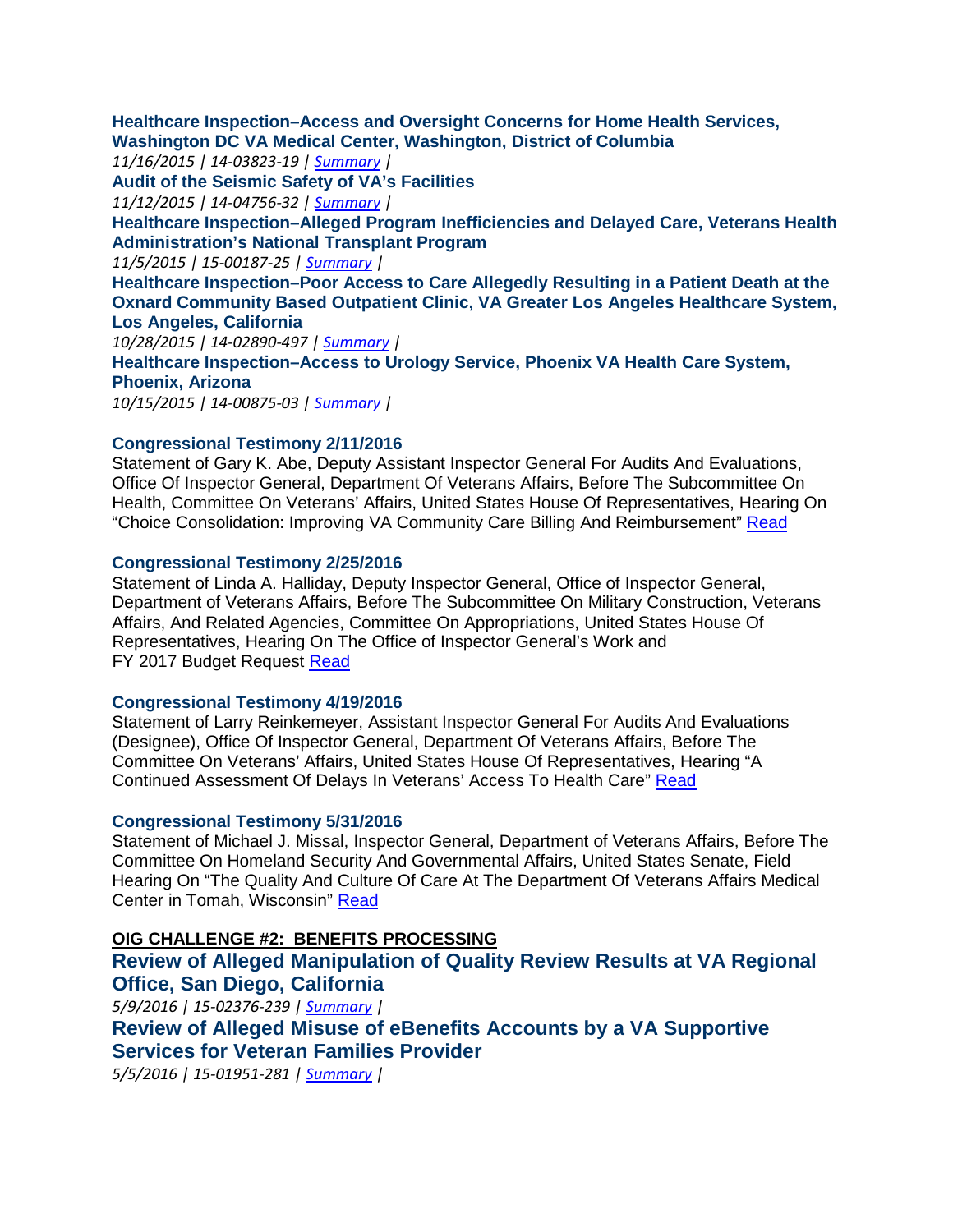**Healthcare Inspection–Access and Oversight Concerns for Home Health Services, Washington DC VA Medical Center, Washington, District of Columbia**
*11/16/2015 | 14-03823-19 | Summary |*

**Audit of the Seismic Safety of VA's Facilities**
*11/12/2015 | 14-04756-32 | Summary |*

**Healthcare Inspection–Alleged Program Inefficiencies and Delayed Care, Veterans Health Administration's National Transplant Program**
*11/5/2015 | 15-00187-25 | Summary |*

**Healthcare Inspection–Poor Access to Care Allegedly Resulting in a Patient Death at the Oxnard Community Based Outpatient Clinic, VA Greater Los Angeles Healthcare System, Los Angeles, California**
*10/28/2015 | 14-02890-497 | Summary |*

**Healthcare Inspection–Access to Urology Service, Phoenix VA Health Care System, Phoenix, Arizona**
*10/15/2015 | 14-00875-03 | Summary |*

**Congressional Testimony 2/11/2016**
Statement of Gary K. Abe, Deputy Assistant Inspector General For Audits And Evaluations, Office Of Inspector General, Department Of Veterans Affairs, Before The Subcommittee On Health, Committee On Veterans' Affairs, United States House Of Representatives, Hearing On "Choice Consolidation: Improving VA Community Care Billing And Reimbursement" Read

**Congressional Testimony 2/25/2016**
Statement of Linda A. Halliday, Deputy Inspector General, Office of Inspector General, Department of Veterans Affairs, Before The Subcommittee On Military Construction, Veterans Affairs, And Related Agencies, Committee On Appropriations, United States House Of Representatives, Hearing On The Office of Inspector General's Work and FY 2017 Budget Request Read

**Congressional Testimony 4/19/2016**
Statement of Larry Reinkemeyer, Assistant Inspector General For Audits And Evaluations (Designee), Office Of Inspector General, Department Of Veterans Affairs, Before The Committee On Veterans' Affairs, United States House Of Representatives, Hearing "A Continued Assessment Of Delays In Veterans' Access To Health Care" Read

**Congressional Testimony 5/31/2016**
Statement of Michael J. Missal, Inspector General, Department of Veterans Affairs, Before The Committee On Homeland Security And Governmental Affairs, United States Senate, Field Hearing On "The Quality And Culture Of Care At The Department Of Veterans Affairs Medical Center in Tomah, Wisconsin" Read

**OIG CHALLENGE #2: BENEFITS PROCESSING**

### Review of Alleged Manipulation of Quality Review Results at VA Regional Office, San Diego, California
*5/9/2016 | 15-02376-239 | Summary |*

### Review of Alleged Misuse of eBenefits Accounts by a VA Supportive Services for Veteran Families Provider
*5/5/2016 | 15-01951-281 | Summary |*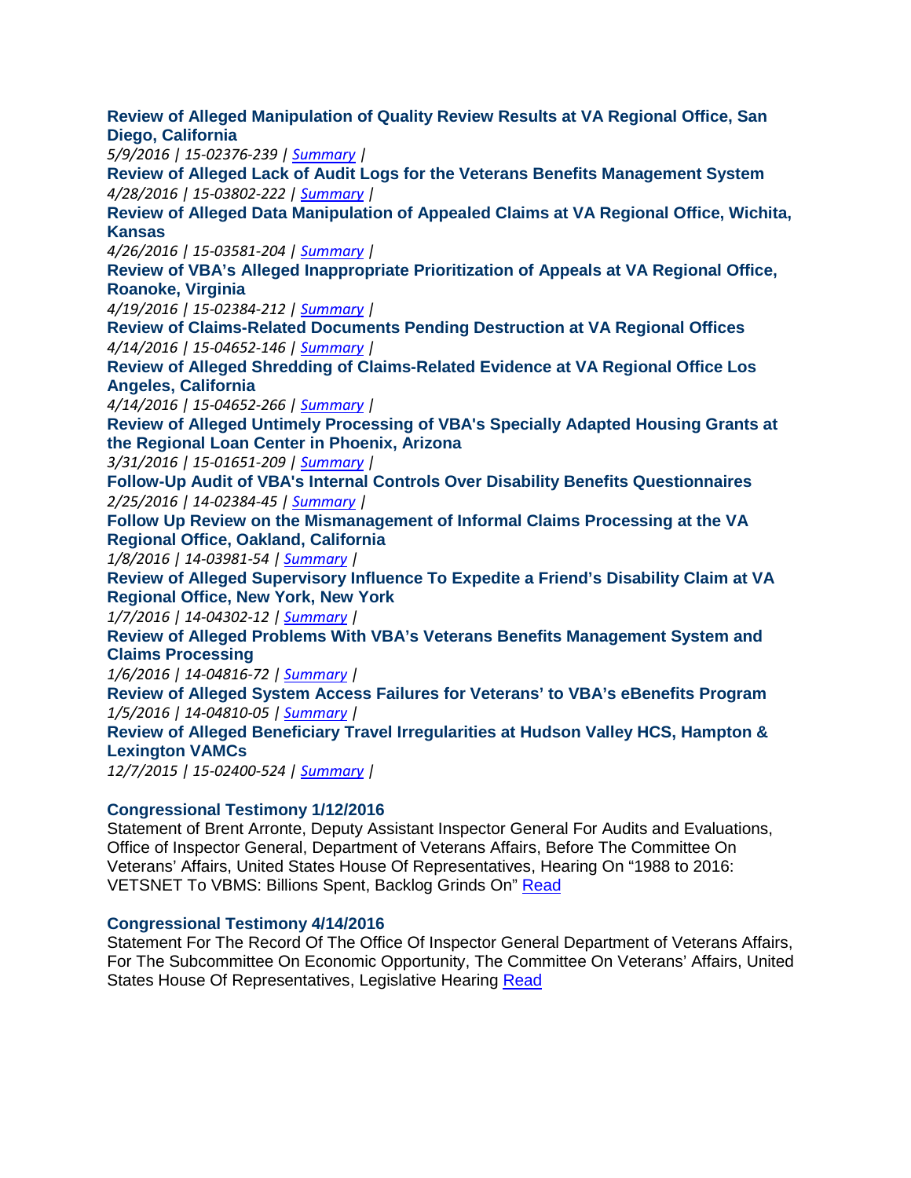**Review of Alleged Manipulation of Quality Review Results at VA Regional Office, San Diego, California**
*5/9/2016 | 15-02376-239 | Summary |*

**Review of Alleged Lack of Audit Logs for the Veterans Benefits Management System**
*4/28/2016 | 15-03802-222 | Summary |*

**Review of Alleged Data Manipulation of Appealed Claims at VA Regional Office, Wichita, Kansas**
*4/26/2016 | 15-03581-204 | Summary |*

**Review of VBA's Alleged Inappropriate Prioritization of Appeals at VA Regional Office, Roanoke, Virginia**
*4/19/2016 | 15-02384-212 | Summary |*

**Review of Claims-Related Documents Pending Destruction at VA Regional Offices**
*4/14/2016 | 15-04652-146 | Summary |*

**Review of Alleged Shredding of Claims-Related Evidence at VA Regional Office Los Angeles, California**
*4/14/2016 | 15-04652-266 | Summary |*

**Review of Alleged Untimely Processing of VBA's Specially Adapted Housing Grants at the Regional Loan Center in Phoenix, Arizona**
*3/31/2016 | 15-01651-209 | Summary |*

**Follow-Up Audit of VBA's Internal Controls Over Disability Benefits Questionnaires**
*2/25/2016 | 14-02384-45 | Summary |*

**Follow Up Review on the Mismanagement of Informal Claims Processing at the VA Regional Office, Oakland, California**
*1/8/2016 | 14-03981-54 | Summary |*

**Review of Alleged Supervisory Influence To Expedite a Friend's Disability Claim at VA Regional Office, New York, New York**
*1/7/2016 | 14-04302-12 | Summary |*

**Review of Alleged Problems With VBA's Veterans Benefits Management System and Claims Processing**
*1/6/2016 | 14-04816-72 | Summary |*

**Review of Alleged System Access Failures for Veterans' to VBA's eBenefits Program**
*1/5/2016 | 14-04810-05 | Summary |*

**Review of Alleged Beneficiary Travel Irregularities at Hudson Valley HCS, Hampton & Lexington VAMCs**
*12/7/2015 | 15-02400-524 | Summary |*

**Congressional Testimony 1/12/2016**

Statement of Brent Arronte, Deputy Assistant Inspector General For Audits and Evaluations, Office of Inspector General, Department of Veterans Affairs, Before The Committee On Veterans' Affairs, United States House Of Representatives, Hearing On "1988 to 2016: VETSNET To VBMS: Billions Spent, Backlog Grinds On" Read

**Congressional Testimony 4/14/2016**

Statement For The Record Of The Office Of Inspector General Department of Veterans Affairs, For The Subcommittee On Economic Opportunity, The Committee On Veterans' Affairs, United States House Of Representatives, Legislative Hearing Read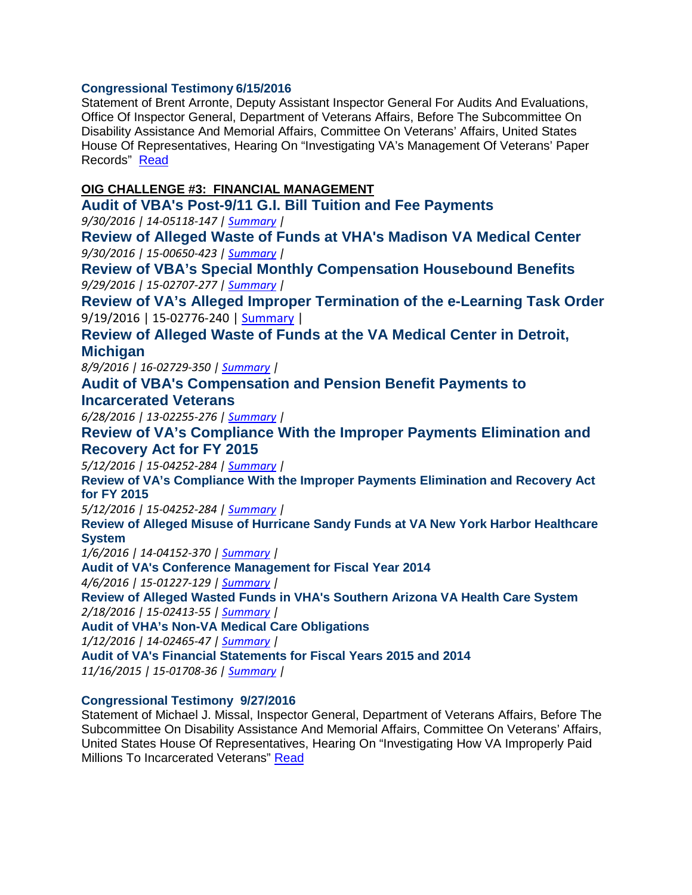**Congressional Testimony 6/15/2016**

Statement of Brent Arronte, Deputy Assistant Inspector General For Audits And Evaluations, Office Of Inspector General, Department of Veterans Affairs, Before The Subcommittee On Disability Assistance And Memorial Affairs, Committee On Veterans' Affairs, United States House Of Representatives, Hearing On "Investigating VA's Management Of Veterans' Paper Records" Read

**OIG CHALLENGE #3: FINANCIAL MANAGEMENT**

**Audit of VBA's Post-9/11 G.I. Bill Tuition and Fee Payments**
*9/30/2016 | 14-05118-147 | Summary |*

**Review of Alleged Waste of Funds at VHA's Madison VA Medical Center**
*9/30/2016 | 15-00650-423 | Summary |*

**Review of VBA's Special Monthly Compensation Housebound Benefits**
*9/29/2016 | 15-02707-277 | Summary |*

**Review of VA's Alleged Improper Termination of the e-Learning Task Order**
9/19/2016 | 15-02776-240 | Summary |

**Review of Alleged Waste of Funds at the VA Medical Center in Detroit, Michigan**
*8/9/2016 | 16-02729-350 | Summary |*

**Audit of VBA's Compensation and Pension Benefit Payments to Incarcerated Veterans**
*6/28/2016 | 13-02255-276 | Summary |*

**Review of VA's Compliance With the Improper Payments Elimination and Recovery Act for FY 2015**
*5/12/2016 | 15-04252-284 | Summary |*

**Review of VA's Compliance With the Improper Payments Elimination and Recovery Act for FY 2015**
*5/12/2016 | 15-04252-284 | Summary |*

**Review of Alleged Misuse of Hurricane Sandy Funds at VA New York Harbor Healthcare System**
*1/6/2016 | 14-04152-370 | Summary |*

**Audit of VA's Conference Management for Fiscal Year 2014**
*4/6/2016 | 15-01227-129 | Summary |*

**Review of Alleged Wasted Funds in VHA's Southern Arizona VA Health Care System**
*2/18/2016 | 15-02413-55 | Summary |*

**Audit of VHA's Non-VA Medical Care Obligations**
*1/12/2016 | 14-02465-47 | Summary |*

**Audit of VA's Financial Statements for Fiscal Years 2015 and 2014**
*11/16/2015 | 15-01708-36 | Summary |*

**Congressional Testimony 9/27/2016**

Statement of Michael J. Missal, Inspector General, Department of Veterans Affairs, Before The Subcommittee On Disability Assistance And Memorial Affairs, Committee On Veterans' Affairs, United States House Of Representatives, Hearing On "Investigating How VA Improperly Paid Millions To Incarcerated Veterans" Read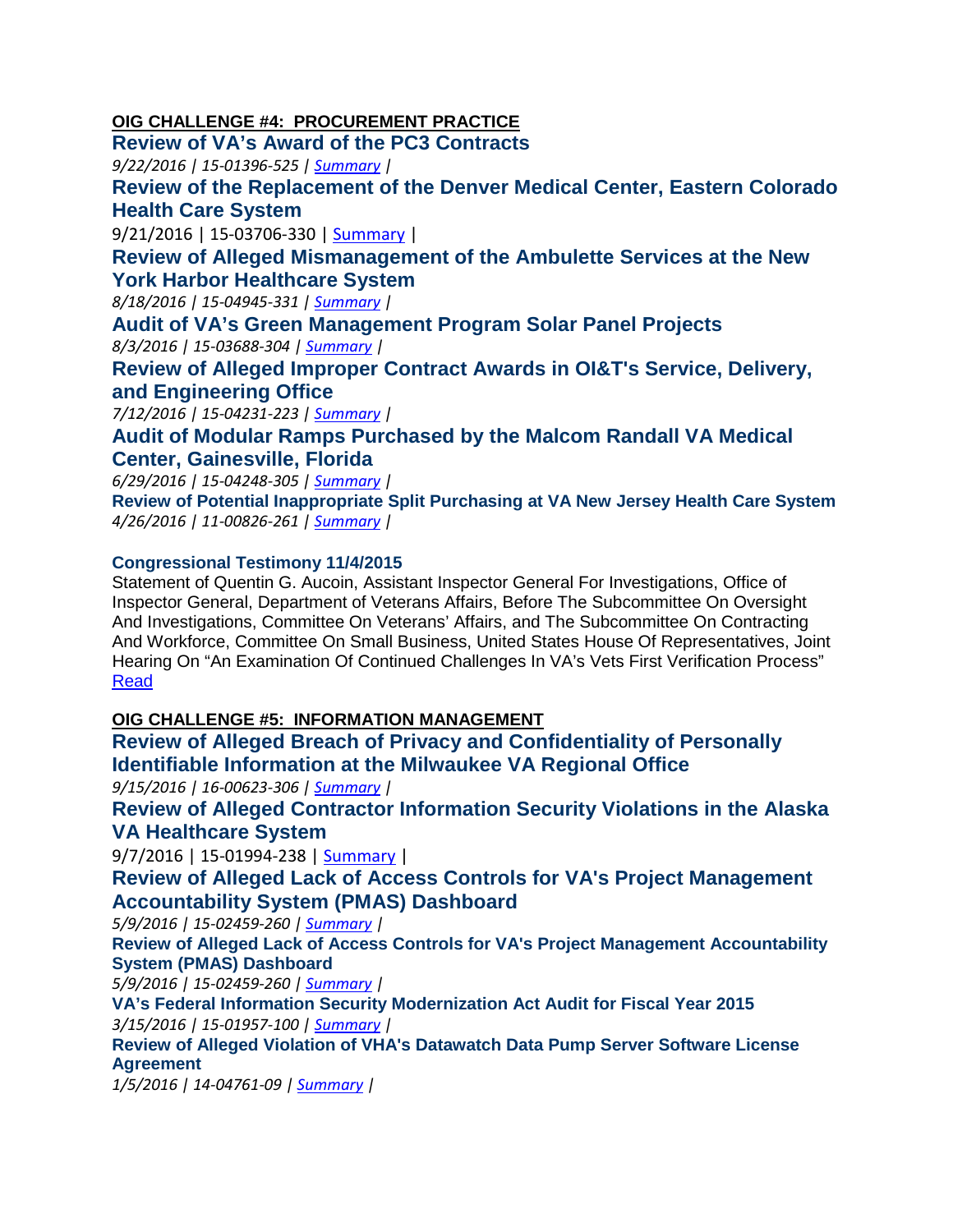**OIG CHALLENGE #4: PROCUREMENT PRACTICE**

### Review of VA's Award of the PC3 Contracts

*9/22/2016 | 15-01396-525 | Summary |*

### Review of the Replacement of the Denver Medical Center, Eastern Colorado Health Care System

9/21/2016 | 15-03706-330 | Summary |

### Review of Alleged Mismanagement of the Ambulette Services at the New York Harbor Healthcare System

*8/18/2016 | 15-04945-331 | Summary |*

### Audit of VA's Green Management Program Solar Panel Projects

*8/3/2016 | 15-03688-304 | Summary |*

### Review of Alleged Improper Contract Awards in OI&T's Service, Delivery, and Engineering Office

*7/12/2016 | 15-04231-223 | Summary |*

### Audit of Modular Ramps Purchased by the Malcom Randall VA Medical Center, Gainesville, Florida

*6/29/2016 | 15-04248-305 | Summary |*

**Review of Potential Inappropriate Split Purchasing at VA New Jersey Health Care System**

*4/26/2016 | 11-00826-261 | Summary |*

**Congressional Testimony 11/4/2015**

Statement of Quentin G. Aucoin, Assistant Inspector General For Investigations, Office of Inspector General, Department of Veterans Affairs, Before The Subcommittee On Oversight And Investigations, Committee On Veterans' Affairs, and The Subcommittee On Contracting And Workforce, Committee On Small Business, United States House Of Representatives, Joint Hearing On "An Examination Of Continued Challenges In VA's Vets First Verification Process" Read

**OIG CHALLENGE #5: INFORMATION MANAGEMENT**

### Review of Alleged Breach of Privacy and Confidentiality of Personally Identifiable Information at the Milwaukee VA Regional Office

*9/15/2016 | 16-00623-306 | Summary |*

### Review of Alleged Contractor Information Security Violations in the Alaska VA Healthcare System

9/7/2016 | 15-01994-238 | Summary |

### Review of Alleged Lack of Access Controls for VA's Project Management Accountability System (PMAS) Dashboard

*5/9/2016 | 15-02459-260 | Summary |*

**Review of Alleged Lack of Access Controls for VA's Project Management Accountability System (PMAS) Dashboard**

*5/9/2016 | 15-02459-260 | Summary |*

**VA's Federal Information Security Modernization Act Audit for Fiscal Year 2015**

*3/15/2016 | 15-01957-100 | Summary |*

**Review of Alleged Violation of VHA's Datawatch Data Pump Server Software License Agreement**

*1/5/2016 | 14-04761-09 | Summary |*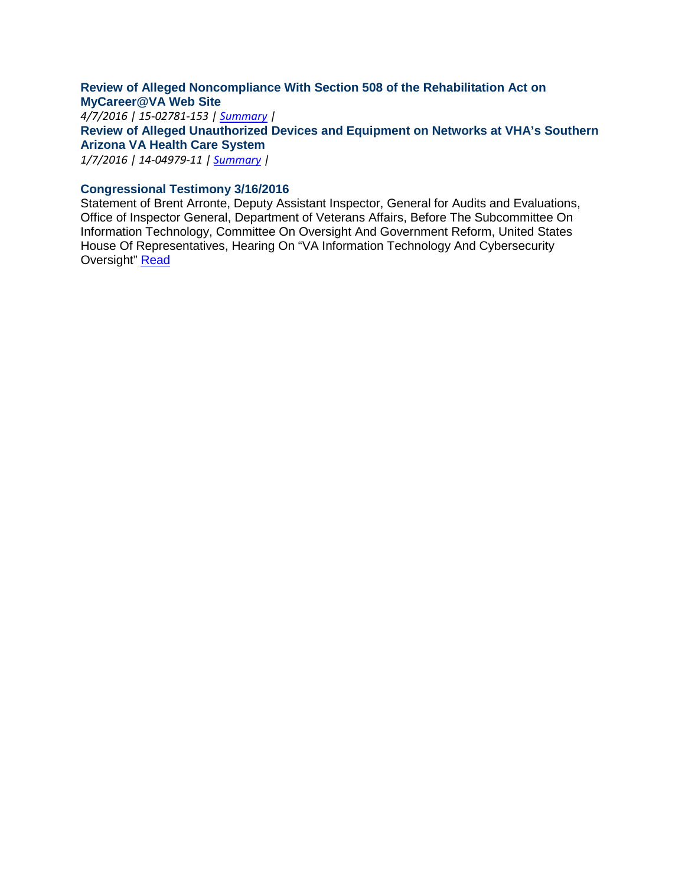**Review of Alleged Noncompliance With Section 508 of the Rehabilitation Act on MyCareer@VA Web Site**

*4/7/2016 | 15-02781-153 | Summary |*

**Review of Alleged Unauthorized Devices and Equipment on Networks at VHA's Southern Arizona VA Health Care System**

*1/7/2016 | 14-04979-11 | Summary |*

### Congressional Testimony 3/16/2016

Statement of Brent Arronte, Deputy Assistant Inspector, General for Audits and Evaluations, Office of Inspector General, Department of Veterans Affairs, Before The Subcommittee On Information Technology, Committee On Oversight And Government Reform, United States House Of Representatives, Hearing On "VA Information Technology And Cybersecurity Oversight" Read